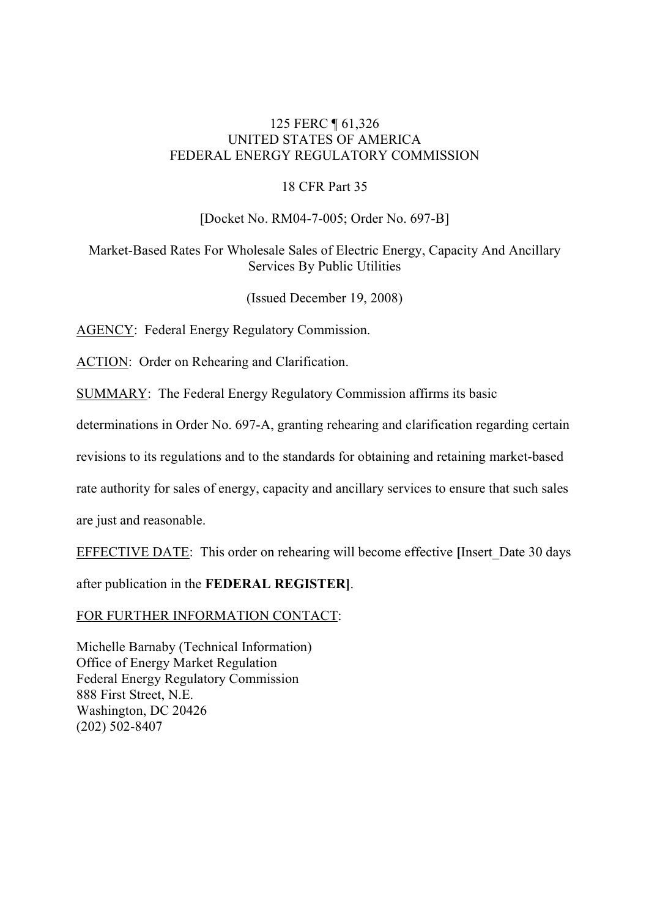125 FERC ¶ 61,326
UNITED STATES OF AMERICA
FEDERAL ENERGY REGULATORY COMMISSION

18 CFR Part 35

[Docket No. RM04-7-005; Order No. 697-B]

Market-Based Rates For Wholesale Sales of Electric Energy, Capacity And Ancillary Services By Public Utilities

(Issued December 19, 2008)

AGENCY: Federal Energy Regulatory Commission.

ACTION: Order on Rehearing and Clarification.

SUMMARY: The Federal Energy Regulatory Commission affirms its basic determinations in Order No. 697-A, granting rehearing and clarification regarding certain revisions to its regulations and to the standards for obtaining and retaining market-based rate authority for sales of energy, capacity and ancillary services to ensure that such sales are just and reasonable.

EFFECTIVE DATE: This order on rehearing will become effective **[**Insert_Date 30 days after publication in the **FEDERAL REGISTER]**.

FOR FURTHER INFORMATION CONTACT:

Michelle Barnaby (Technical Information)
Office of Energy Market Regulation
Federal Energy Regulatory Commission
888 First Street, N.E.
Washington, DC 20426
(202) 502-8407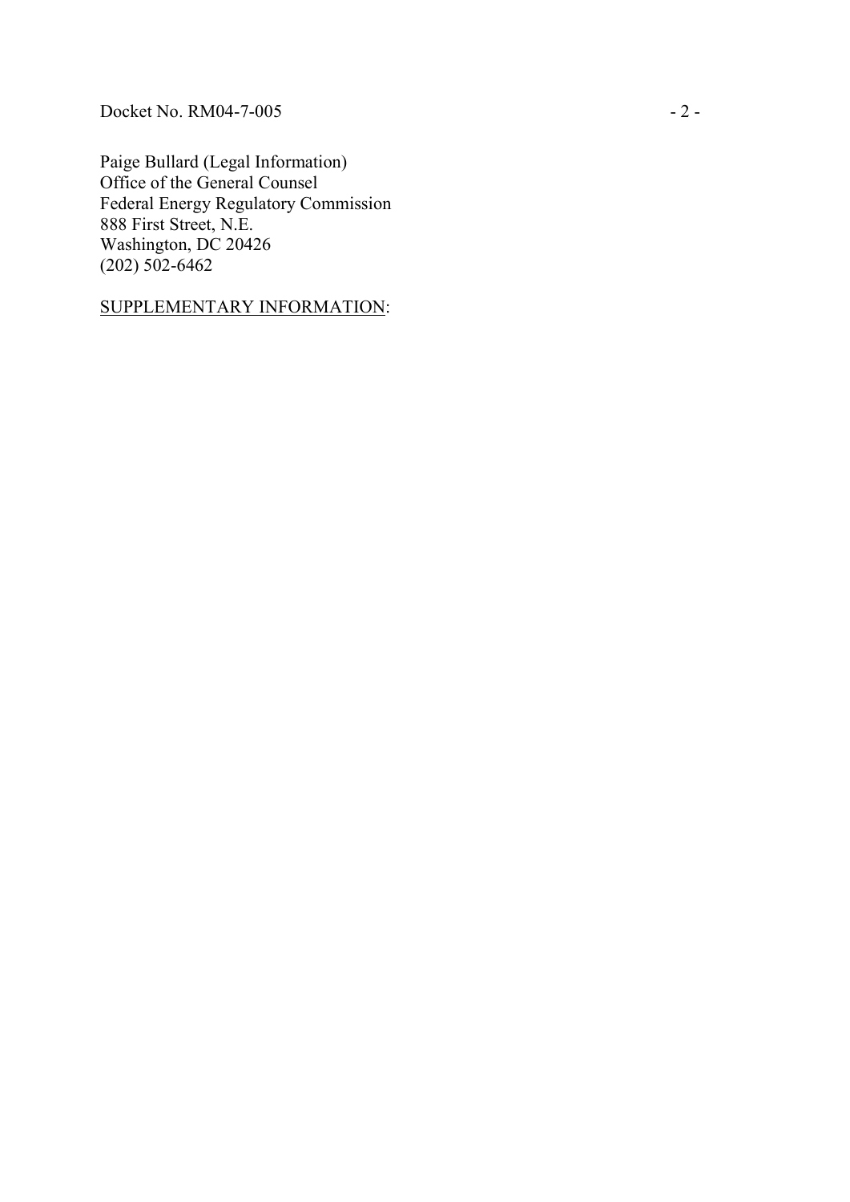Paige Bullard (Legal Information)
Office of the General Counsel
Federal Energy Regulatory Commission
888 First Street, N.E.
Washington, DC 20426
(202) 502-6462

<u>SUPPLEMENTARY INFORMATION</u>: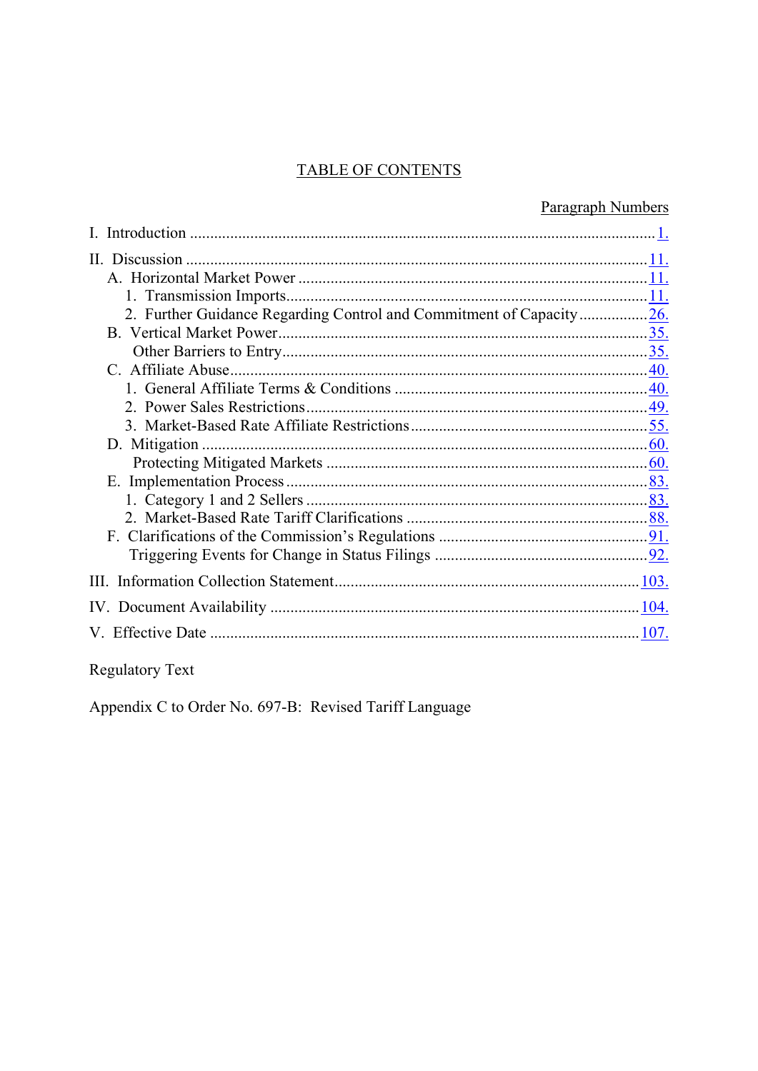# TABLE OF CONTENTS

| | Paragraph Numbers |
|---|---|
| I. Introduction | 1. |
| II. Discussion | 11. |
| A. Horizontal Market Power | 11. |
| 1. Transmission Imports | 11. |
| 2. Further Guidance Regarding Control and Commitment of Capacity | 26. |
| B. Vertical Market Power | 35. |
| Other Barriers to Entry | 35. |
| C. Affiliate Abuse | 40. |
| 1. General Affiliate Terms & Conditions | 40. |
| 2. Power Sales Restrictions | 49. |
| 3. Market-Based Rate Affiliate Restrictions | 55. |
| D. Mitigation | 60. |
| Protecting Mitigated Markets | 60. |
| E. Implementation Process | 83. |
| 1. Category 1 and 2 Sellers | 83. |
| 2. Market-Based Rate Tariff Clarifications | 88. |
| F. Clarifications of the Commission's Regulations | 91. |
| Triggering Events for Change in Status Filings | 92. |
| III. Information Collection Statement | 103. |
| IV. Document Availability | 104. |
| V. Effective Date | 107. |

Regulatory Text

Appendix C to Order No. 697-B: Revised Tariff Language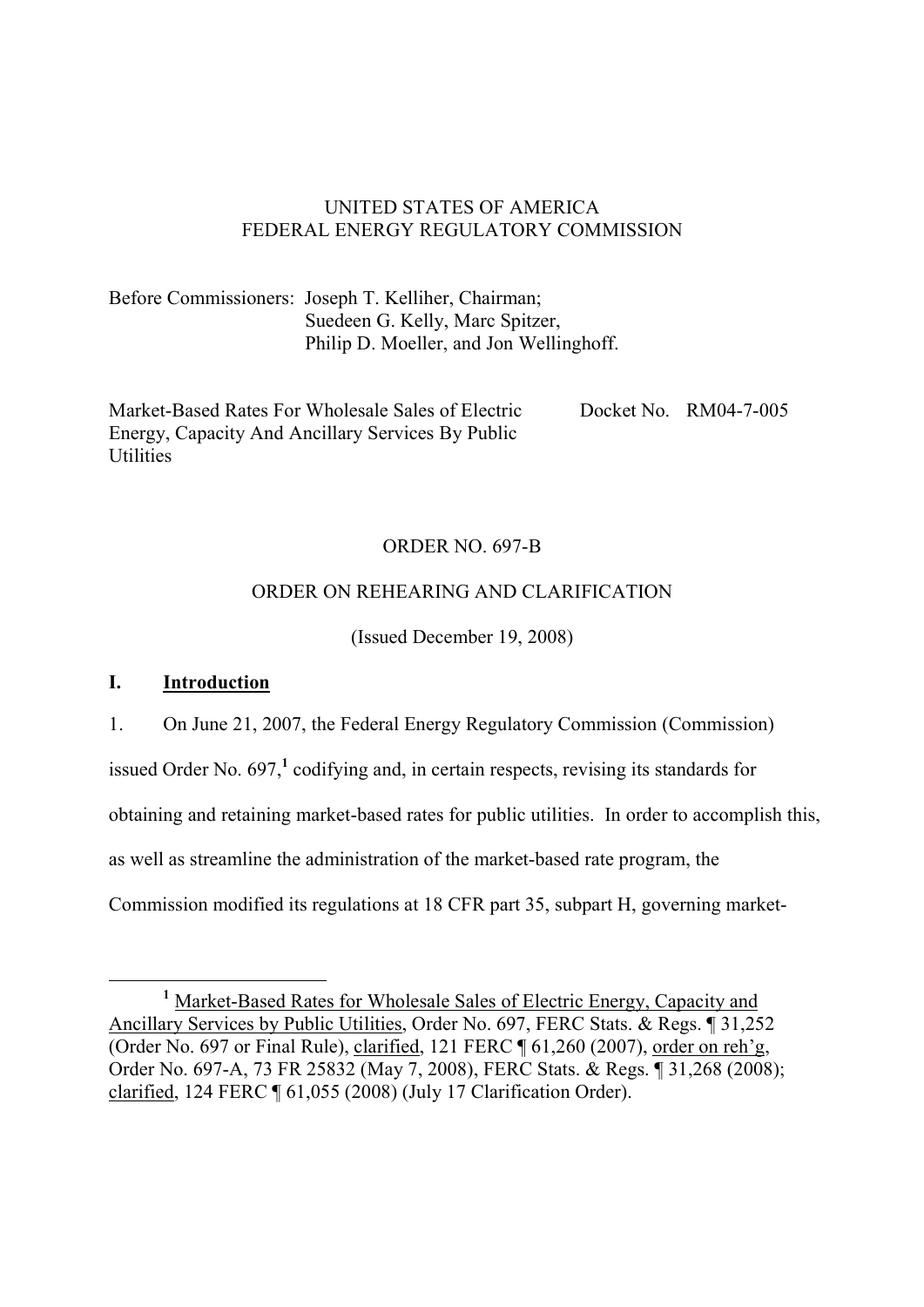UNITED STATES OF AMERICA
FEDERAL ENERGY REGULATORY COMMISSION

Before Commissioners: Joseph T. Kelliher, Chairman;
Suedeen G. Kelly, Marc Spitzer,
Philip D. Moeller, and Jon Wellinghoff.

Market-Based Rates For Wholesale Sales of Electric Energy, Capacity And Ancillary Services By Public Utilities — Docket No. RM04-7-005

ORDER NO. 697-B

ORDER ON REHEARING AND CLARIFICATION

(Issued December 19, 2008)

## I. Introduction

1. On June 21, 2007, the Federal Energy Regulatory Commission (Commission) issued Order No. 697,[1] codifying and, in certain respects, revising its standards for obtaining and retaining market-based rates for public utilities. In order to accomplish this, as well as streamline the administration of the market-based rate program, the Commission modified its regulations at 18 CFR part 35, subpart H, governing market-

---

[1] Market-Based Rates for Wholesale Sales of Electric Energy, Capacity and Ancillary Services by Public Utilities, Order No. 697, FERC Stats. & Regs. ¶ 31,252 (Order No. 697 or Final Rule), clarified, 121 FERC ¶ 61,260 (2007), order on reh'g, Order No. 697-A, 73 FR 25832 (May 7, 2008), FERC Stats. & Regs. ¶ 31,268 (2008); clarified, 124 FERC ¶ 61,055 (2008) (July 17 Clarification Order).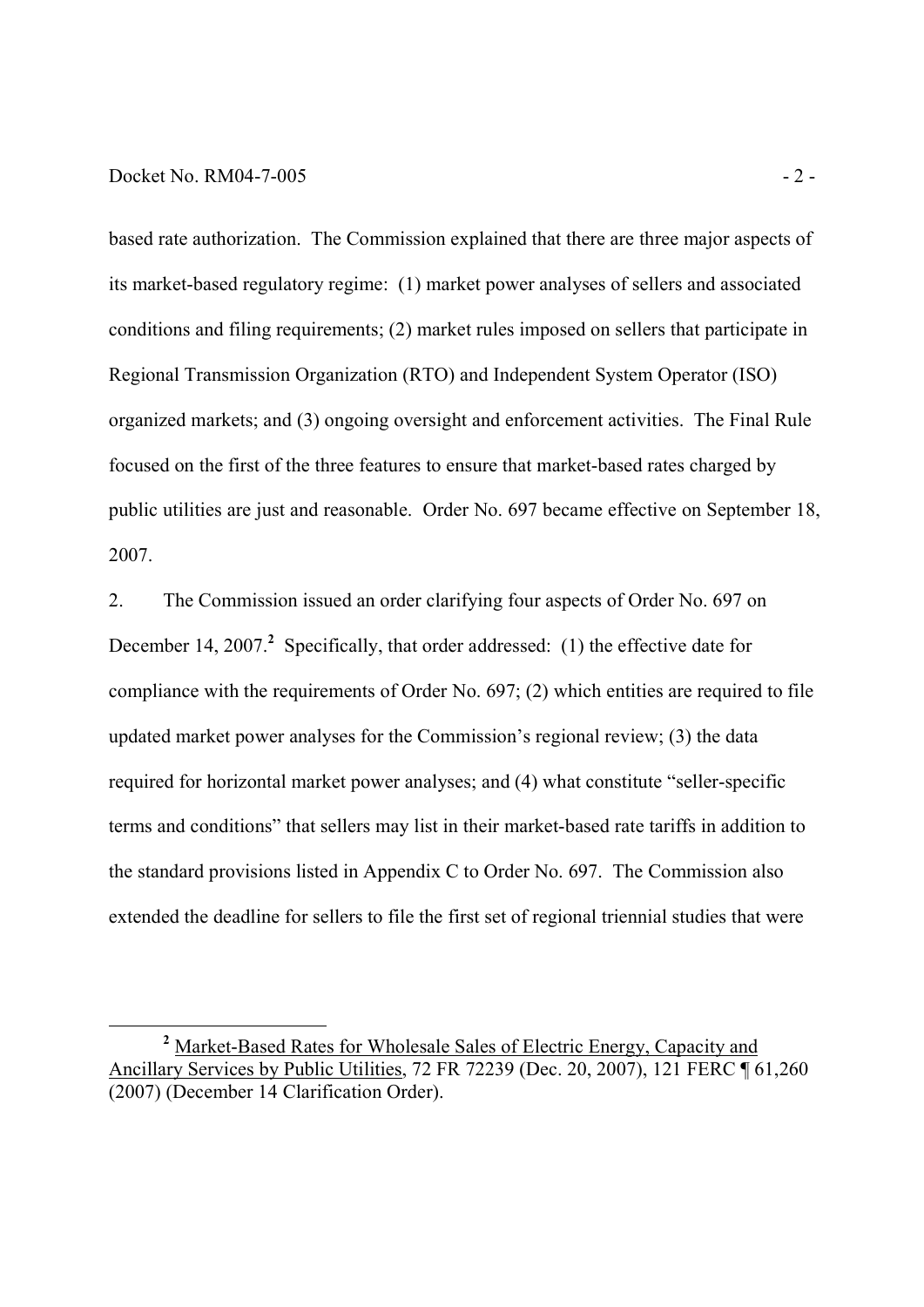based rate authorization. The Commission explained that there are three major aspects of its market-based regulatory regime: (1) market power analyses of sellers and associated conditions and filing requirements; (2) market rules imposed on sellers that participate in Regional Transmission Organization (RTO) and Independent System Operator (ISO) organized markets; and (3) ongoing oversight and enforcement activities. The Final Rule focused on the first of the three features to ensure that market-based rates charged by public utilities are just and reasonable. Order No. 697 became effective on September 18, 2007.

2. The Commission issued an order clarifying four aspects of Order No. 697 on December 14, 2007.[2] Specifically, that order addressed: (1) the effective date for compliance with the requirements of Order No. 697; (2) which entities are required to file updated market power analyses for the Commission's regional review; (3) the data required for horizontal market power analyses; and (4) what constitute "seller-specific terms and conditions" that sellers may list in their market-based rate tariffs in addition to the standard provisions listed in Appendix C to Order No. 697. The Commission also extended the deadline for sellers to file the first set of regional triennial studies that were

---

[2] Market-Based Rates for Wholesale Sales of Electric Energy, Capacity and Ancillary Services by Public Utilities, 72 FR 72239 (Dec. 20, 2007), 121 FERC ¶ 61,260 (2007) (December 14 Clarification Order).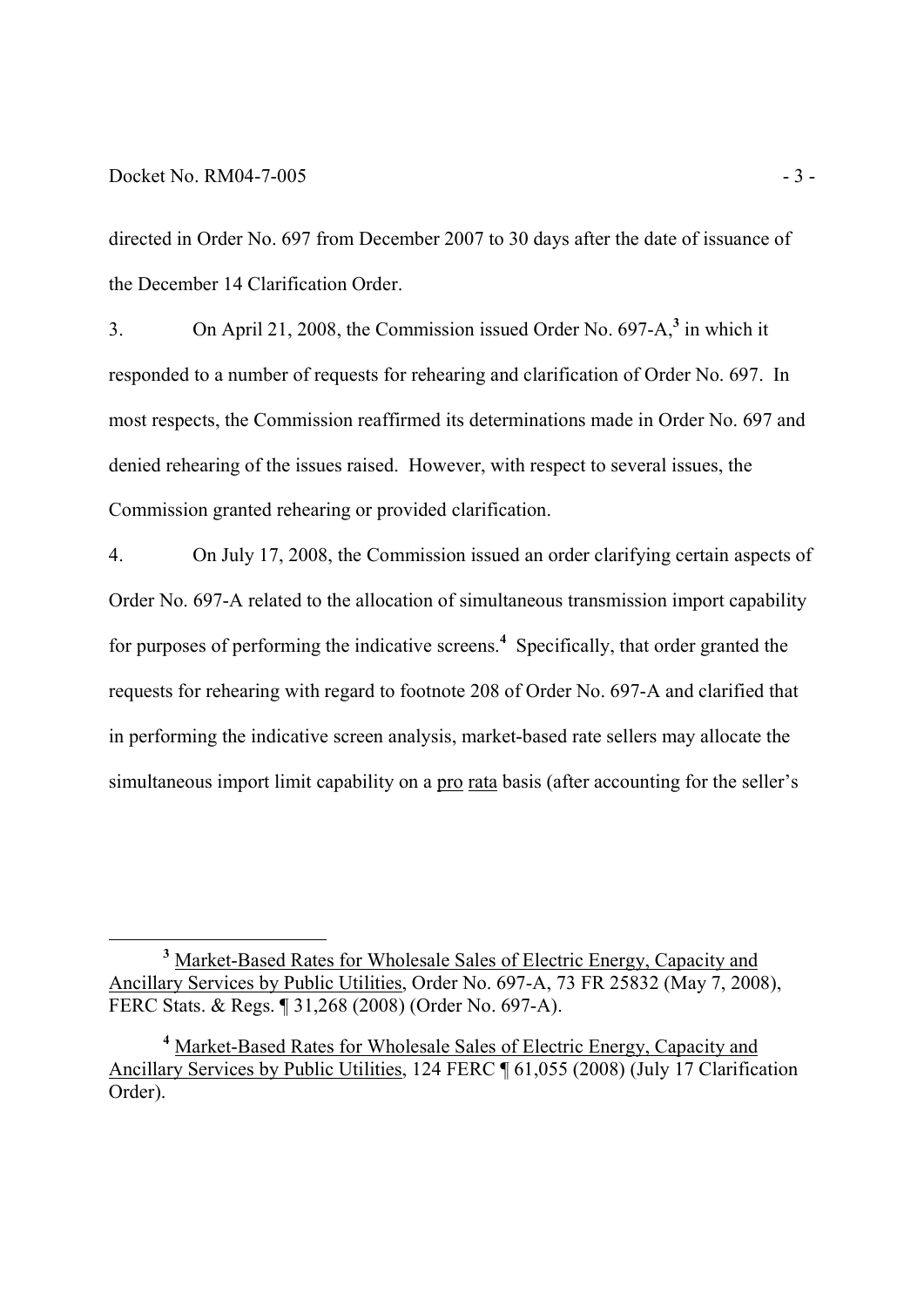directed in Order No. 697 from December 2007 to 30 days after the date of issuance of the December 14 Clarification Order.

3. On April 21, 2008, the Commission issued Order No. 697-A,[3] in which it responded to a number of requests for rehearing and clarification of Order No. 697. In most respects, the Commission reaffirmed its determinations made in Order No. 697 and denied rehearing of the issues raised. However, with respect to several issues, the Commission granted rehearing or provided clarification.

4. On July 17, 2008, the Commission issued an order clarifying certain aspects of Order No. 697-A related to the allocation of simultaneous transmission import capability for purposes of performing the indicative screens.[4] Specifically, that order granted the requests for rehearing with regard to footnote 208 of Order No. 697-A and clarified that in performing the indicative screen analysis, market-based rate sellers may allocate the simultaneous import limit capability on a pro rata basis (after accounting for the seller's

---

[3] Market-Based Rates for Wholesale Sales of Electric Energy, Capacity and Ancillary Services by Public Utilities, Order No. 697-A, 73 FR 25832 (May 7, 2008), FERC Stats. & Regs. ¶ 31,268 (2008) (Order No. 697-A).

[4] Market-Based Rates for Wholesale Sales of Electric Energy, Capacity and Ancillary Services by Public Utilities, 124 FERC ¶ 61,055 (2008) (July 17 Clarification Order).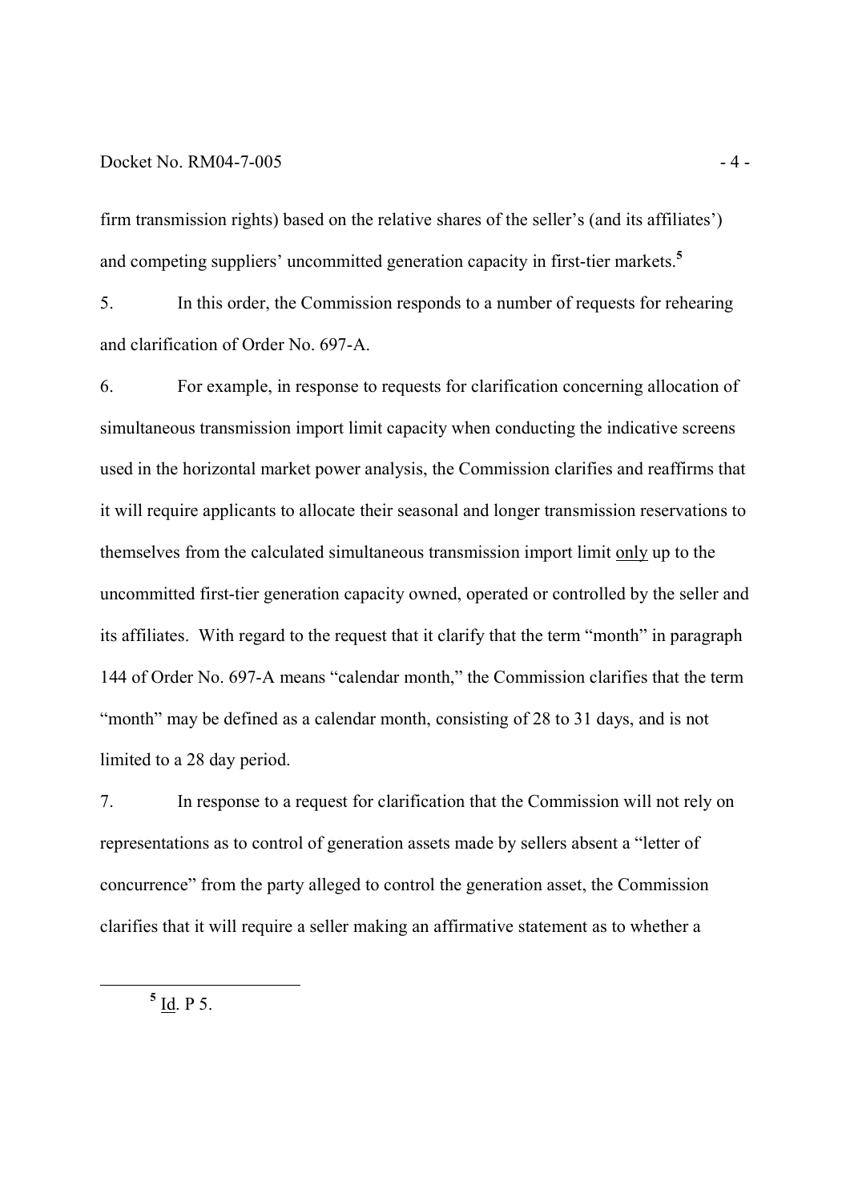firm transmission rights) based on the relative shares of the seller's (and its affiliates') and competing suppliers' uncommitted generation capacity in first-tier markets.[5]

5. In this order, the Commission responds to a number of requests for rehearing and clarification of Order No. 697-A.

6. For example, in response to requests for clarification concerning allocation of simultaneous transmission import limit capacity when conducting the indicative screens used in the horizontal market power analysis, the Commission clarifies and reaffirms that it will require applicants to allocate their seasonal and longer transmission reservations to themselves from the calculated simultaneous transmission import limit <u>only</u> up to the uncommitted first-tier generation capacity owned, operated or controlled by the seller and its affiliates. With regard to the request that it clarify that the term "month" in paragraph 144 of Order No. 697-A means "calendar month," the Commission clarifies that the term "month" may be defined as a calendar month, consisting of 28 to 31 days, and is not limited to a 28 day period.

7. In response to a request for clarification that the Commission will not rely on representations as to control of generation assets made by sellers absent a "letter of concurrence" from the party alleged to control the generation asset, the Commission clarifies that it will require a seller making an affirmative statement as to whether a

---

[5] <u>Id</u>. P 5.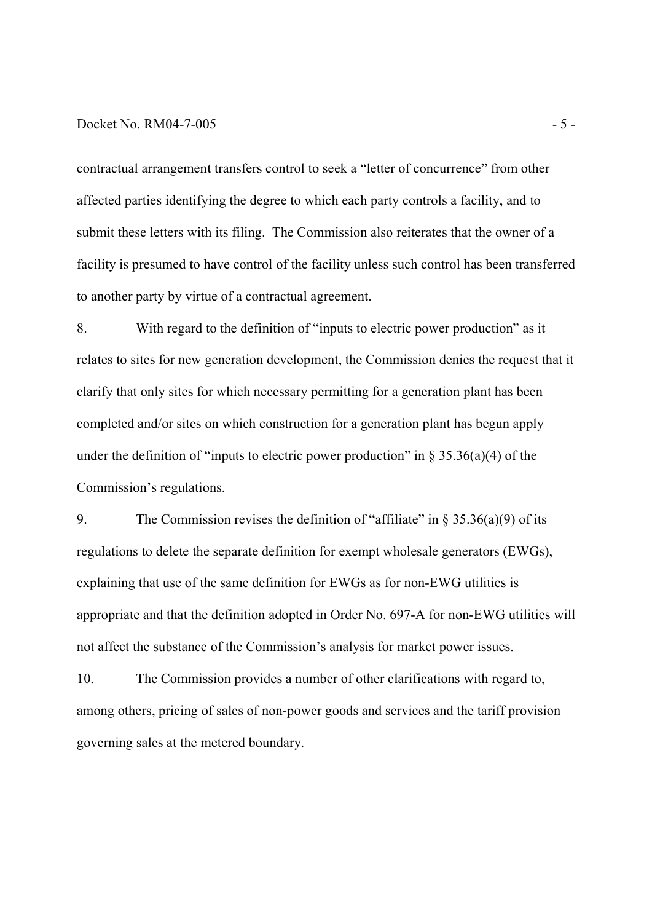contractual arrangement transfers control to seek a "letter of concurrence" from other affected parties identifying the degree to which each party controls a facility, and to submit these letters with its filing. The Commission also reiterates that the owner of a facility is presumed to have control of the facility unless such control has been transferred to another party by virtue of a contractual agreement.

8. With regard to the definition of "inputs to electric power production" as it relates to sites for new generation development, the Commission denies the request that it clarify that only sites for which necessary permitting for a generation plant has been completed and/or sites on which construction for a generation plant has begun apply under the definition of "inputs to electric power production" in § 35.36(a)(4) of the Commission's regulations.

9. The Commission revises the definition of "affiliate" in § 35.36(a)(9) of its regulations to delete the separate definition for exempt wholesale generators (EWGs), explaining that use of the same definition for EWGs as for non-EWG utilities is appropriate and that the definition adopted in Order No. 697-A for non-EWG utilities will not affect the substance of the Commission's analysis for market power issues.

10. The Commission provides a number of other clarifications with regard to, among others, pricing of sales of non-power goods and services and the tariff provision governing sales at the metered boundary.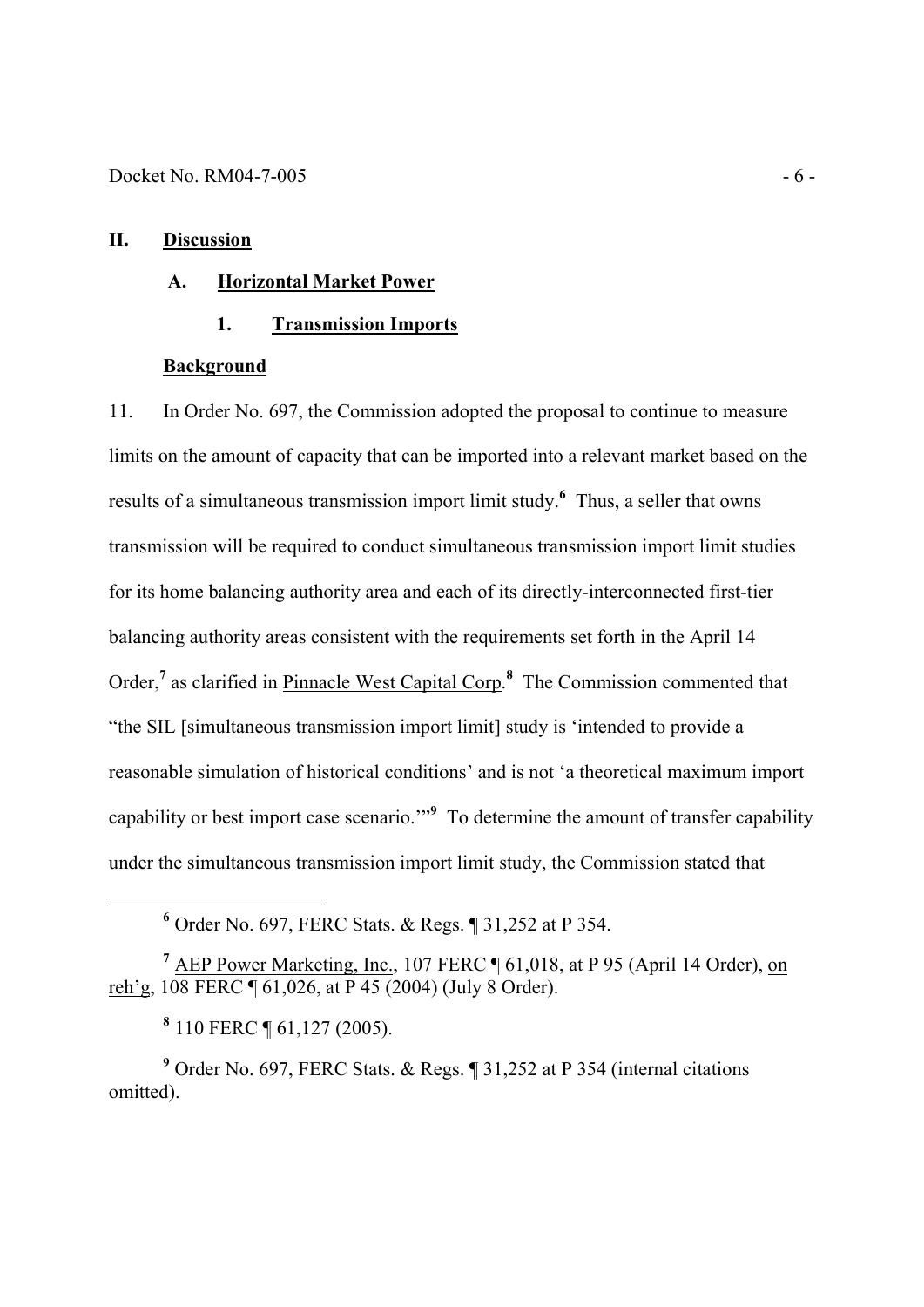## II. Discussion

### A. Horizontal Market Power

#### 1. Transmission Imports

**Background**

11. In Order No. 697, the Commission adopted the proposal to continue to measure limits on the amount of capacity that can be imported into a relevant market based on the results of a simultaneous transmission import limit study.[6] Thus, a seller that owns transmission will be required to conduct simultaneous transmission import limit studies for its home balancing authority area and each of its directly-interconnected first-tier balancing authority areas consistent with the requirements set forth in the April 14 Order,[7] as clarified in Pinnacle West Capital Corp.[8] The Commission commented that "the SIL [simultaneous transmission import limit] study is 'intended to provide a reasonable simulation of historical conditions' and is not 'a theoretical maximum import capability or best import case scenario.'"[9] To determine the amount of transfer capability under the simultaneous transmission import limit study, the Commission stated that

---

[6] Order No. 697, FERC Stats. & Regs. ¶ 31,252 at P 354.

[7] AEP Power Marketing, Inc., 107 FERC ¶ 61,018, at P 95 (April 14 Order), on reh'g, 108 FERC ¶ 61,026, at P 45 (2004) (July 8 Order).

[8] 110 FERC ¶ 61,127 (2005).

[9] Order No. 697, FERC Stats. & Regs. ¶ 31,252 at P 354 (internal citations omitted).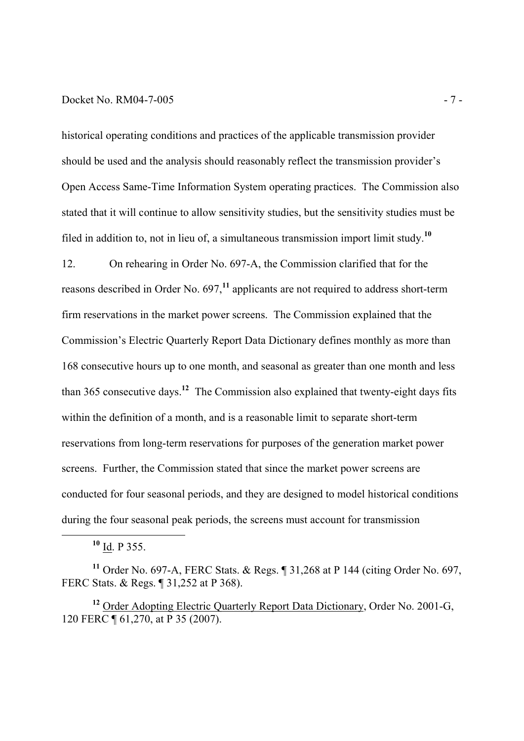historical operating conditions and practices of the applicable transmission provider should be used and the analysis should reasonably reflect the transmission provider's Open Access Same-Time Information System operating practices. The Commission also stated that it will continue to allow sensitivity studies, but the sensitivity studies must be filed in addition to, not in lieu of, a simultaneous transmission import limit study.[10]

12. On rehearing in Order No. 697-A, the Commission clarified that for the reasons described in Order No. 697,[11] applicants are not required to address short-term firm reservations in the market power screens. The Commission explained that the Commission's Electric Quarterly Report Data Dictionary defines monthly as more than 168 consecutive hours up to one month, and seasonal as greater than one month and less than 365 consecutive days.[12] The Commission also explained that twenty-eight days fits within the definition of a month, and is a reasonable limit to separate short-term reservations from long-term reservations for purposes of the generation market power screens. Further, the Commission stated that since the market power screens are conducted for four seasonal periods, and they are designed to model historical conditions during the four seasonal peak periods, the screens must account for transmission

---

[10] Id. P 355.

[11] Order No. 697-A, FERC Stats. & Regs. ¶ 31,268 at P 144 (citing Order No. 697, FERC Stats. & Regs. ¶ 31,252 at P 368).

[12] Order Adopting Electric Quarterly Report Data Dictionary, Order No. 2001-G, 120 FERC ¶ 61,270, at P 35 (2007).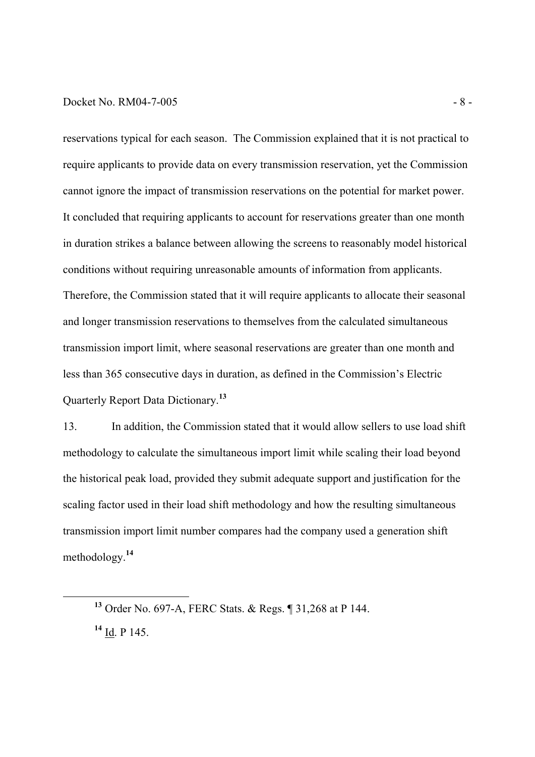reservations typical for each season. The Commission explained that it is not practical to require applicants to provide data on every transmission reservation, yet the Commission cannot ignore the impact of transmission reservations on the potential for market power. It concluded that requiring applicants to account for reservations greater than one month in duration strikes a balance between allowing the screens to reasonably model historical conditions without requiring unreasonable amounts of information from applicants. Therefore, the Commission stated that it will require applicants to allocate their seasonal and longer transmission reservations to themselves from the calculated simultaneous transmission import limit, where seasonal reservations are greater than one month and less than 365 consecutive days in duration, as defined in the Commission's Electric Quarterly Report Data Dictionary.[13]

13. In addition, the Commission stated that it would allow sellers to use load shift methodology to calculate the simultaneous import limit while scaling their load beyond the historical peak load, provided they submit adequate support and justification for the scaling factor used in their load shift methodology and how the resulting simultaneous transmission import limit number compares had the company used a generation shift methodology.[14]

---

[13] Order No. 697-A, FERC Stats. & Regs. ¶ 31,268 at P 144.

[14] Id. P 145.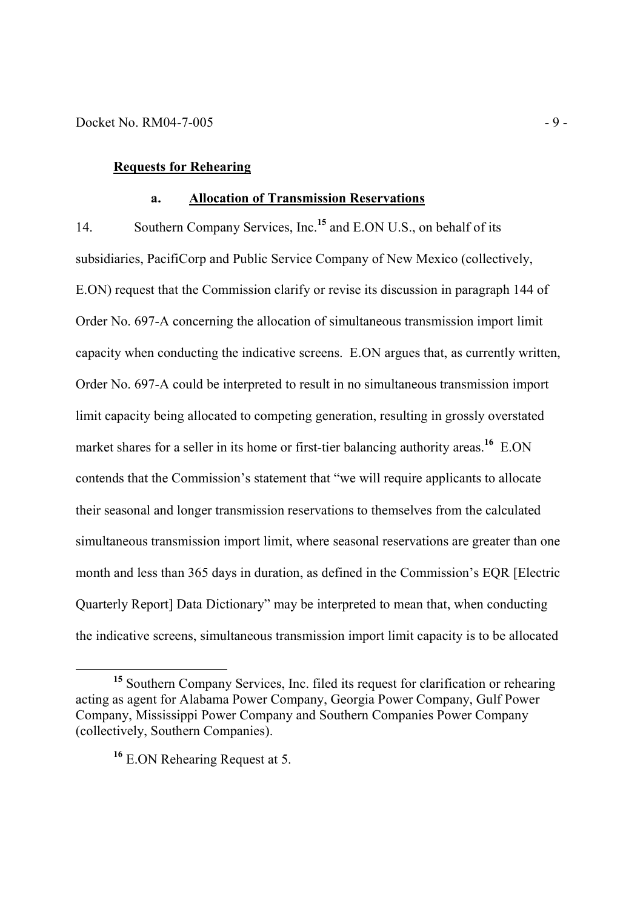## Requests for Rehearing

### a. Allocation of Transmission Reservations

14. Southern Company Services, Inc.[15] and E.ON U.S., on behalf of its subsidiaries, PacifiCorp and Public Service Company of New Mexico (collectively, E.ON) request that the Commission clarify or revise its discussion in paragraph 144 of Order No. 697-A concerning the allocation of simultaneous transmission import limit capacity when conducting the indicative screens. E.ON argues that, as currently written, Order No. 697-A could be interpreted to result in no simultaneous transmission import limit capacity being allocated to competing generation, resulting in grossly overstated market shares for a seller in its home or first-tier balancing authority areas.[16] E.ON contends that the Commission's statement that "we will require applicants to allocate their seasonal and longer transmission reservations to themselves from the calculated simultaneous transmission import limit, where seasonal reservations are greater than one month and less than 365 days in duration, as defined in the Commission's EQR [Electric Quarterly Report] Data Dictionary" may be interpreted to mean that, when conducting the indicative screens, simultaneous transmission import limit capacity is to be allocated

[15] Southern Company Services, Inc. filed its request for clarification or rehearing acting as agent for Alabama Power Company, Georgia Power Company, Gulf Power Company, Mississippi Power Company and Southern Companies Power Company (collectively, Southern Companies).

[16] E.ON Rehearing Request at 5.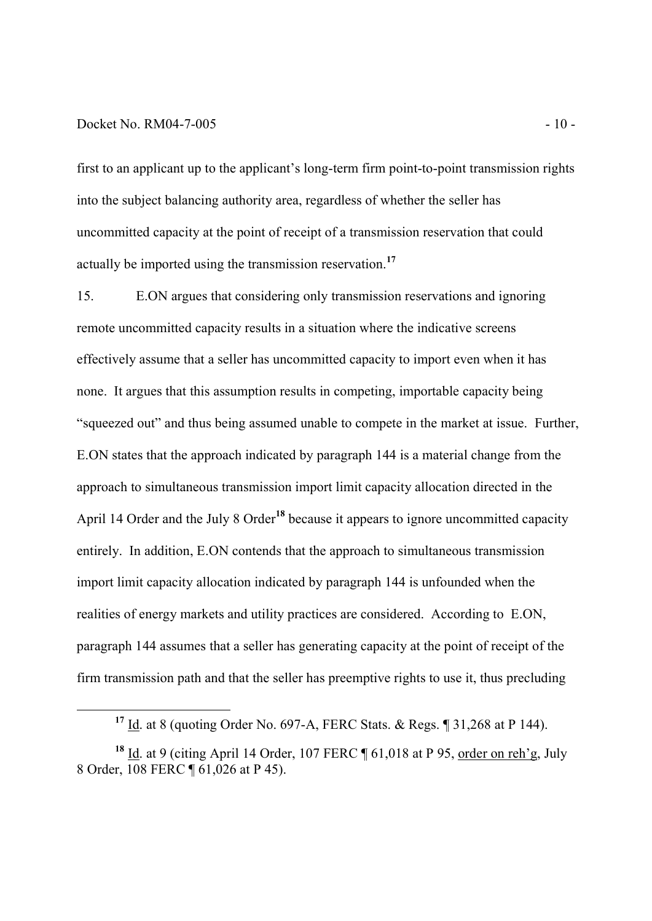first to an applicant up to the applicant's long-term firm point-to-point transmission rights into the subject balancing authority area, regardless of whether the seller has uncommitted capacity at the point of receipt of a transmission reservation that could actually be imported using the transmission reservation.[17]

15. E.ON argues that considering only transmission reservations and ignoring remote uncommitted capacity results in a situation where the indicative screens effectively assume that a seller has uncommitted capacity to import even when it has none. It argues that this assumption results in competing, importable capacity being "squeezed out" and thus being assumed unable to compete in the market at issue. Further, E.ON states that the approach indicated by paragraph 144 is a material change from the approach to simultaneous transmission import limit capacity allocation directed in the April 14 Order and the July 8 Order[18] because it appears to ignore uncommitted capacity entirely. In addition, E.ON contends that the approach to simultaneous transmission import limit capacity allocation indicated by paragraph 144 is unfounded when the realities of energy markets and utility practices are considered. According to E.ON, paragraph 144 assumes that a seller has generating capacity at the point of receipt of the firm transmission path and that the seller has preemptive rights to use it, thus precluding

---

[17] Id. at 8 (quoting Order No. 697-A, FERC Stats. & Regs. ¶ 31,268 at P 144).

[18] Id. at 9 (citing April 14 Order, 107 FERC ¶ 61,018 at P 95, order on reh'g, July 8 Order, 108 FERC ¶ 61,026 at P 45).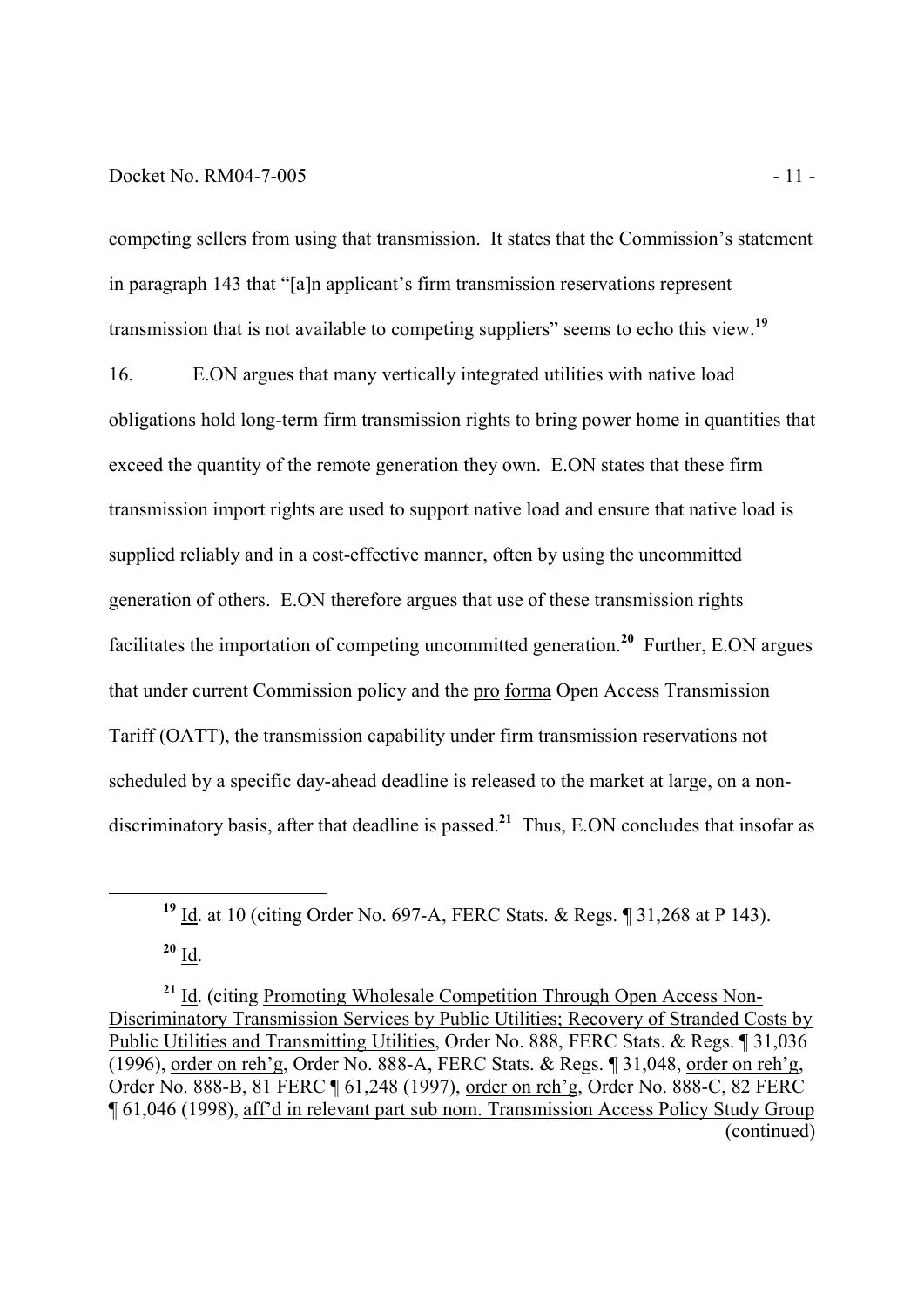competing sellers from using that transmission. It states that the Commission's statement in paragraph 143 that "[a]n applicant's firm transmission reservations represent transmission that is not available to competing suppliers" seems to echo this view.[19]

16. E.ON argues that many vertically integrated utilities with native load obligations hold long-term firm transmission rights to bring power home in quantities that exceed the quantity of the remote generation they own. E.ON states that these firm transmission import rights are used to support native load and ensure that native load is supplied reliably and in a cost-effective manner, often by using the uncommitted generation of others. E.ON therefore argues that use of these transmission rights facilitates the importation of competing uncommitted generation.[20] Further, E.ON argues that under current Commission policy and the pro forma Open Access Transmission Tariff (OATT), the transmission capability under firm transmission reservations not scheduled by a specific day-ahead deadline is released to the market at large, on a non-discriminatory basis, after that deadline is passed.[21] Thus, E.ON concludes that insofar as

---

[19] Id. at 10 (citing Order No. 697-A, FERC Stats. & Regs. ¶ 31,268 at P 143).

[20] Id.

[21] Id. (citing Promoting Wholesale Competition Through Open Access Non-Discriminatory Transmission Services by Public Utilities; Recovery of Stranded Costs by Public Utilities and Transmitting Utilities, Order No. 888, FERC Stats. & Regs. ¶ 31,036 (1996), order on reh'g, Order No. 888-A, FERC Stats. & Regs. ¶ 31,048, order on reh'g, Order No. 888-B, 81 FERC ¶ 61,248 (1997), order on reh'g, Order No. 888-C, 82 FERC ¶ 61,046 (1998), aff'd in relevant part sub nom. Transmission Access Policy Study Group (continued)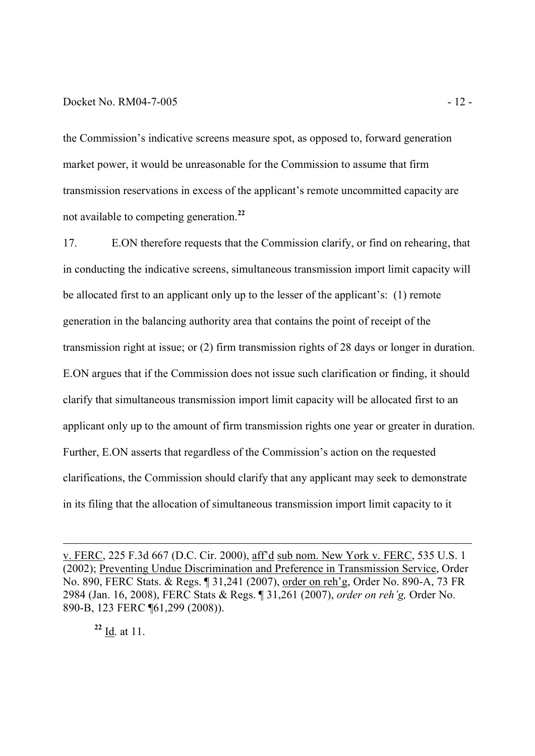the Commission's indicative screens measure spot, as opposed to, forward generation market power, it would be unreasonable for the Commission to assume that firm transmission reservations in excess of the applicant's remote uncommitted capacity are not available to competing generation.[22]

17. E.ON therefore requests that the Commission clarify, or find on rehearing, that in conducting the indicative screens, simultaneous transmission import limit capacity will be allocated first to an applicant only up to the lesser of the applicant's: (1) remote generation in the balancing authority area that contains the point of receipt of the transmission right at issue; or (2) firm transmission rights of 28 days or longer in duration. E.ON argues that if the Commission does not issue such clarification or finding, it should clarify that simultaneous transmission import limit capacity will be allocated first to an applicant only up to the amount of firm transmission rights one year or greater in duration. Further, E.ON asserts that regardless of the Commission's action on the requested clarifications, the Commission should clarify that any applicant may seek to demonstrate in its filing that the allocation of simultaneous transmission import limit capacity to it

---

v. FERC, 225 F.3d 667 (D.C. Cir. 2000), aff'd sub nom. New York v. FERC, 535 U.S. 1 (2002); Preventing Undue Discrimination and Preference in Transmission Service, Order No. 890, FERC Stats. & Regs. ¶ 31,241 (2007), order on reh'g, Order No. 890-A, 73 FR 2984 (Jan. 16, 2008), FERC Stats & Regs. ¶ 31,261 (2007), *order on reh'g,* Order No. 890-B, 123 FERC ¶61,299 (2008)).

[22] Id. at 11.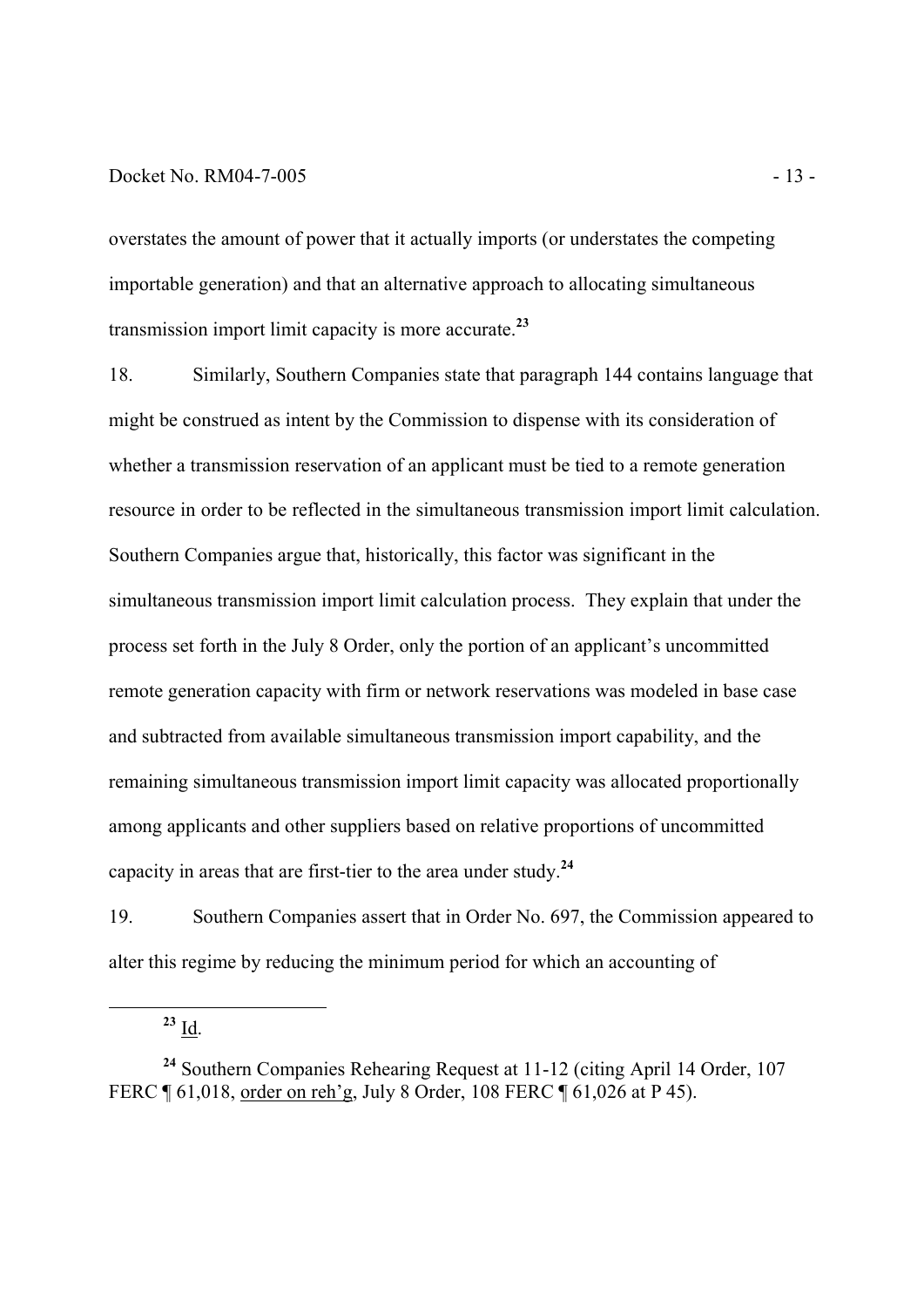overstates the amount of power that it actually imports (or understates the competing importable generation) and that an alternative approach to allocating simultaneous transmission import limit capacity is more accurate.[23]

18. Similarly, Southern Companies state that paragraph 144 contains language that might be construed as intent by the Commission to dispense with its consideration of whether a transmission reservation of an applicant must be tied to a remote generation resource in order to be reflected in the simultaneous transmission import limit calculation. Southern Companies argue that, historically, this factor was significant in the simultaneous transmission import limit calculation process. They explain that under the process set forth in the July 8 Order, only the portion of an applicant's uncommitted remote generation capacity with firm or network reservations was modeled in base case and subtracted from available simultaneous transmission import capability, and the remaining simultaneous transmission import limit capacity was allocated proportionally among applicants and other suppliers based on relative proportions of uncommitted capacity in areas that are first-tier to the area under study.[24]

19. Southern Companies assert that in Order No. 697, the Commission appeared to alter this regime by reducing the minimum period for which an accounting of

---

[23] Id.

[24] Southern Companies Rehearing Request at 11-12 (citing April 14 Order, 107 FERC ¶ 61,018, order on reh'g, July 8 Order, 108 FERC ¶ 61,026 at P 45).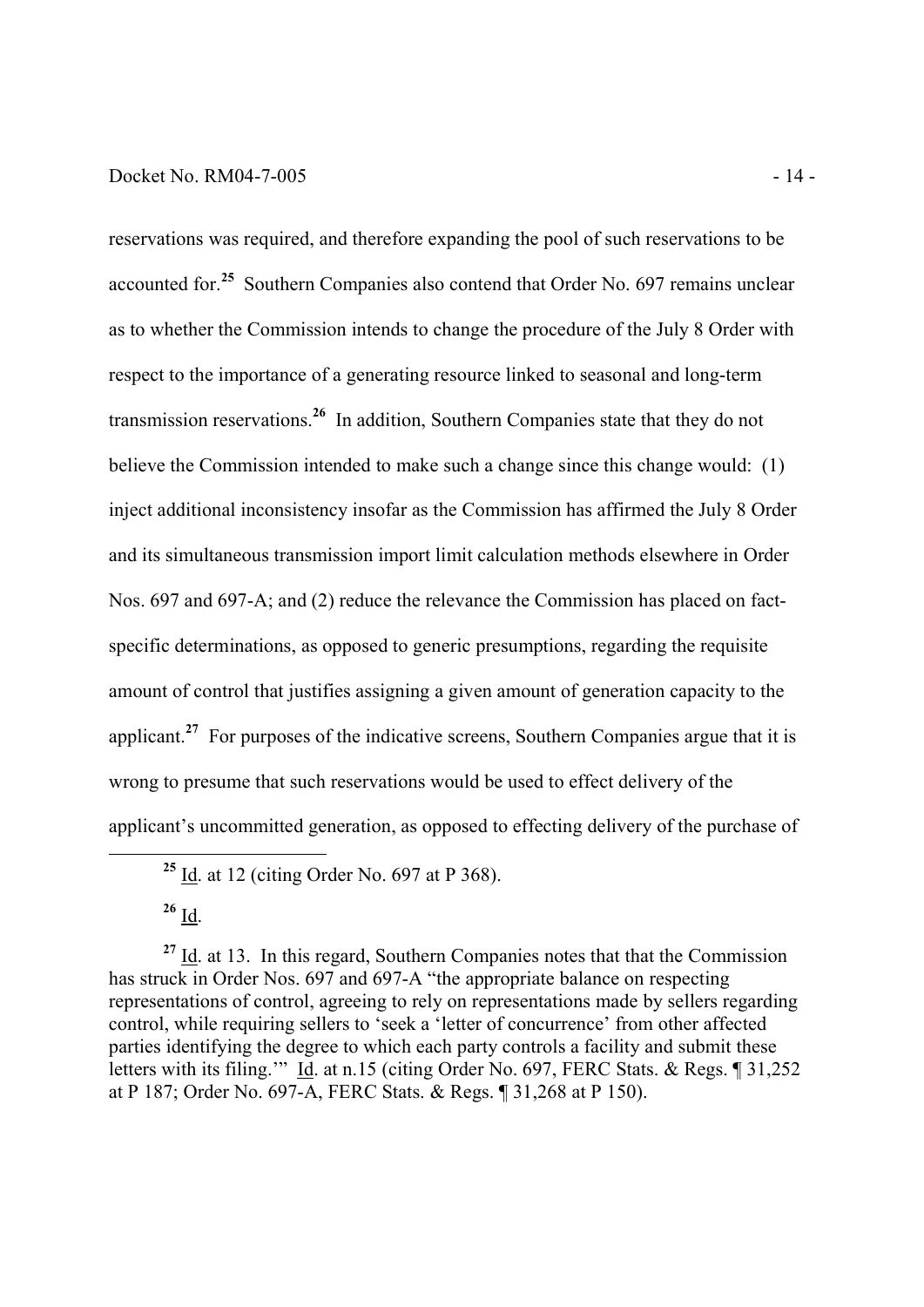reservations was required, and therefore expanding the pool of such reservations to be accounted for.[25] Southern Companies also contend that Order No. 697 remains unclear as to whether the Commission intends to change the procedure of the July 8 Order with respect to the importance of a generating resource linked to seasonal and long-term transmission reservations.[26] In addition, Southern Companies state that they do not believe the Commission intended to make such a change since this change would: (1) inject additional inconsistency insofar as the Commission has affirmed the July 8 Order and its simultaneous transmission import limit calculation methods elsewhere in Order Nos. 697 and 697-A; and (2) reduce the relevance the Commission has placed on fact-specific determinations, as opposed to generic presumptions, regarding the requisite amount of control that justifies assigning a given amount of generation capacity to the applicant.[27] For purposes of the indicative screens, Southern Companies argue that it is wrong to presume that such reservations would be used to effect delivery of the applicant's uncommitted generation, as opposed to effecting delivery of the purchase of

[25] Id. at 12 (citing Order No. 697 at P 368).

[26] Id.

[27] Id. at 13. In this regard, Southern Companies notes that that the Commission has struck in Order Nos. 697 and 697-A "the appropriate balance on respecting representations of control, agreeing to rely on representations made by sellers regarding control, while requiring sellers to 'seek a 'letter of concurrence' from other affected parties identifying the degree to which each party controls a facility and submit these letters with its filing.'" Id. at n.15 (citing Order No. 697, FERC Stats. & Regs. ¶ 31,252 at P 187; Order No. 697-A, FERC Stats. & Regs. ¶ 31,268 at P 150).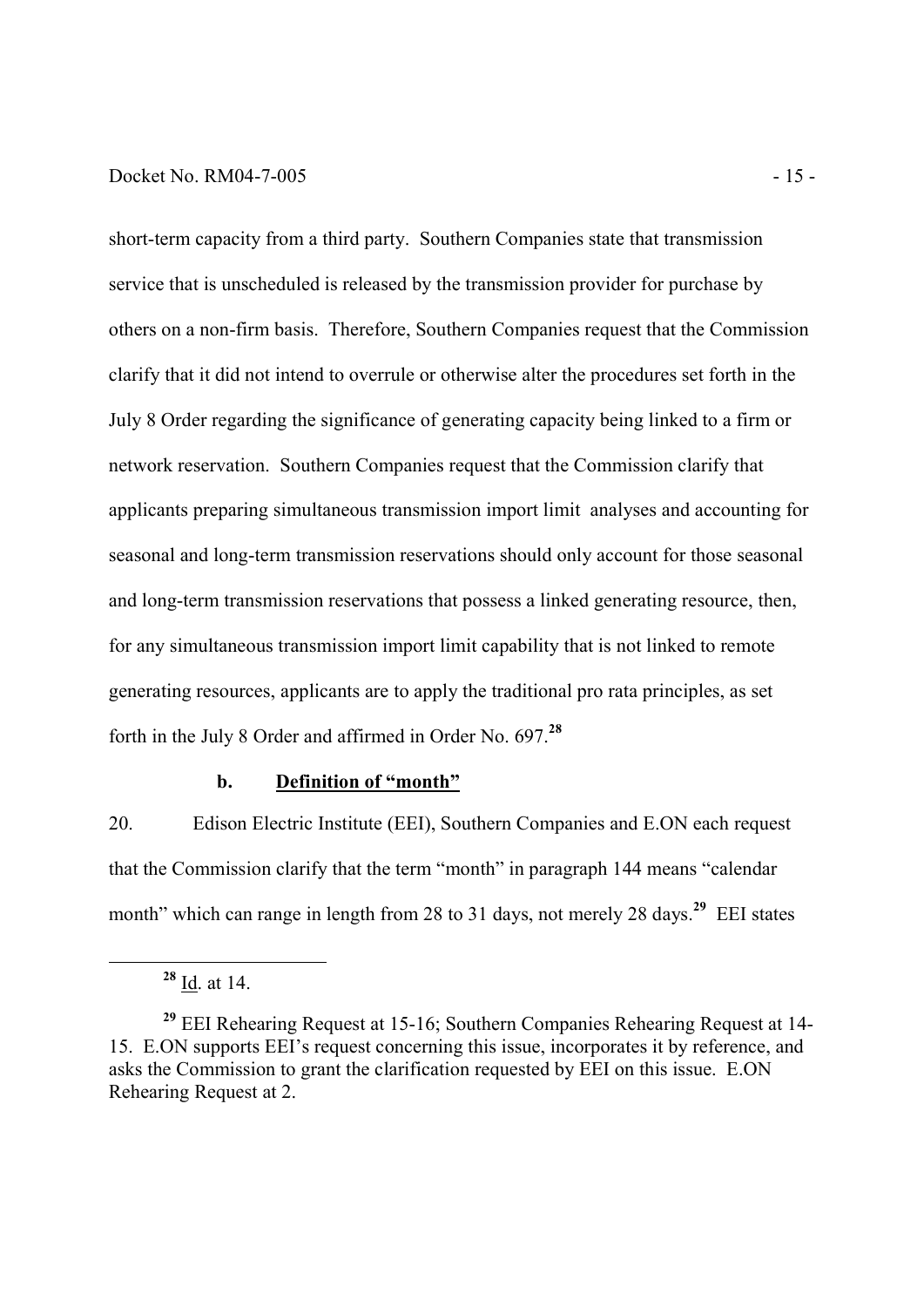short-term capacity from a third party. Southern Companies state that transmission service that is unscheduled is released by the transmission provider for purchase by others on a non-firm basis. Therefore, Southern Companies request that the Commission clarify that it did not intend to overrule or otherwise alter the procedures set forth in the July 8 Order regarding the significance of generating capacity being linked to a firm or network reservation. Southern Companies request that the Commission clarify that applicants preparing simultaneous transmission import limit analyses and accounting for seasonal and long-term transmission reservations should only account for those seasonal and long-term transmission reservations that possess a linked generating resource, then, for any simultaneous transmission import limit capability that is not linked to remote generating resources, applicants are to apply the traditional pro rata principles, as set forth in the July 8 Order and affirmed in Order No. 697.[28]

#### b. Definition of "month"

20. Edison Electric Institute (EEI), Southern Companies and E.ON each request that the Commission clarify that the term "month" in paragraph 144 means "calendar month" which can range in length from 28 to 31 days, not merely 28 days.[29] EEI states

---

[28] Id. at 14.

[29] EEI Rehearing Request at 15-16; Southern Companies Rehearing Request at 14-15. E.ON supports EEI's request concerning this issue, incorporates it by reference, and asks the Commission to grant the clarification requested by EEI on this issue. E.ON Rehearing Request at 2.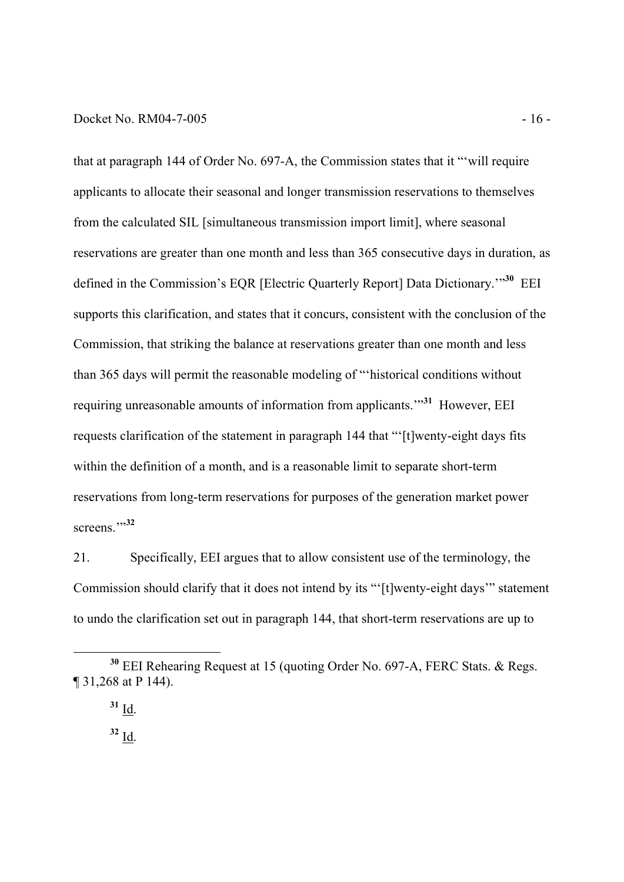that at paragraph 144 of Order No. 697-A, the Commission states that it "'will require applicants to allocate their seasonal and longer transmission reservations to themselves from the calculated SIL [simultaneous transmission import limit], where seasonal reservations are greater than one month and less than 365 consecutive days in duration, as defined in the Commission's EQR [Electric Quarterly Report] Data Dictionary.'"[30] EEI supports this clarification, and states that it concurs, consistent with the conclusion of the Commission, that striking the balance at reservations greater than one month and less than 365 days will permit the reasonable modeling of "'historical conditions without requiring unreasonable amounts of information from applicants.'"[31] However, EEI requests clarification of the statement in paragraph 144 that "'[t]wenty-eight days fits within the definition of a month, and is a reasonable limit to separate short-term reservations from long-term reservations for purposes of the generation market power screens.'"[32]

21. Specifically, EEI argues that to allow consistent use of the terminology, the Commission should clarify that it does not intend by its "'[t]wenty-eight days'" statement to undo the clarification set out in paragraph 144, that short-term reservations are up to

---

[30] EEI Rehearing Request at 15 (quoting Order No. 697-A, FERC Stats. & Regs. ¶ 31,268 at P 144).

[31] Id.

[32] Id.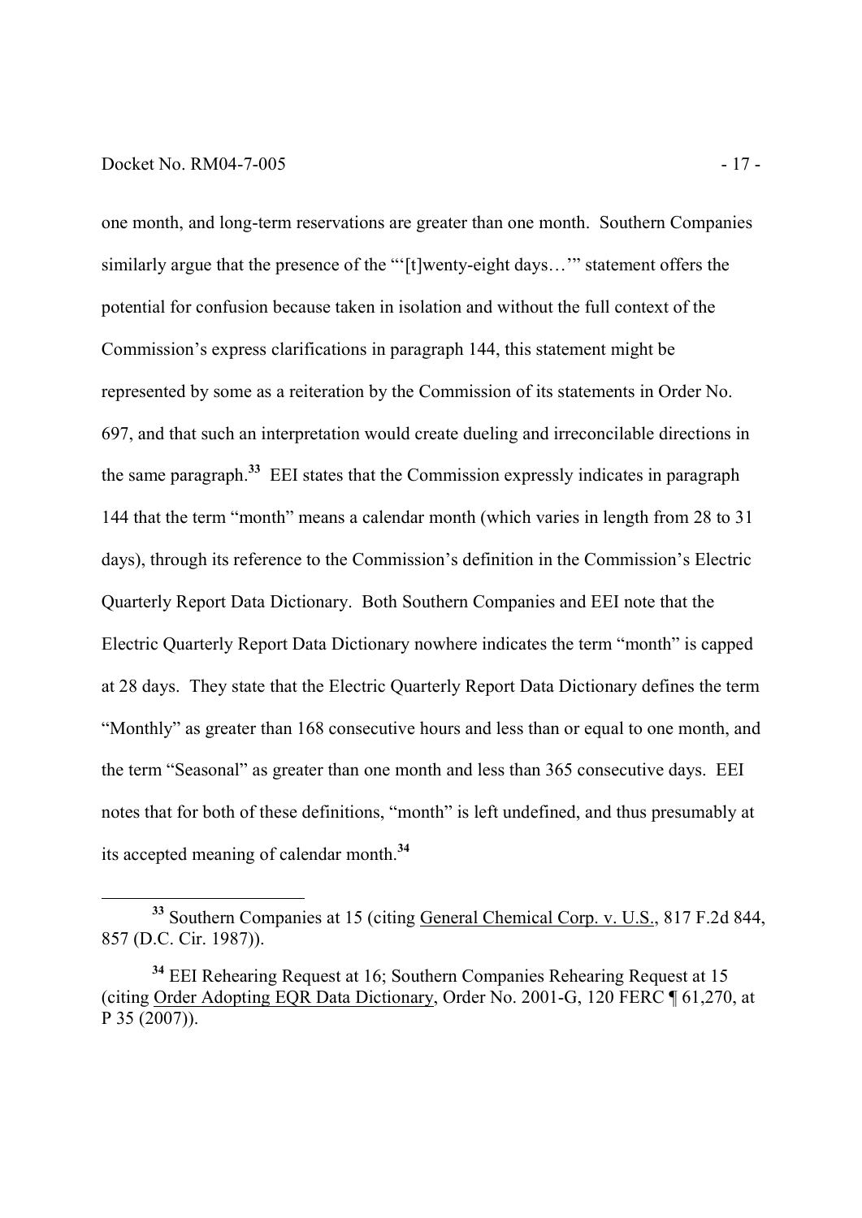one month, and long-term reservations are greater than one month. Southern Companies similarly argue that the presence of the "'[t]wenty-eight days…'" statement offers the potential for confusion because taken in isolation and without the full context of the Commission's express clarifications in paragraph 144, this statement might be represented by some as a reiteration by the Commission of its statements in Order No. 697, and that such an interpretation would create dueling and irreconcilable directions in the same paragraph.[33] EEI states that the Commission expressly indicates in paragraph 144 that the term "month" means a calendar month (which varies in length from 28 to 31 days), through its reference to the Commission's definition in the Commission's Electric Quarterly Report Data Dictionary. Both Southern Companies and EEI note that the Electric Quarterly Report Data Dictionary nowhere indicates the term "month" is capped at 28 days. They state that the Electric Quarterly Report Data Dictionary defines the term "Monthly" as greater than 168 consecutive hours and less than or equal to one month, and the term "Seasonal" as greater than one month and less than 365 consecutive days. EEI notes that for both of these definitions, "month" is left undefined, and thus presumably at its accepted meaning of calendar month.[34]

---

[33] Southern Companies at 15 (citing General Chemical Corp. v. U.S., 817 F.2d 844, 857 (D.C. Cir. 1987)).

[34] EEI Rehearing Request at 16; Southern Companies Rehearing Request at 15 (citing Order Adopting EQR Data Dictionary, Order No. 2001-G, 120 FERC ¶ 61,270, at P 35 (2007)).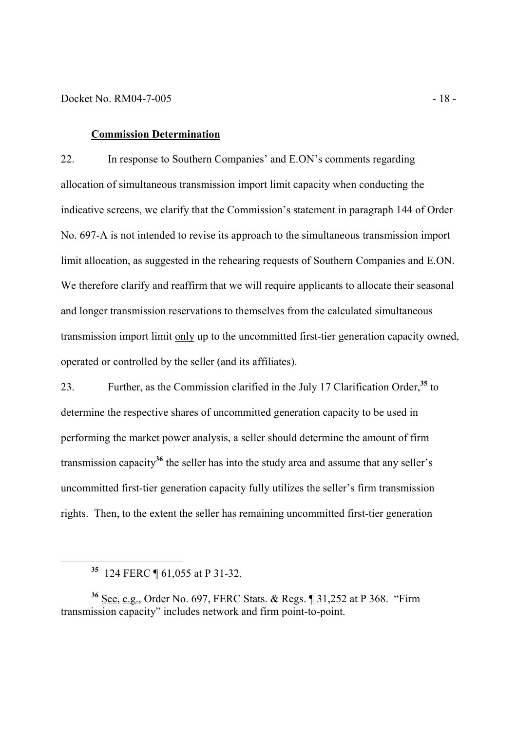**Commission Determination**

22. In response to Southern Companies' and E.ON's comments regarding allocation of simultaneous transmission import limit capacity when conducting the indicative screens, we clarify that the Commission's statement in paragraph 144 of Order No. 697-A is not intended to revise its approach to the simultaneous transmission import limit allocation, as suggested in the rehearing requests of Southern Companies and E.ON. We therefore clarify and reaffirm that we will require applicants to allocate their seasonal and longer transmission reservations to themselves from the calculated simultaneous transmission import limit only up to the uncommitted first-tier generation capacity owned, operated or controlled by the seller (and its affiliates).

23. Further, as the Commission clarified in the July 17 Clarification Order,[35] to determine the respective shares of uncommitted generation capacity to be used in performing the market power analysis, a seller should determine the amount of firm transmission capacity[36] the seller has into the study area and assume that any seller's uncommitted first-tier generation capacity fully utilizes the seller's firm transmission rights. Then, to the extent the seller has remaining uncommitted first-tier generation

---

[35] 124 FERC ¶ 61,055 at P 31-32.

[36] See, e.g., Order No. 697, FERC Stats. & Regs. ¶ 31,252 at P 368. "Firm transmission capacity" includes network and firm point-to-point.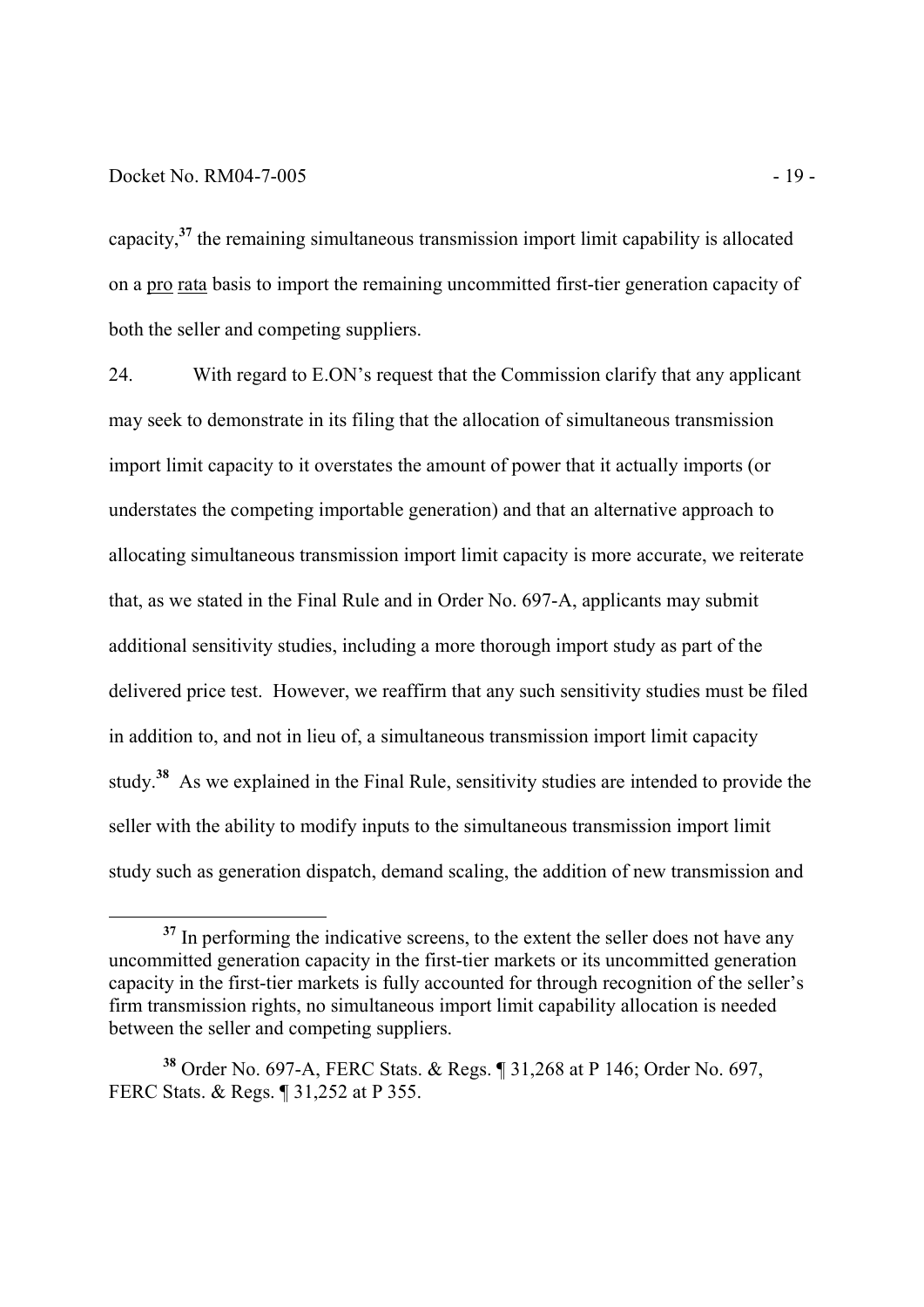capacity,[37] the remaining simultaneous transmission import limit capability is allocated on a pro rata basis to import the remaining uncommitted first-tier generation capacity of both the seller and competing suppliers.

24. With regard to E.ON's request that the Commission clarify that any applicant may seek to demonstrate in its filing that the allocation of simultaneous transmission import limit capacity to it overstates the amount of power that it actually imports (or understates the competing importable generation) and that an alternative approach to allocating simultaneous transmission import limit capacity is more accurate, we reiterate that, as we stated in the Final Rule and in Order No. 697-A, applicants may submit additional sensitivity studies, including a more thorough import study as part of the delivered price test. However, we reaffirm that any such sensitivity studies must be filed in addition to, and not in lieu of, a simultaneous transmission import limit capacity study.[38] As we explained in the Final Rule, sensitivity studies are intended to provide the seller with the ability to modify inputs to the simultaneous transmission import limit study such as generation dispatch, demand scaling, the addition of new transmission and

---

[37] In performing the indicative screens, to the extent the seller does not have any uncommitted generation capacity in the first-tier markets or its uncommitted generation capacity in the first-tier markets is fully accounted for through recognition of the seller's firm transmission rights, no simultaneous import limit capability allocation is needed between the seller and competing suppliers.

[38] Order No. 697-A, FERC Stats. & Regs. ¶ 31,268 at P 146; Order No. 697, FERC Stats. & Regs. ¶ 31,252 at P 355.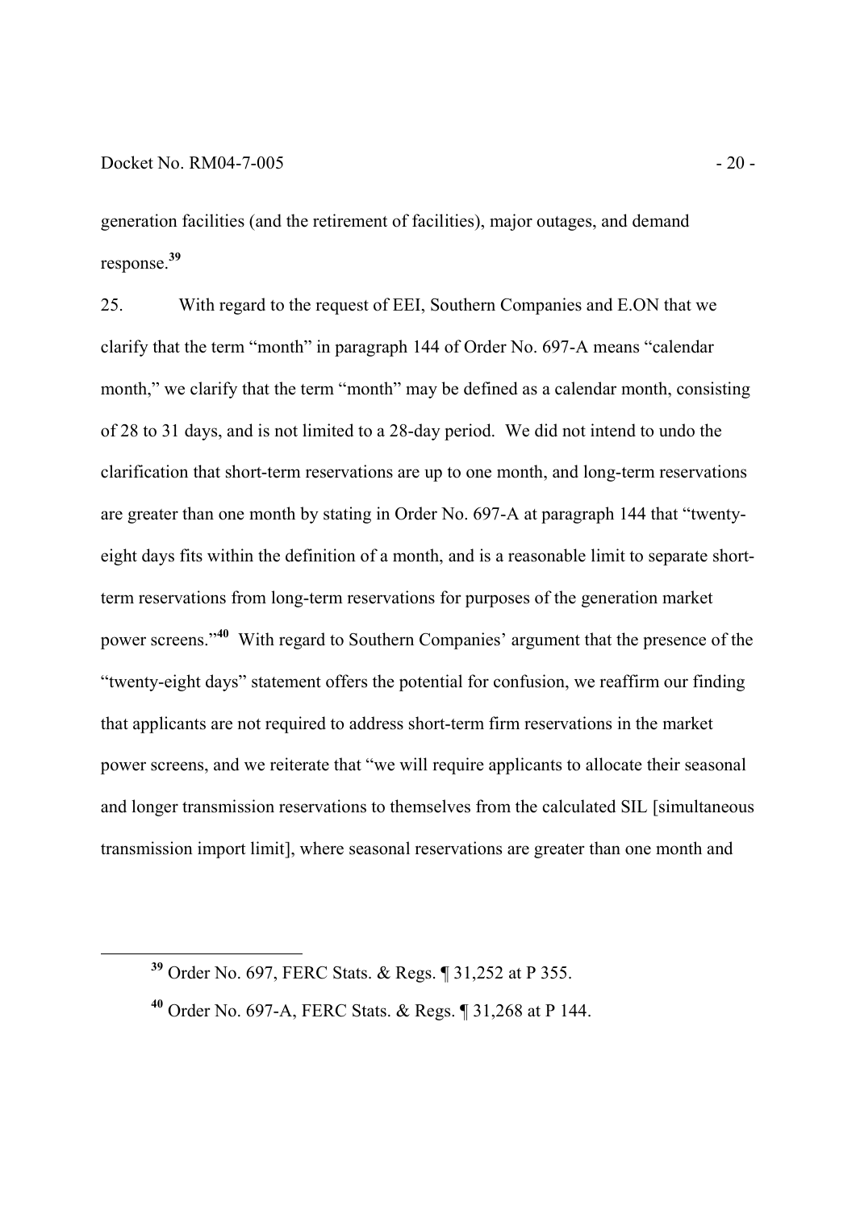generation facilities (and the retirement of facilities), major outages, and demand response.[39]

25. With regard to the request of EEI, Southern Companies and E.ON that we clarify that the term "month" in paragraph 144 of Order No. 697-A means "calendar month," we clarify that the term "month" may be defined as a calendar month, consisting of 28 to 31 days, and is not limited to a 28-day period. We did not intend to undo the clarification that short-term reservations are up to one month, and long-term reservations are greater than one month by stating in Order No. 697-A at paragraph 144 that "twenty-eight days fits within the definition of a month, and is a reasonable limit to separate short-term reservations from long-term reservations for purposes of the generation market power screens."[40] With regard to Southern Companies' argument that the presence of the "twenty-eight days" statement offers the potential for confusion, we reaffirm our finding that applicants are not required to address short-term firm reservations in the market power screens, and we reiterate that "we will require applicants to allocate their seasonal and longer transmission reservations to themselves from the calculated SIL [simultaneous transmission import limit], where seasonal reservations are greater than one month and

---

[39] Order No. 697, FERC Stats. & Regs. ¶ 31,252 at P 355.

[40] Order No. 697-A, FERC Stats. & Regs. ¶ 31,268 at P 144.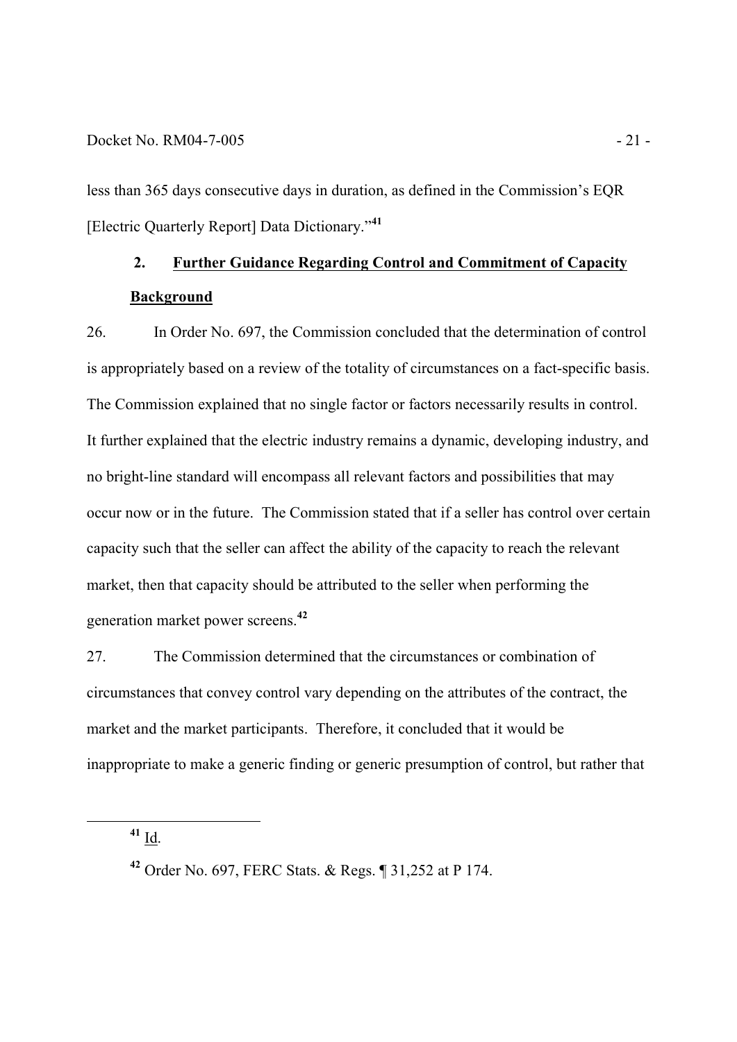less than 365 days consecutive days in duration, as defined in the Commission's EQR [Electric Quarterly Report] Data Dictionary."[41]

## 2. Further Guidance Regarding Control and Commitment of Capacity

### Background

26. In Order No. 697, the Commission concluded that the determination of control is appropriately based on a review of the totality of circumstances on a fact-specific basis. The Commission explained that no single factor or factors necessarily results in control. It further explained that the electric industry remains a dynamic, developing industry, and no bright-line standard will encompass all relevant factors and possibilities that may occur now or in the future. The Commission stated that if a seller has control over certain capacity such that the seller can affect the ability of the capacity to reach the relevant market, then that capacity should be attributed to the seller when performing the generation market power screens.[42]

27. The Commission determined that the circumstances or combination of circumstances that convey control vary depending on the attributes of the contract, the market and the market participants. Therefore, it concluded that it would be inappropriate to make a generic finding or generic presumption of control, but rather that

---

[41] Id.

[42] Order No. 697, FERC Stats. & Regs. ¶ 31,252 at P 174.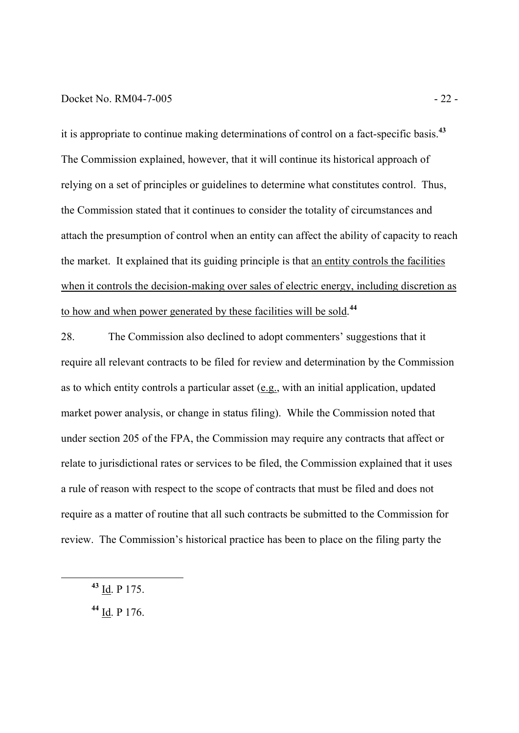it is appropriate to continue making determinations of control on a fact-specific basis.[43] The Commission explained, however, that it will continue its historical approach of relying on a set of principles or guidelines to determine what constitutes control. Thus, the Commission stated that it continues to consider the totality of circumstances and attach the presumption of control when an entity can affect the ability of capacity to reach the market. It explained that its guiding principle is that an entity controls the facilities when it controls the decision-making over sales of electric energy, including discretion as to how and when power generated by these facilities will be sold.[44]

28. The Commission also declined to adopt commenters' suggestions that it require all relevant contracts to be filed for review and determination by the Commission as to which entity controls a particular asset (e.g., with an initial application, updated market power analysis, or change in status filing). While the Commission noted that under section 205 of the FPA, the Commission may require any contracts that affect or relate to jurisdictional rates or services to be filed, the Commission explained that it uses a rule of reason with respect to the scope of contracts that must be filed and does not require as a matter of routine that all such contracts be submitted to the Commission for review. The Commission's historical practice has been to place on the filing party the

---

[43] Id. P 175.

[44] Id. P 176.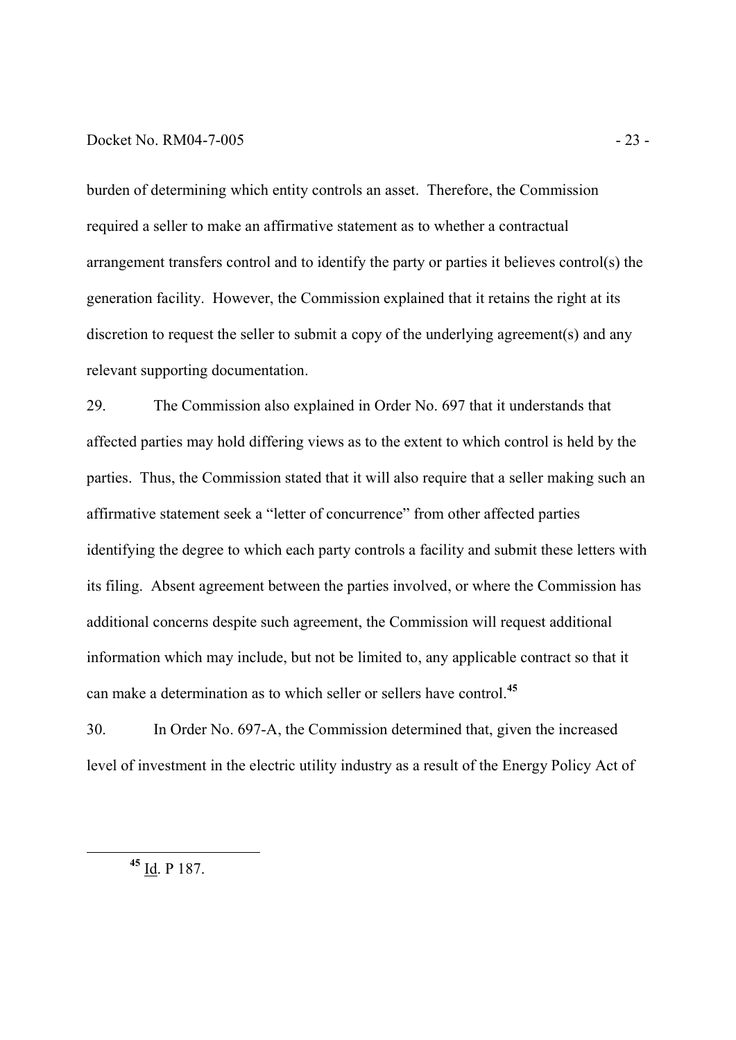burden of determining which entity controls an asset. Therefore, the Commission required a seller to make an affirmative statement as to whether a contractual arrangement transfers control and to identify the party or parties it believes control(s) the generation facility. However, the Commission explained that it retains the right at its discretion to request the seller to submit a copy of the underlying agreement(s) and any relevant supporting documentation.

29. The Commission also explained in Order No. 697 that it understands that affected parties may hold differing views as to the extent to which control is held by the parties. Thus, the Commission stated that it will also require that a seller making such an affirmative statement seek a "letter of concurrence" from other affected parties identifying the degree to which each party controls a facility and submit these letters with its filing. Absent agreement between the parties involved, or where the Commission has additional concerns despite such agreement, the Commission will request additional information which may include, but not be limited to, any applicable contract so that it can make a determination as to which seller or sellers have control.[45]

30. In Order No. 697-A, the Commission determined that, given the increased level of investment in the electric utility industry as a result of the Energy Policy Act of

---

[45] Id. P 187.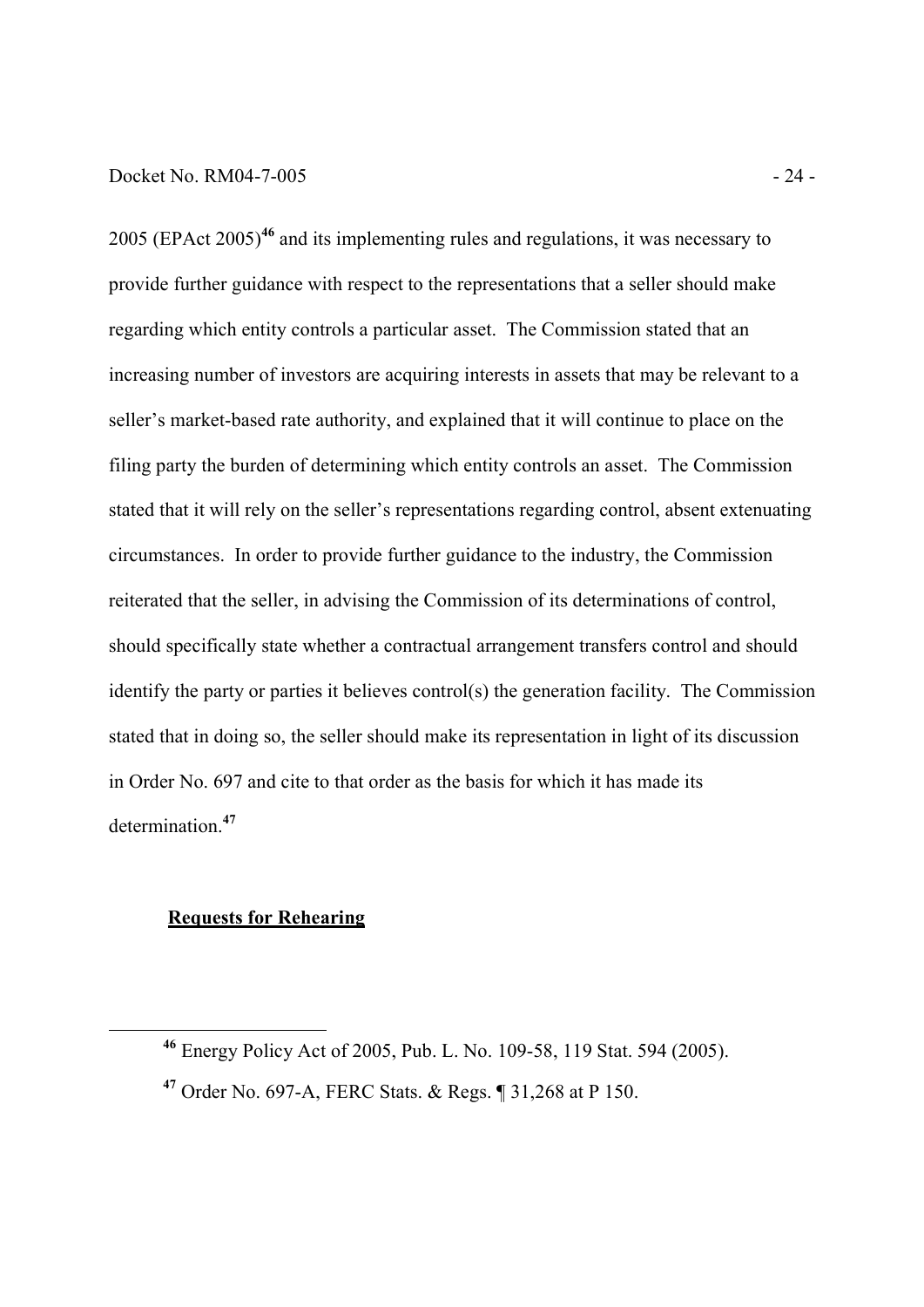2005 (EPAct 2005)[46] and its implementing rules and regulations, it was necessary to provide further guidance with respect to the representations that a seller should make regarding which entity controls a particular asset. The Commission stated that an increasing number of investors are acquiring interests in assets that may be relevant to a seller's market-based rate authority, and explained that it will continue to place on the filing party the burden of determining which entity controls an asset. The Commission stated that it will rely on the seller's representations regarding control, absent extenuating circumstances. In order to provide further guidance to the industry, the Commission reiterated that the seller, in advising the Commission of its determinations of control, should specifically state whether a contractual arrangement transfers control and should identify the party or parties it believes control(s) the generation facility. The Commission stated that in doing so, the seller should make its representation in light of its discussion in Order No. 697 and cite to that order as the basis for which it has made its determination.[47]

**Requests for Rehearing**

[46] Energy Policy Act of 2005, Pub. L. No. 109-58, 119 Stat. 594 (2005).

[47] Order No. 697-A, FERC Stats. & Regs. ¶ 31,268 at P 150.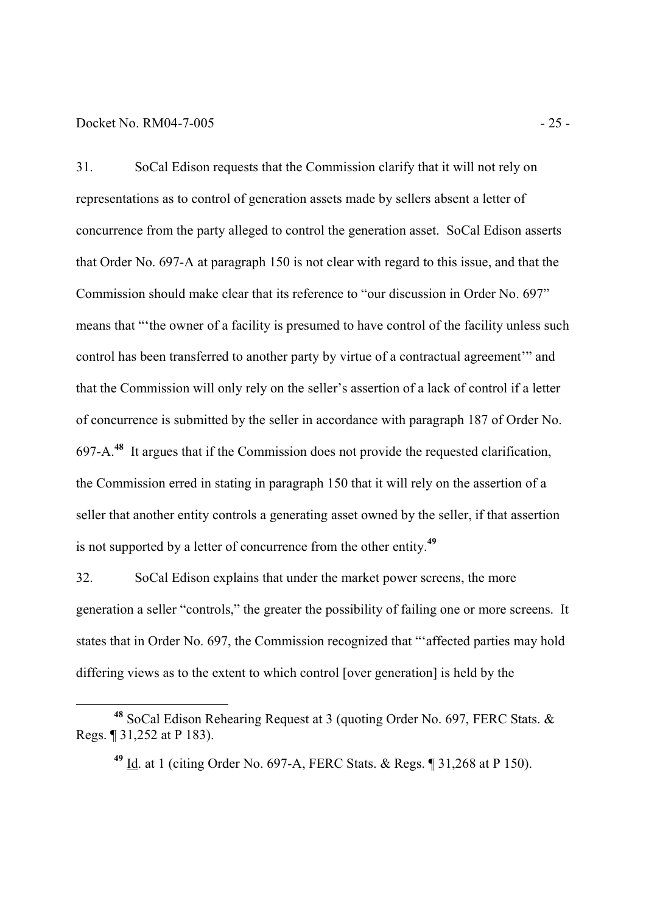31. SoCal Edison requests that the Commission clarify that it will not rely on representations as to control of generation assets made by sellers absent a letter of concurrence from the party alleged to control the generation asset. SoCal Edison asserts that Order No. 697-A at paragraph 150 is not clear with regard to this issue, and that the Commission should make clear that its reference to "our discussion in Order No. 697" means that "'the owner of a facility is presumed to have control of the facility unless such control has been transferred to another party by virtue of a contractual agreement'" and that the Commission will only rely on the seller's assertion of a lack of control if a letter of concurrence is submitted by the seller in accordance with paragraph 187 of Order No. 697-A.[48] It argues that if the Commission does not provide the requested clarification, the Commission erred in stating in paragraph 150 that it will rely on the assertion of a seller that another entity controls a generating asset owned by the seller, if that assertion is not supported by a letter of concurrence from the other entity.[49]

32. SoCal Edison explains that under the market power screens, the more generation a seller "controls," the greater the possibility of failing one or more screens. It states that in Order No. 697, the Commission recognized that "'affected parties may hold differing views as to the extent to which control [over generation] is held by the

---

[48] SoCal Edison Rehearing Request at 3 (quoting Order No. 697, FERC Stats. & Regs. ¶ 31,252 at P 183).

[49] Id. at 1 (citing Order No. 697-A, FERC Stats. & Regs. ¶ 31,268 at P 150).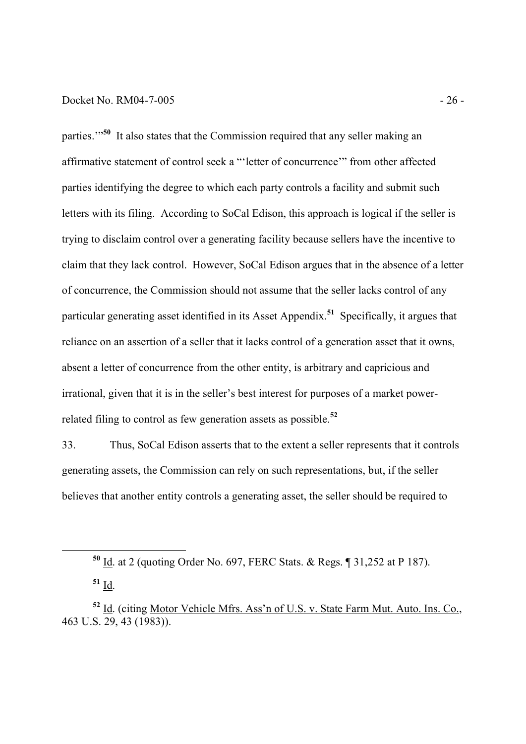parties.'"[50] It also states that the Commission required that any seller making an affirmative statement of control seek a "'letter of concurrence'" from other affected parties identifying the degree to which each party controls a facility and submit such letters with its filing. According to SoCal Edison, this approach is logical if the seller is trying to disclaim control over a generating facility because sellers have the incentive to claim that they lack control. However, SoCal Edison argues that in the absence of a letter of concurrence, the Commission should not assume that the seller lacks control of any particular generating asset identified in its Asset Appendix.[51] Specifically, it argues that reliance on an assertion of a seller that it lacks control of a generation asset that it owns, absent a letter of concurrence from the other entity, is arbitrary and capricious and irrational, given that it is in the seller's best interest for purposes of a market power-related filing to control as few generation assets as possible.[52]

33. Thus, SoCal Edison asserts that to the extent a seller represents that it controls generating assets, the Commission can rely on such representations, but, if the seller believes that another entity controls a generating asset, the seller should be required to

---

[50] Id. at 2 (quoting Order No. 697, FERC Stats. & Regs. ¶ 31,252 at P 187).

[51] Id.

[52] Id. (citing Motor Vehicle Mfrs. Ass'n of U.S. v. State Farm Mut. Auto. Ins. Co., 463 U.S. 29, 43 (1983)).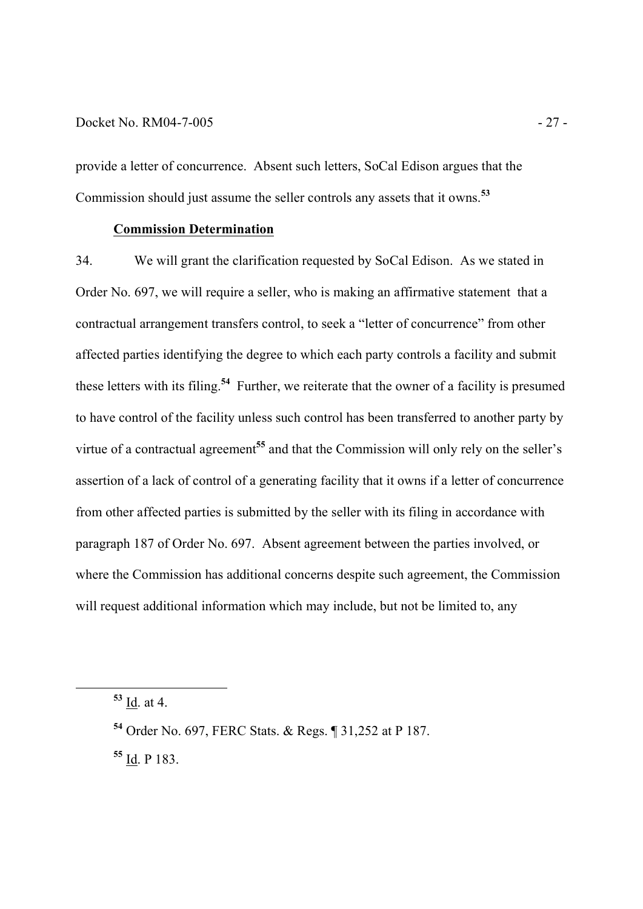provide a letter of concurrence. Absent such letters, SoCal Edison argues that the Commission should just assume the seller controls any assets that it owns.[53]

**Commission Determination**

34. We will grant the clarification requested by SoCal Edison. As we stated in Order No. 697, we will require a seller, who is making an affirmative statement that a contractual arrangement transfers control, to seek a "letter of concurrence" from other affected parties identifying the degree to which each party controls a facility and submit these letters with its filing.[54] Further, we reiterate that the owner of a facility is presumed to have control of the facility unless such control has been transferred to another party by virtue of a contractual agreement[55] and that the Commission will only rely on the seller's assertion of a lack of control of a generating facility that it owns if a letter of concurrence from other affected parties is submitted by the seller with its filing in accordance with paragraph 187 of Order No. 697. Absent agreement between the parties involved, or where the Commission has additional concerns despite such agreement, the Commission will request additional information which may include, but not be limited to, any

---

[53] Id. at 4.

[54] Order No. 697, FERC Stats. & Regs. ¶ 31,252 at P 187.

[55] Id. P 183.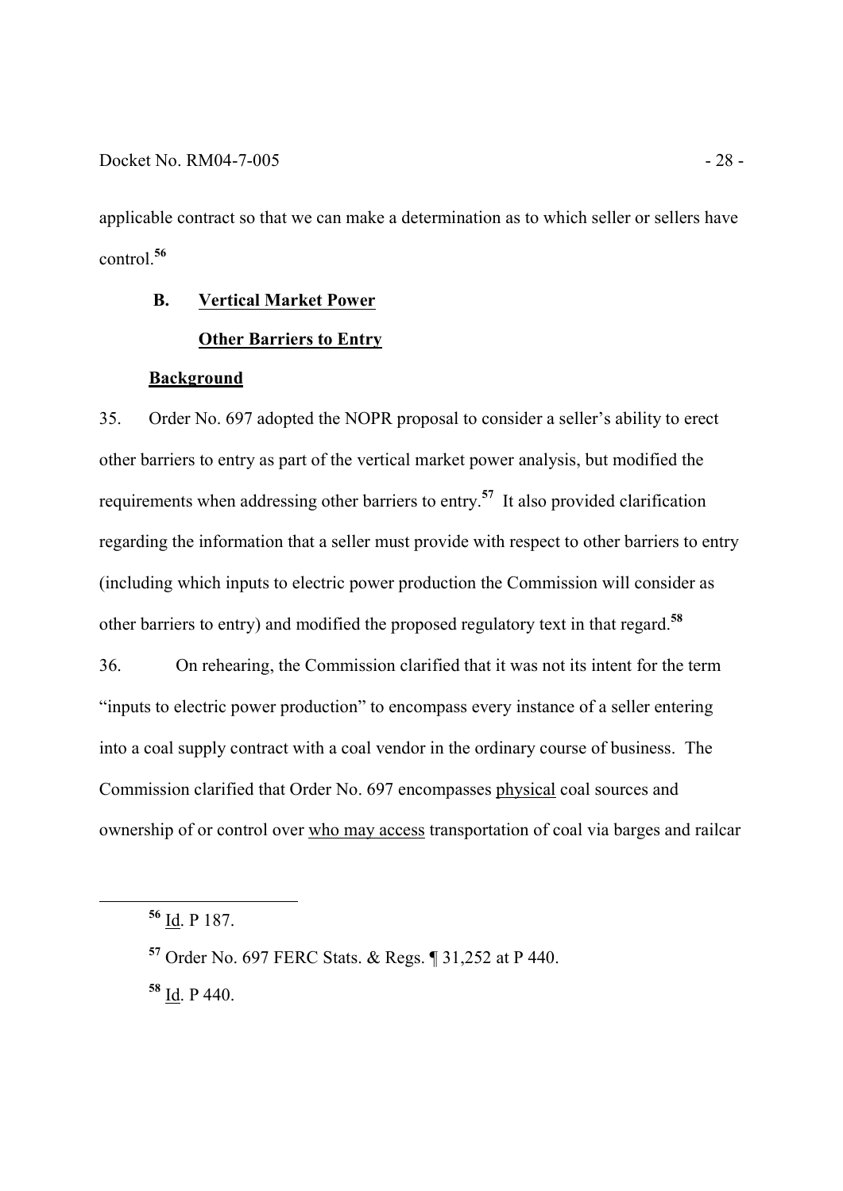applicable contract so that we can make a determination as to which seller or sellers have control.[56]

**B. Vertical Market Power**

**Other Barriers to Entry**

**Background**

35. Order No. 697 adopted the NOPR proposal to consider a seller's ability to erect other barriers to entry as part of the vertical market power analysis, but modified the requirements when addressing other barriers to entry.[57] It also provided clarification regarding the information that a seller must provide with respect to other barriers to entry (including which inputs to electric power production the Commission will consider as other barriers to entry) and modified the proposed regulatory text in that regard.[58]

36. On rehearing, the Commission clarified that it was not its intent for the term "inputs to electric power production" to encompass every instance of a seller entering into a coal supply contract with a coal vendor in the ordinary course of business. The Commission clarified that Order No. 697 encompasses physical coal sources and ownership of or control over who may access transportation of coal via barges and railcar

---

[56] Id. P 187.

[57] Order No. 697 FERC Stats. & Regs. ¶ 31,252 at P 440.

[58] Id. P 440.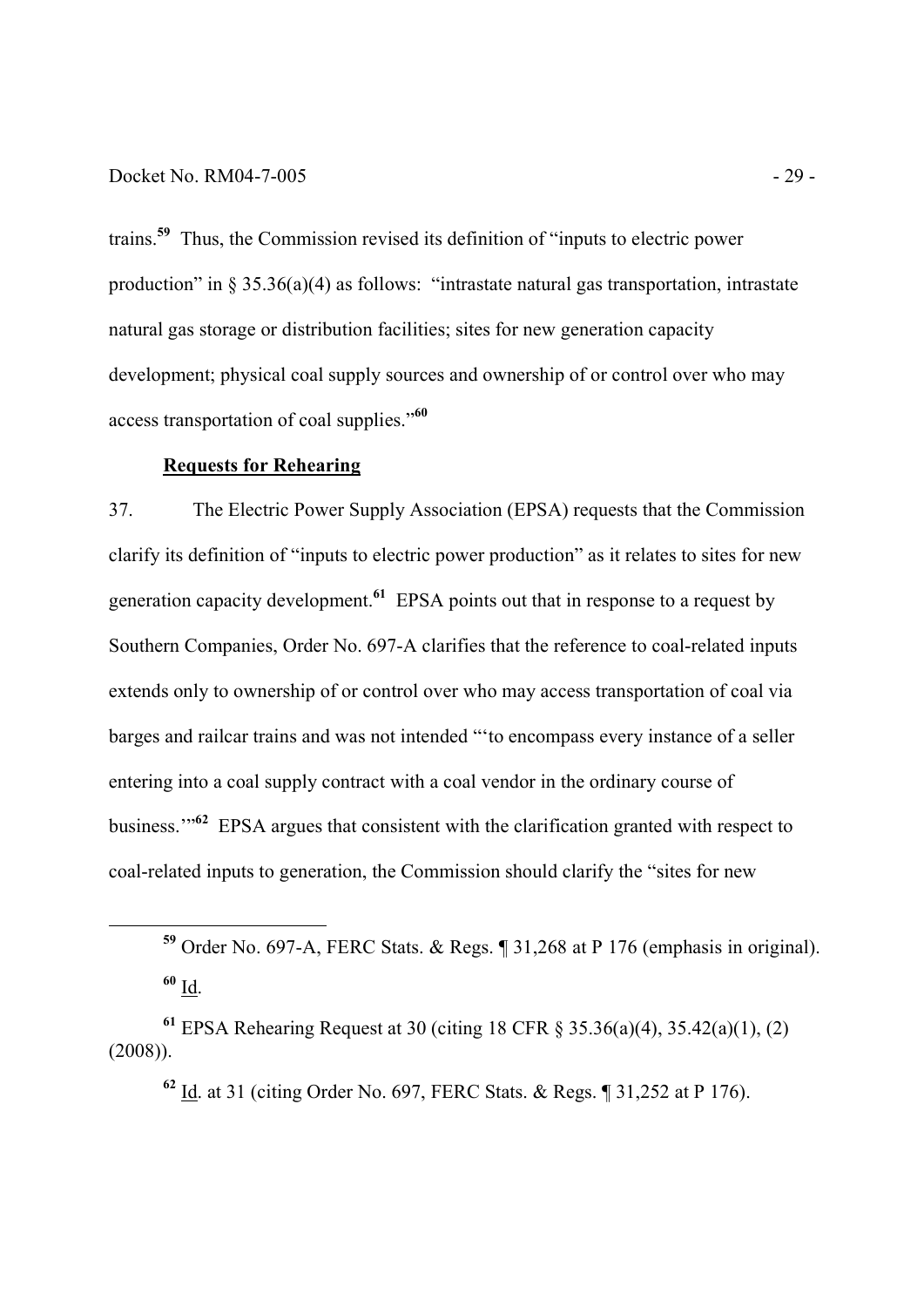trains.[59] Thus, the Commission revised its definition of "inputs to electric power production" in § 35.36(a)(4) as follows: "intrastate natural gas transportation, intrastate natural gas storage or distribution facilities; sites for new generation capacity development; physical coal supply sources and ownership of or control over who may access transportation of coal supplies."[60]

**Requests for Rehearing**

37. The Electric Power Supply Association (EPSA) requests that the Commission clarify its definition of "inputs to electric power production" as it relates to sites for new generation capacity development.[61] EPSA points out that in response to a request by Southern Companies, Order No. 697-A clarifies that the reference to coal-related inputs extends only to ownership of or control over who may access transportation of coal via barges and railcar trains and was not intended "'to encompass every instance of a seller entering into a coal supply contract with a coal vendor in the ordinary course of business.'"[62] EPSA argues that consistent with the clarification granted with respect to coal-related inputs to generation, the Commission should clarify the "sites for new

---

[59] Order No. 697-A, FERC Stats. & Regs. ¶ 31,268 at P 176 (emphasis in original).

[60] Id.

[61] EPSA Rehearing Request at 30 (citing 18 CFR § 35.36(a)(4), 35.42(a)(1), (2) (2008)).

[62] Id. at 31 (citing Order No. 697, FERC Stats. & Regs. ¶ 31,252 at P 176).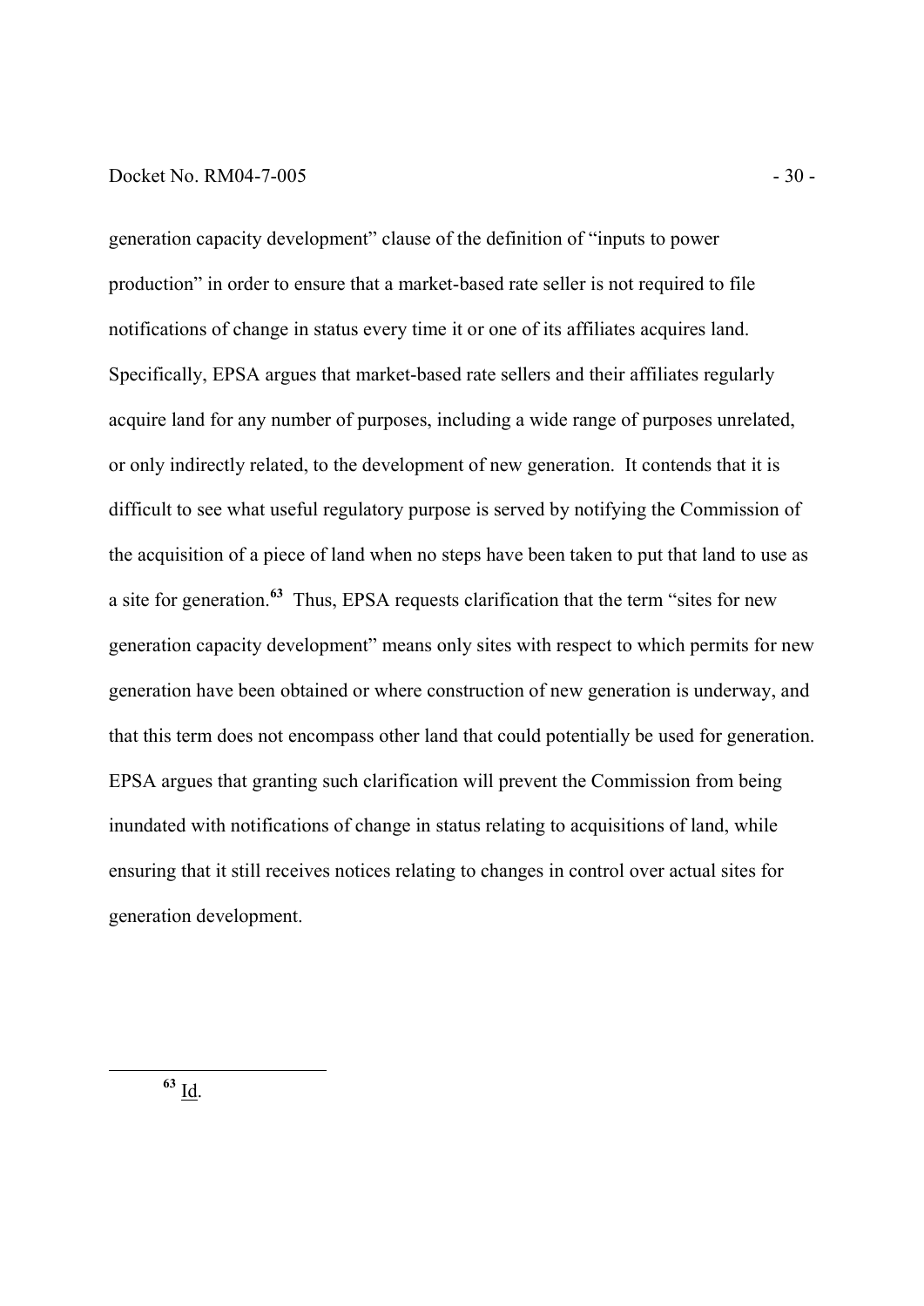generation capacity development" clause of the definition of "inputs to power production" in order to ensure that a market-based rate seller is not required to file notifications of change in status every time it or one of its affiliates acquires land. Specifically, EPSA argues that market-based rate sellers and their affiliates regularly acquire land for any number of purposes, including a wide range of purposes unrelated, or only indirectly related, to the development of new generation. It contends that it is difficult to see what useful regulatory purpose is served by notifying the Commission of the acquisition of a piece of land when no steps have been taken to put that land to use as a site for generation.[63] Thus, EPSA requests clarification that the term "sites for new generation capacity development" means only sites with respect to which permits for new generation have been obtained or where construction of new generation is underway, and that this term does not encompass other land that could potentially be used for generation. EPSA argues that granting such clarification will prevent the Commission from being inundated with notifications of change in status relating to acquisitions of land, while ensuring that it still receives notices relating to changes in control over actual sites for generation development.

---

[63] Id.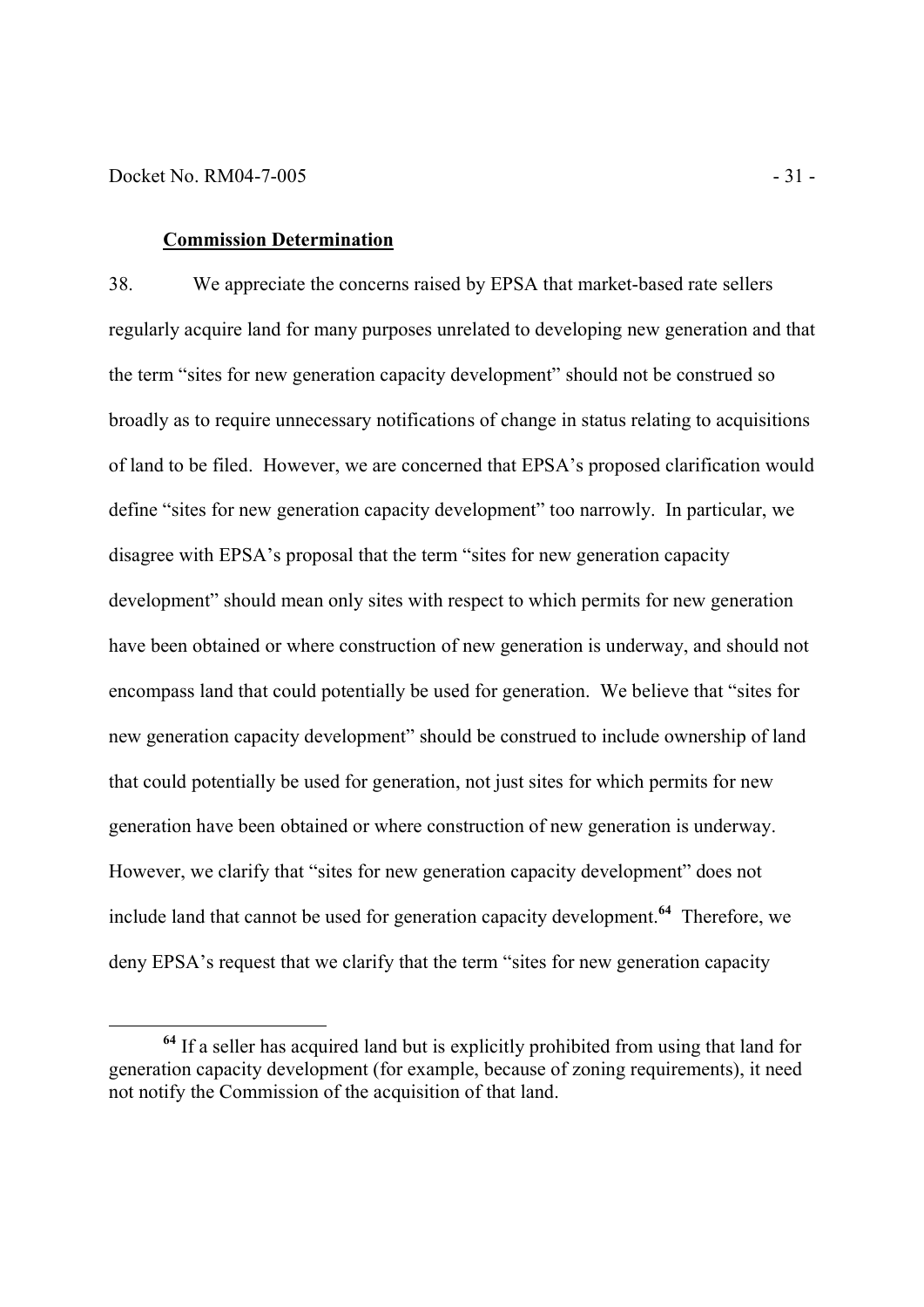**Commission Determination**

38. We appreciate the concerns raised by EPSA that market-based rate sellers regularly acquire land for many purposes unrelated to developing new generation and that the term "sites for new generation capacity development" should not be construed so broadly as to require unnecessary notifications of change in status relating to acquisitions of land to be filed. However, we are concerned that EPSA's proposed clarification would define "sites for new generation capacity development" too narrowly. In particular, we disagree with EPSA's proposal that the term "sites for new generation capacity development" should mean only sites with respect to which permits for new generation have been obtained or where construction of new generation is underway, and should not encompass land that could potentially be used for generation. We believe that "sites for new generation capacity development" should be construed to include ownership of land that could potentially be used for generation, not just sites for which permits for new generation have been obtained or where construction of new generation is underway. However, we clarify that "sites for new generation capacity development" does not include land that cannot be used for generation capacity development.[64] Therefore, we deny EPSA's request that we clarify that the term "sites for new generation capacity

[64] If a seller has acquired land but is explicitly prohibited from using that land for generation capacity development (for example, because of zoning requirements), it need not notify the Commission of the acquisition of that land.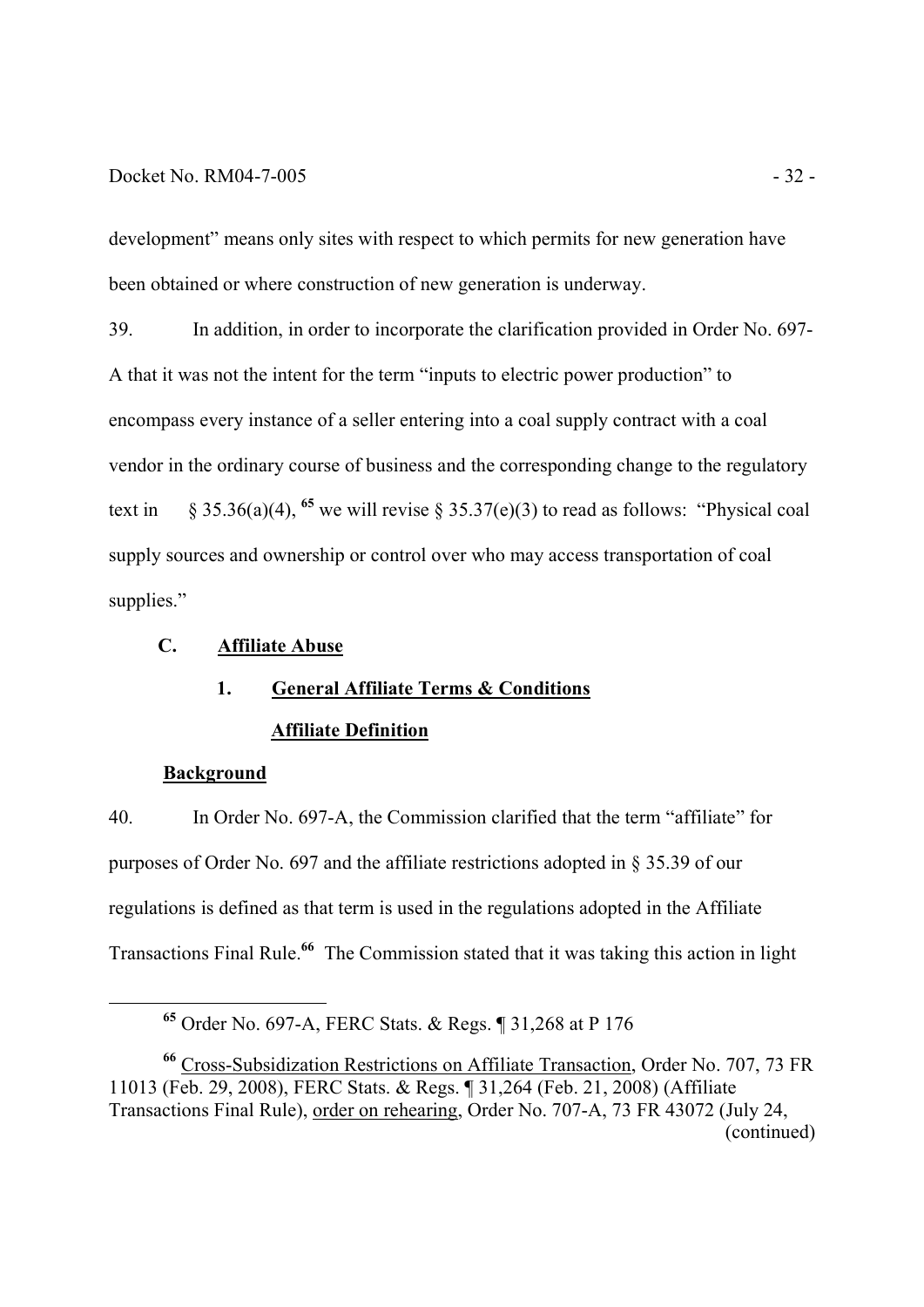development" means only sites with respect to which permits for new generation have been obtained or where construction of new generation is underway.

39. In addition, in order to incorporate the clarification provided in Order No. 697-A that it was not the intent for the term "inputs to electric power production" to encompass every instance of a seller entering into a coal supply contract with a coal vendor in the ordinary course of business and the corresponding change to the regulatory text in § 35.36(a)(4), [65] we will revise § 35.37(e)(3) to read as follows: "Physical coal supply sources and ownership or control over who may access transportation of coal supplies."

### C. Affiliate Abuse

#### 1. General Affiliate Terms & Conditions

**Affiliate Definition**

**Background**

40. In Order No. 697-A, the Commission clarified that the term "affiliate" for purposes of Order No. 697 and the affiliate restrictions adopted in § 35.39 of our regulations is defined as that term is used in the regulations adopted in the Affiliate Transactions Final Rule.[66] The Commission stated that it was taking this action in light

---

[65] Order No. 697-A, FERC Stats. & Regs. ¶ 31,268 at P 176

[66] Cross-Subsidization Restrictions on Affiliate Transaction, Order No. 707, 73 FR 11013 (Feb. 29, 2008), FERC Stats. & Regs. ¶ 31,264 (Feb. 21, 2008) (Affiliate Transactions Final Rule), order on rehearing, Order No. 707-A, 73 FR 43072 (July 24, (continued)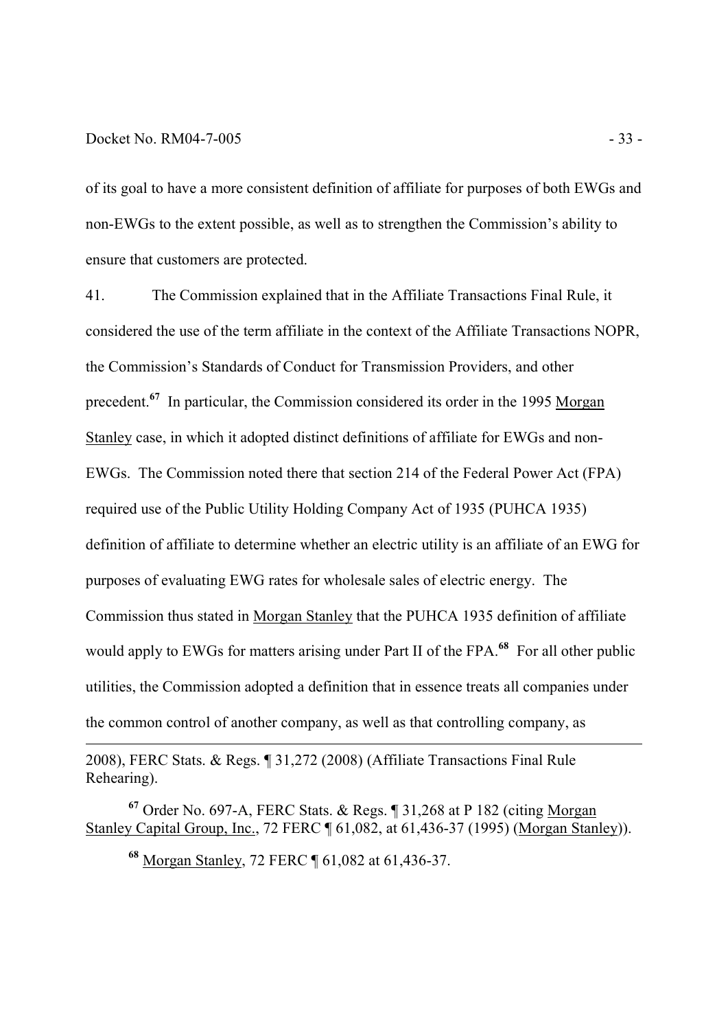of its goal to have a more consistent definition of affiliate for purposes of both EWGs and non-EWGs to the extent possible, as well as to strengthen the Commission's ability to ensure that customers are protected.

41. The Commission explained that in the Affiliate Transactions Final Rule, it considered the use of the term affiliate in the context of the Affiliate Transactions NOPR, the Commission's Standards of Conduct for Transmission Providers, and other precedent.[67] In particular, the Commission considered its order in the 1995 Morgan Stanley case, in which it adopted distinct definitions of affiliate for EWGs and non-EWGs. The Commission noted there that section 214 of the Federal Power Act (FPA) required use of the Public Utility Holding Company Act of 1935 (PUHCA 1935) definition of affiliate to determine whether an electric utility is an affiliate of an EWG for purposes of evaluating EWG rates for wholesale sales of electric energy. The Commission thus stated in Morgan Stanley that the PUHCA 1935 definition of affiliate would apply to EWGs for matters arising under Part II of the FPA.[68] For all other public utilities, the Commission adopted a definition that in essence treats all companies under the common control of another company, as well as that controlling company, as

---

2008), FERC Stats. & Regs. ¶ 31,272 (2008) (Affiliate Transactions Final Rule Rehearing).

[67] Order No. 697-A, FERC Stats. & Regs. ¶ 31,268 at P 182 (citing Morgan Stanley Capital Group, Inc., 72 FERC ¶ 61,082, at 61,436-37 (1995) (Morgan Stanley)).

[68] Morgan Stanley, 72 FERC ¶ 61,082 at 61,436-37.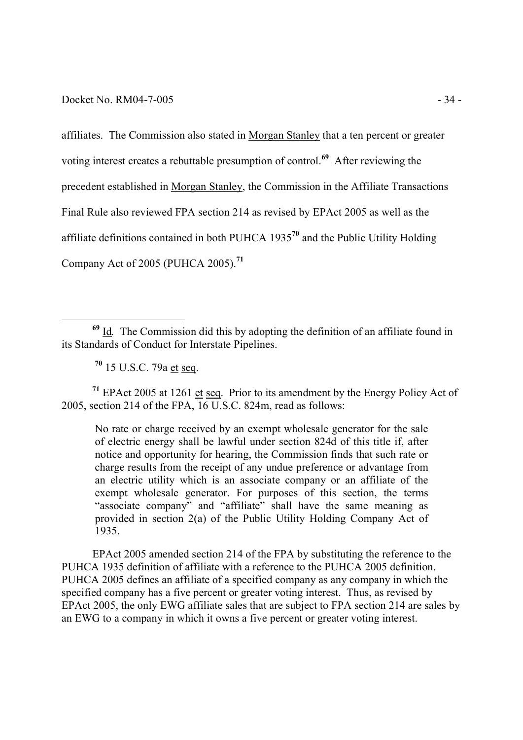affiliates. The Commission also stated in Morgan Stanley that a ten percent or greater voting interest creates a rebuttable presumption of control.[69] After reviewing the precedent established in Morgan Stanley, the Commission in the Affiliate Transactions Final Rule also reviewed FPA section 214 as revised by EPAct 2005 as well as the affiliate definitions contained in both PUHCA 1935[70] and the Public Utility Holding Company Act of 2005 (PUHCA 2005).[71]

---

[69] Id. The Commission did this by adopting the definition of an affiliate found in its Standards of Conduct for Interstate Pipelines.

[70] 15 U.S.C. 79a et seq.

[71] EPAct 2005 at 1261 et seq. Prior to its amendment by the Energy Policy Act of 2005, section 214 of the FPA, 16 U.S.C. 824m, read as follows:

> No rate or charge received by an exempt wholesale generator for the sale of electric energy shall be lawful under section 824d of this title if, after notice and opportunity for hearing, the Commission finds that such rate or charge results from the receipt of any undue preference or advantage from an electric utility which is an associate company or an affiliate of the exempt wholesale generator. For purposes of this section, the terms "associate company" and "affiliate" shall have the same meaning as provided in section 2(a) of the Public Utility Holding Company Act of 1935.

EPAct 2005 amended section 214 of the FPA by substituting the reference to the PUHCA 1935 definition of affiliate with a reference to the PUHCA 2005 definition. PUHCA 2005 defines an affiliate of a specified company as any company in which the specified company has a five percent or greater voting interest. Thus, as revised by EPAct 2005, the only EWG affiliate sales that are subject to FPA section 214 are sales by an EWG to a company in which it owns a five percent or greater voting interest.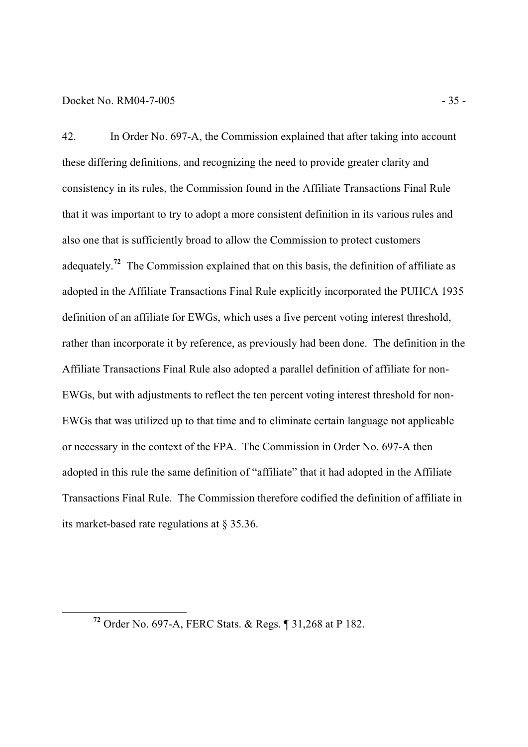42. In Order No. 697-A, the Commission explained that after taking into account these differing definitions, and recognizing the need to provide greater clarity and consistency in its rules, the Commission found in the Affiliate Transactions Final Rule that it was important to try to adopt a more consistent definition in its various rules and also one that is sufficiently broad to allow the Commission to protect customers adequately.[72] The Commission explained that on this basis, the definition of affiliate as adopted in the Affiliate Transactions Final Rule explicitly incorporated the PUHCA 1935 definition of an affiliate for EWGs, which uses a five percent voting interest threshold, rather than incorporate it by reference, as previously had been done. The definition in the Affiliate Transactions Final Rule also adopted a parallel definition of affiliate for non-EWGs, but with adjustments to reflect the ten percent voting interest threshold for non-EWGs that was utilized up to that time and to eliminate certain language not applicable or necessary in the context of the FPA. The Commission in Order No. 697-A then adopted in this rule the same definition of "affiliate" that it had adopted in the Affiliate Transactions Final Rule. The Commission therefore codified the definition of affiliate in its market-based rate regulations at § 35.36.

[72] Order No. 697-A, FERC Stats. & Regs. ¶ 31,268 at P 182.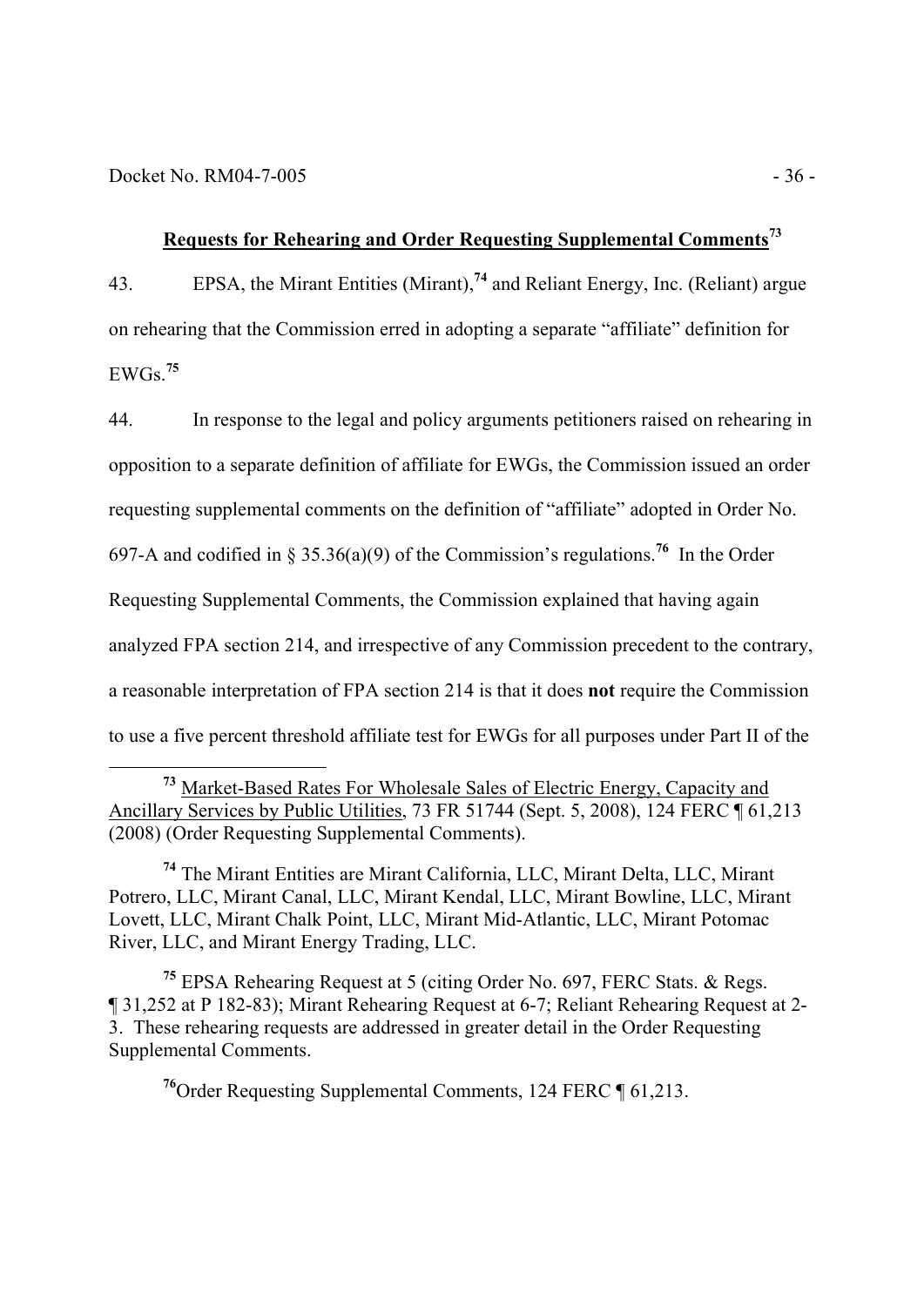## **Requests for Rehearing and Order Requesting Supplemental Comments**[73]

43. EPSA, the Mirant Entities (Mirant),[74] and Reliant Energy, Inc. (Reliant) argue on rehearing that the Commission erred in adopting a separate "affiliate" definition for EWGs.[75]

44. In response to the legal and policy arguments petitioners raised on rehearing in opposition to a separate definition of affiliate for EWGs, the Commission issued an order requesting supplemental comments on the definition of "affiliate" adopted in Order No. 697-A and codified in § 35.36(a)(9) of the Commission's regulations.[76] In the Order Requesting Supplemental Comments, the Commission explained that having again analyzed FPA section 214, and irrespective of any Commission precedent to the contrary, a reasonable interpretation of FPA section 214 is that it does **not** require the Commission to use a five percent threshold affiliate test for EWGs for all purposes under Part II of the

---

[73] Market-Based Rates For Wholesale Sales of Electric Energy, Capacity and Ancillary Services by Public Utilities, 73 FR 51744 (Sept. 5, 2008), 124 FERC ¶ 61,213 (2008) (Order Requesting Supplemental Comments).

[74] The Mirant Entities are Mirant California, LLC, Mirant Delta, LLC, Mirant Potrero, LLC, Mirant Canal, LLC, Mirant Kendal, LLC, Mirant Bowline, LLC, Mirant Lovett, LLC, Mirant Chalk Point, LLC, Mirant Mid-Atlantic, LLC, Mirant Potomac River, LLC, and Mirant Energy Trading, LLC.

[75] EPSA Rehearing Request at 5 (citing Order No. 697, FERC Stats. & Regs. ¶ 31,252 at P 182-83); Mirant Rehearing Request at 6-7; Reliant Rehearing Request at 2-3. These rehearing requests are addressed in greater detail in the Order Requesting Supplemental Comments.

[76] Order Requesting Supplemental Comments, 124 FERC ¶ 61,213.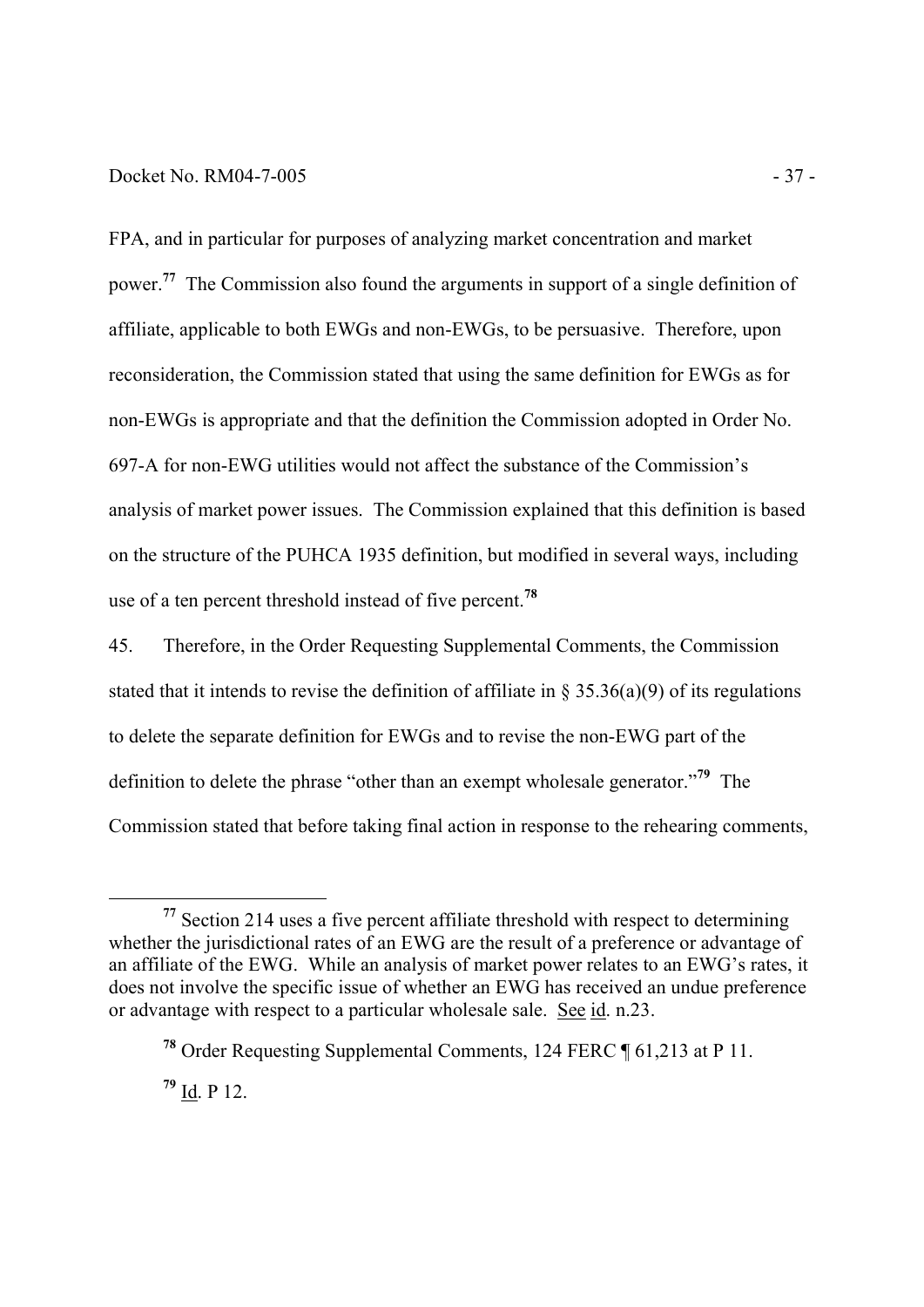FPA, and in particular for purposes of analyzing market concentration and market power.[77] The Commission also found the arguments in support of a single definition of affiliate, applicable to both EWGs and non-EWGs, to be persuasive. Therefore, upon reconsideration, the Commission stated that using the same definition for EWGs as for non-EWGs is appropriate and that the definition the Commission adopted in Order No. 697-A for non-EWG utilities would not affect the substance of the Commission's analysis of market power issues. The Commission explained that this definition is based on the structure of the PUHCA 1935 definition, but modified in several ways, including use of a ten percent threshold instead of five percent.[78]

45. Therefore, in the Order Requesting Supplemental Comments, the Commission stated that it intends to revise the definition of affiliate in § 35.36(a)(9) of its regulations to delete the separate definition for EWGs and to revise the non-EWG part of the definition to delete the phrase "other than an exempt wholesale generator."[79] The Commission stated that before taking final action in response to the rehearing comments,

---

[77] Section 214 uses a five percent affiliate threshold with respect to determining whether the jurisdictional rates of an EWG are the result of a preference or advantage of an affiliate of the EWG. While an analysis of market power relates to an EWG's rates, it does not involve the specific issue of whether an EWG has received an undue preference or advantage with respect to a particular wholesale sale. See id. n.23.

[78] Order Requesting Supplemental Comments, 124 FERC ¶ 61,213 at P 11.

[79] Id. P 12.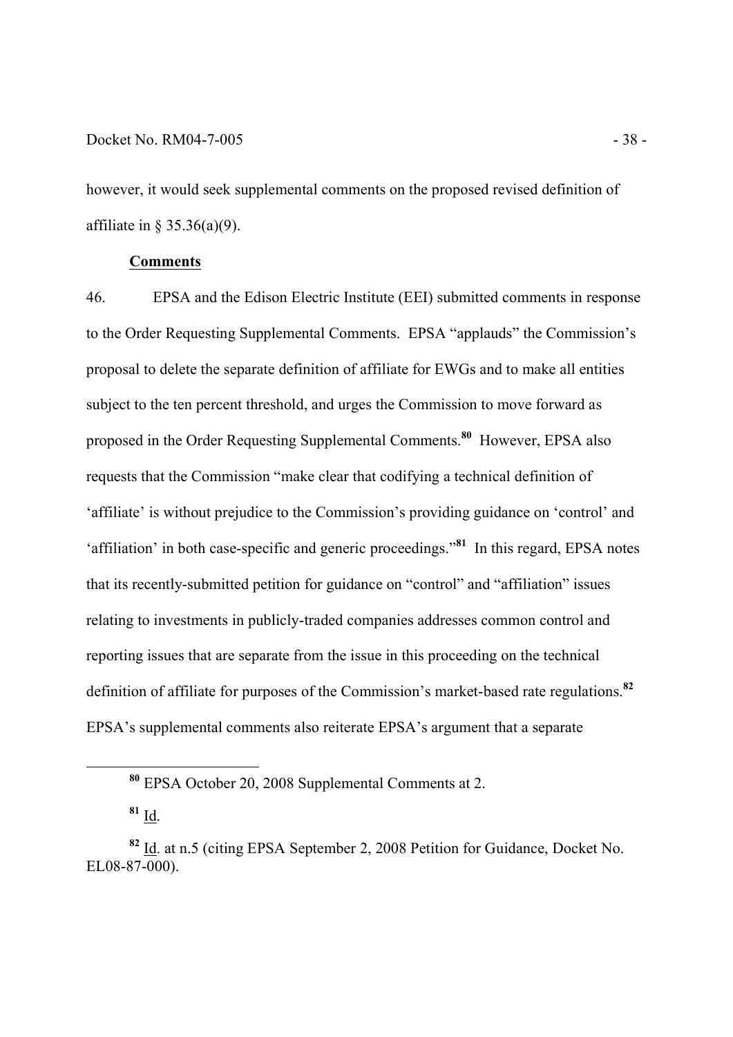however, it would seek supplemental comments on the proposed revised definition of affiliate in § 35.36(a)(9).

**Comments**

46. EPSA and the Edison Electric Institute (EEI) submitted comments in response to the Order Requesting Supplemental Comments. EPSA "applauds" the Commission's proposal to delete the separate definition of affiliate for EWGs and to make all entities subject to the ten percent threshold, and urges the Commission to move forward as proposed in the Order Requesting Supplemental Comments.[80] However, EPSA also requests that the Commission "make clear that codifying a technical definition of 'affiliate' is without prejudice to the Commission's providing guidance on 'control' and 'affiliation' in both case-specific and generic proceedings."[81] In this regard, EPSA notes that its recently-submitted petition for guidance on "control" and "affiliation" issues relating to investments in publicly-traded companies addresses common control and reporting issues that are separate from the issue in this proceeding on the technical definition of affiliate for purposes of the Commission's market-based rate regulations.[82] EPSA's supplemental comments also reiterate EPSA's argument that a separate

[80] EPSA October 20, 2008 Supplemental Comments at 2.

[81] Id.

[82] Id. at n.5 (citing EPSA September 2, 2008 Petition for Guidance, Docket No. EL08-87-000).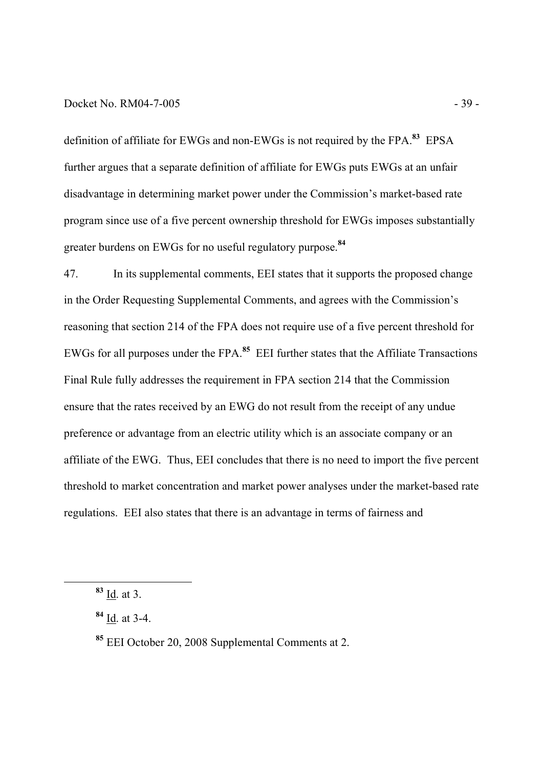definition of affiliate for EWGs and non-EWGs is not required by the FPA.[83] EPSA further argues that a separate definition of affiliate for EWGs puts EWGs at an unfair disadvantage in determining market power under the Commission's market-based rate program since use of a five percent ownership threshold for EWGs imposes substantially greater burdens on EWGs for no useful regulatory purpose.[84]

47. In its supplemental comments, EEI states that it supports the proposed change in the Order Requesting Supplemental Comments, and agrees with the Commission's reasoning that section 214 of the FPA does not require use of a five percent threshold for EWGs for all purposes under the FPA.[85] EEI further states that the Affiliate Transactions Final Rule fully addresses the requirement in FPA section 214 that the Commission ensure that the rates received by an EWG do not result from the receipt of any undue preference or advantage from an electric utility which is an associate company or an affiliate of the EWG. Thus, EEI concludes that there is no need to import the five percent threshold to market concentration and market power analyses under the market-based rate regulations. EEI also states that there is an advantage in terms of fairness and

---

[83] Id. at 3.

[84] Id. at 3-4.

[85] EEI October 20, 2008 Supplemental Comments at 2.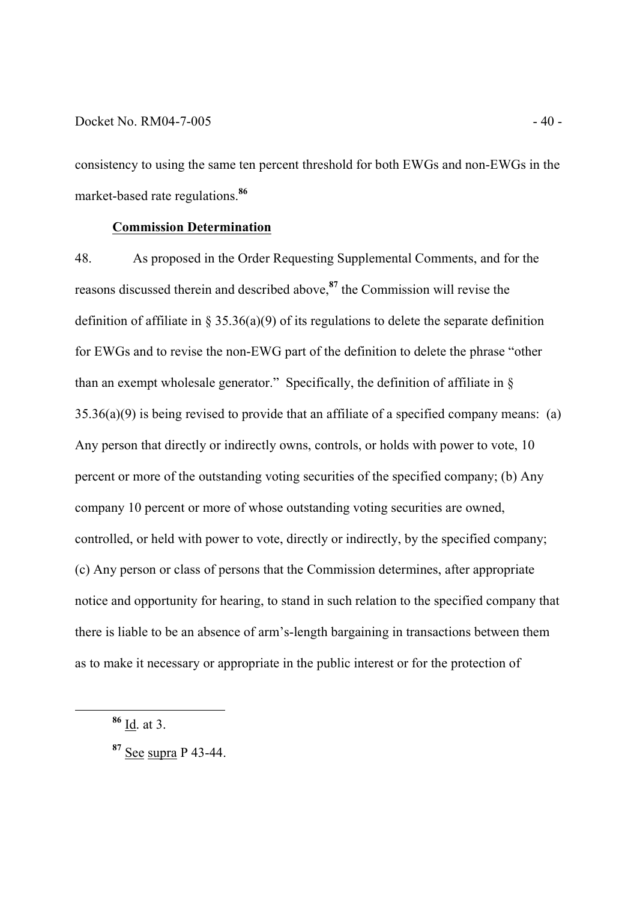consistency to using the same ten percent threshold for both EWGs and non-EWGs in the market-based rate regulations.[86]

**Commission Determination**

48. As proposed in the Order Requesting Supplemental Comments, and for the reasons discussed therein and described above,[87] the Commission will revise the definition of affiliate in § 35.36(a)(9) of its regulations to delete the separate definition for EWGs and to revise the non-EWG part of the definition to delete the phrase "other than an exempt wholesale generator." Specifically, the definition of affiliate in § 35.36(a)(9) is being revised to provide that an affiliate of a specified company means: (a) Any person that directly or indirectly owns, controls, or holds with power to vote, 10 percent or more of the outstanding voting securities of the specified company; (b) Any company 10 percent or more of whose outstanding voting securities are owned, controlled, or held with power to vote, directly or indirectly, by the specified company; (c) Any person or class of persons that the Commission determines, after appropriate notice and opportunity for hearing, to stand in such relation to the specified company that there is liable to be an absence of arm's-length bargaining in transactions between them as to make it necessary or appropriate in the public interest or for the protection of

[86] Id. at 3.

[87] See supra P 43-44.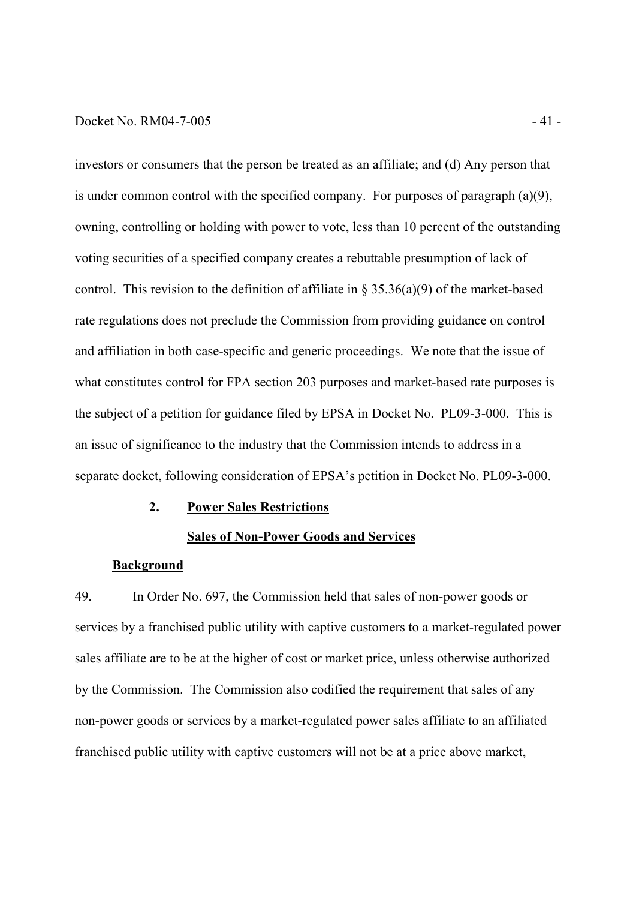investors or consumers that the person be treated as an affiliate; and (d) Any person that is under common control with the specified company. For purposes of paragraph (a)(9), owning, controlling or holding with power to vote, less than 10 percent of the outstanding voting securities of a specified company creates a rebuttable presumption of lack of control. This revision to the definition of affiliate in § 35.36(a)(9) of the market-based rate regulations does not preclude the Commission from providing guidance on control and affiliation in both case-specific and generic proceedings. We note that the issue of what constitutes control for FPA section 203 purposes and market-based rate purposes is the subject of a petition for guidance filed by EPSA in Docket No. PL09-3-000. This is an issue of significance to the industry that the Commission intends to address in a separate docket, following consideration of EPSA's petition in Docket No. PL09-3-000.

## 2. Power Sales Restrictions

### Sales of Non-Power Goods and Services

#### Background

49. In Order No. 697, the Commission held that sales of non-power goods or services by a franchised public utility with captive customers to a market-regulated power sales affiliate are to be at the higher of cost or market price, unless otherwise authorized by the Commission. The Commission also codified the requirement that sales of any non-power goods or services by a market-regulated power sales affiliate to an affiliated franchised public utility with captive customers will not be at a price above market,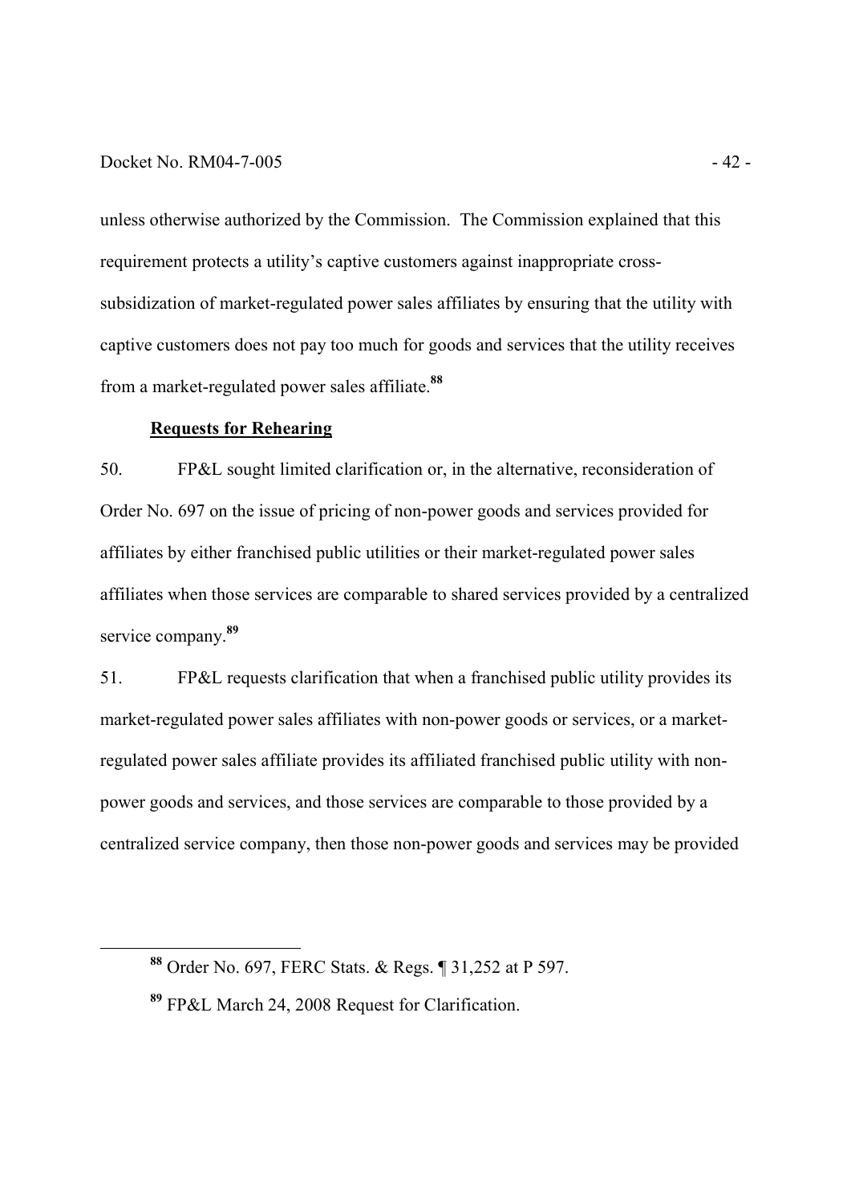unless otherwise authorized by the Commission. The Commission explained that this requirement protects a utility's captive customers against inappropriate cross-subsidization of market-regulated power sales affiliates by ensuring that the utility with captive customers does not pay too much for goods and services that the utility receives from a market-regulated power sales affiliate.[88]

**Requests for Rehearing**

50. FP&L sought limited clarification or, in the alternative, reconsideration of Order No. 697 on the issue of pricing of non-power goods and services provided for affiliates by either franchised public utilities or their market-regulated power sales affiliates when those services are comparable to shared services provided by a centralized service company.[89]

51. FP&L requests clarification that when a franchised public utility provides its market-regulated power sales affiliates with non-power goods or services, or a market-regulated power sales affiliate provides its affiliated franchised public utility with non-power goods and services, and those services are comparable to those provided by a centralized service company, then those non-power goods and services may be provided

[88] Order No. 697, FERC Stats. & Regs. ¶ 31,252 at P 597.

[89] FP&L March 24, 2008 Request for Clarification.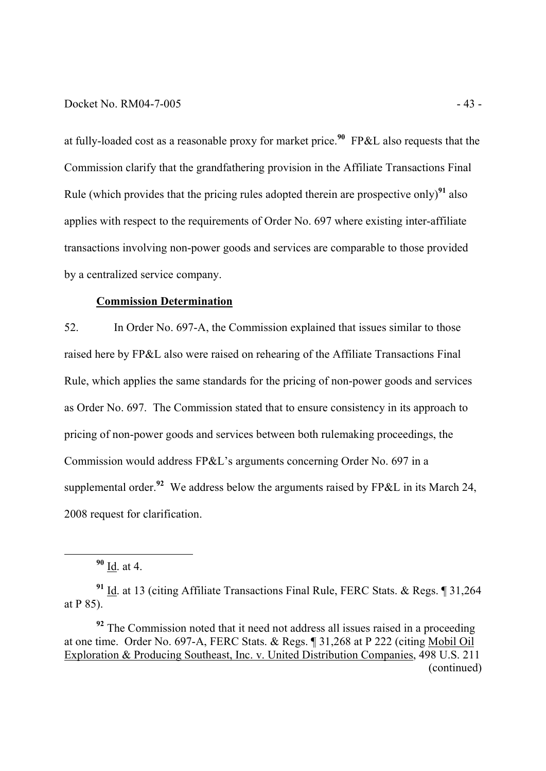at fully-loaded cost as a reasonable proxy for market price.[90] FP&L also requests that the Commission clarify that the grandfathering provision in the Affiliate Transactions Final Rule (which provides that the pricing rules adopted therein are prospective only)[91] also applies with respect to the requirements of Order No. 697 where existing inter-affiliate transactions involving non-power goods and services are comparable to those provided by a centralized service company.

**Commission Determination**

52. In Order No. 697-A, the Commission explained that issues similar to those raised here by FP&L also were raised on rehearing of the Affiliate Transactions Final Rule, which applies the same standards for the pricing of non-power goods and services as Order No. 697. The Commission stated that to ensure consistency in its approach to pricing of non-power goods and services between both rulemaking proceedings, the Commission would address FP&L's arguments concerning Order No. 697 in a supplemental order.[92] We address below the arguments raised by FP&L in its March 24, 2008 request for clarification.

---

[90] Id. at 4.

[91] Id. at 13 (citing Affiliate Transactions Final Rule, FERC Stats. & Regs. ¶ 31,264 at P 85).

[92] The Commission noted that it need not address all issues raised in a proceeding at one time. Order No. 697-A, FERC Stats. & Regs. ¶ 31,268 at P 222 (citing Mobil Oil Exploration & Producing Southeast, Inc. v. United Distribution Companies, 498 U.S. 211 (continued)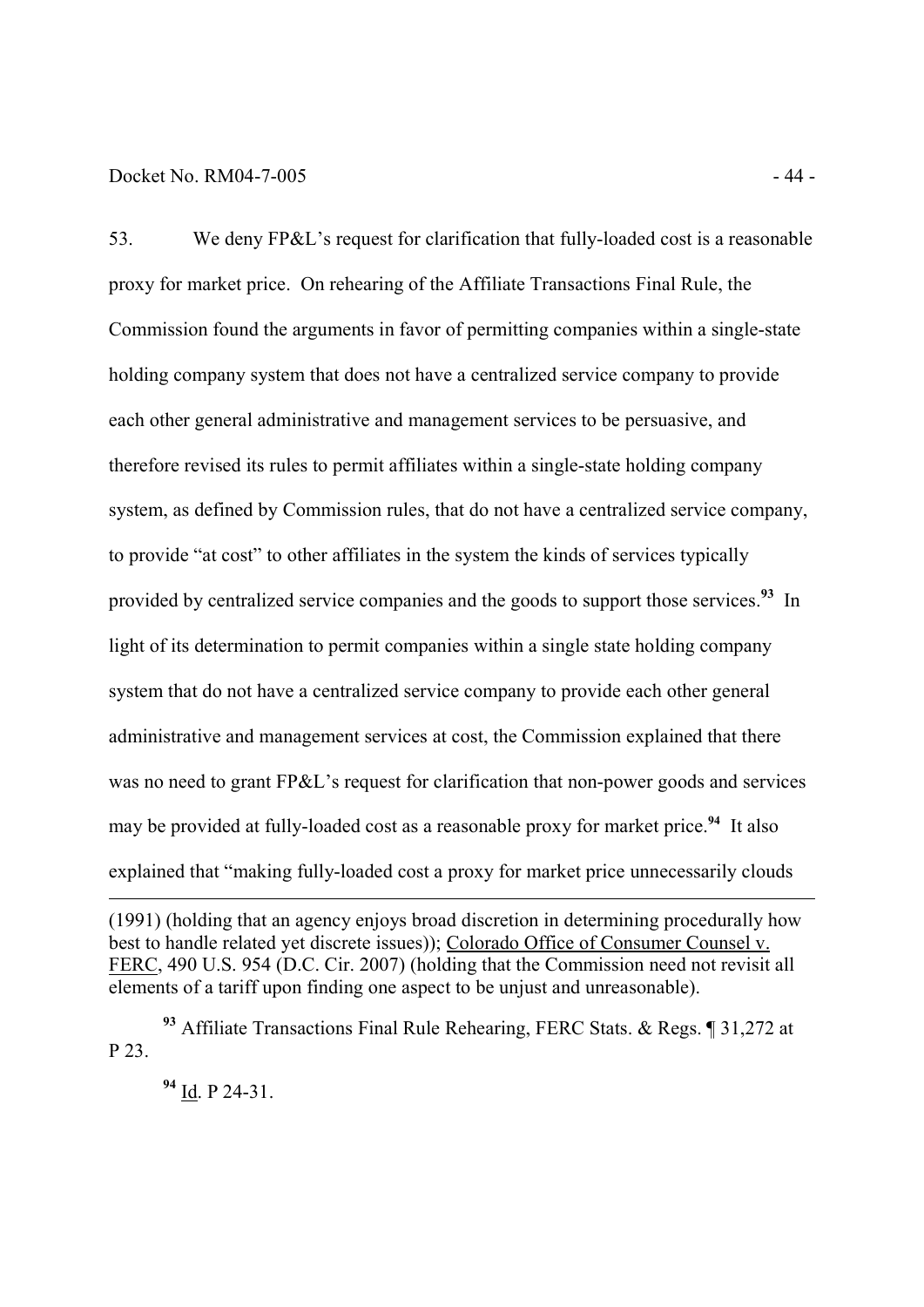53. We deny FP&L's request for clarification that fully-loaded cost is a reasonable proxy for market price. On rehearing of the Affiliate Transactions Final Rule, the Commission found the arguments in favor of permitting companies within a single-state holding company system that does not have a centralized service company to provide each other general administrative and management services to be persuasive, and therefore revised its rules to permit affiliates within a single-state holding company system, as defined by Commission rules, that do not have a centralized service company, to provide "at cost" to other affiliates in the system the kinds of services typically provided by centralized service companies and the goods to support those services.[93] In light of its determination to permit companies within a single state holding company system that do not have a centralized service company to provide each other general administrative and management services at cost, the Commission explained that there was no need to grant FP&L's request for clarification that non-power goods and services may be provided at fully-loaded cost as a reasonable proxy for market price.[94] It also explained that "making fully-loaded cost a proxy for market price unnecessarily clouds

---

(1991) (holding that an agency enjoys broad discretion in determining procedurally how best to handle related yet discrete issues)); Colorado Office of Consumer Counsel v. FERC, 490 U.S. 954 (D.C. Cir. 2007) (holding that the Commission need not revisit all elements of a tariff upon finding one aspect to be unjust and unreasonable).

[93] Affiliate Transactions Final Rule Rehearing, FERC Stats. & Regs. ¶ 31,272 at P 23.

[94] Id. P 24-31.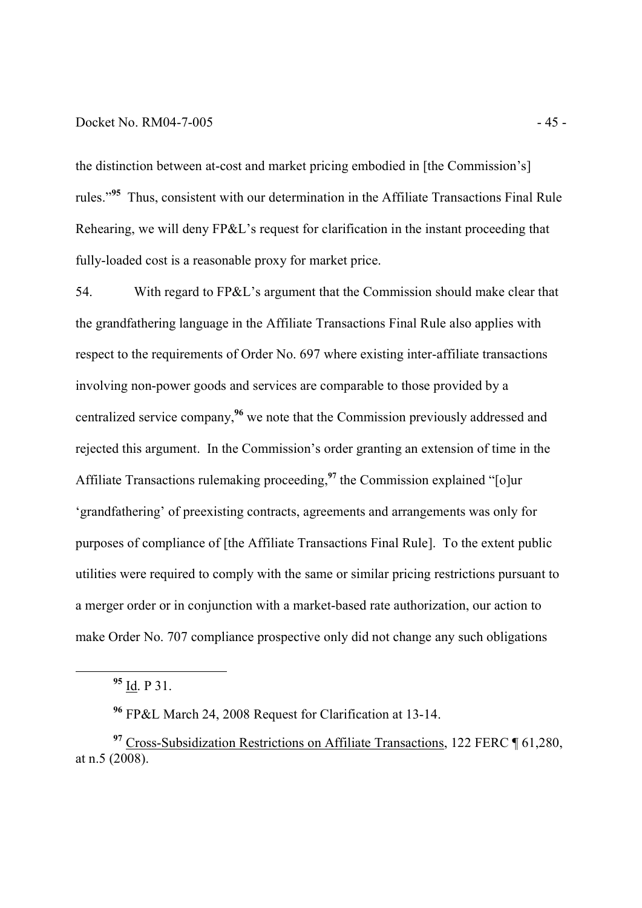the distinction between at-cost and market pricing embodied in [the Commission's] rules."[95] Thus, consistent with our determination in the Affiliate Transactions Final Rule Rehearing, we will deny FP&L's request for clarification in the instant proceeding that fully-loaded cost is a reasonable proxy for market price.

54. With regard to FP&L's argument that the Commission should make clear that the grandfathering language in the Affiliate Transactions Final Rule also applies with respect to the requirements of Order No. 697 where existing inter-affiliate transactions involving non-power goods and services are comparable to those provided by a centralized service company,[96] we note that the Commission previously addressed and rejected this argument. In the Commission's order granting an extension of time in the Affiliate Transactions rulemaking proceeding,[97] the Commission explained "[o]ur 'grandfathering' of preexisting contracts, agreements and arrangements was only for purposes of compliance of [the Affiliate Transactions Final Rule]. To the extent public utilities were required to comply with the same or similar pricing restrictions pursuant to a merger order or in conjunction with a market-based rate authorization, our action to make Order No. 707 compliance prospective only did not change any such obligations

---

[95] Id. P 31.

[96] FP&L March 24, 2008 Request for Clarification at 13-14.

[97] Cross-Subsidization Restrictions on Affiliate Transactions, 122 FERC ¶ 61,280, at n.5 (2008).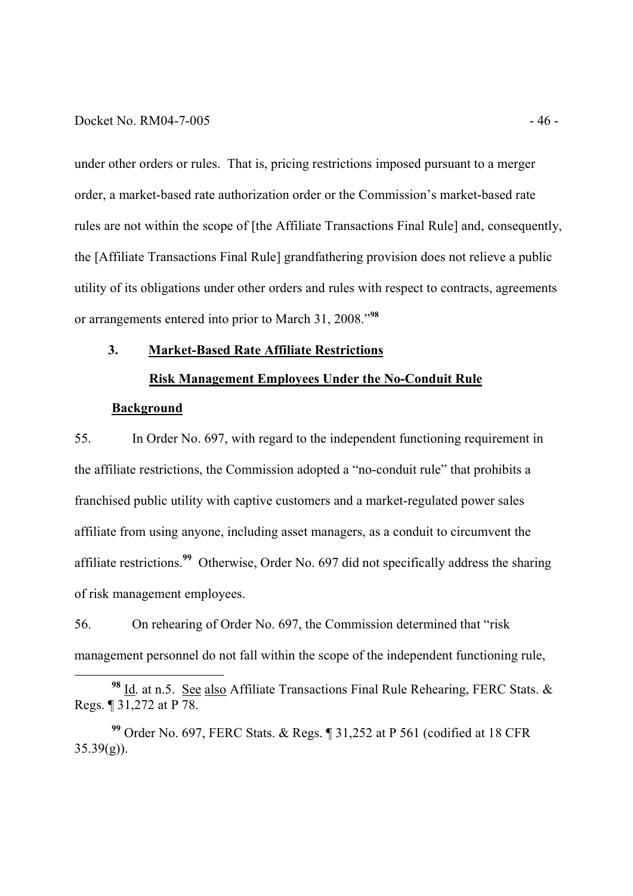under other orders or rules. That is, pricing restrictions imposed pursuant to a merger order, a market-based rate authorization order or the Commission's market-based rate rules are not within the scope of [the Affiliate Transactions Final Rule] and, consequently, the [Affiliate Transactions Final Rule] grandfathering provision does not relieve a public utility of its obligations under other orders and rules with respect to contracts, agreements or arrangements entered into prior to March 31, 2008."[98]

### 3. Market-Based Rate Affiliate Restrictions

#### Risk Management Employees Under the No-Conduit Rule

**Background**

55. In Order No. 697, with regard to the independent functioning requirement in the affiliate restrictions, the Commission adopted a "no-conduit rule" that prohibits a franchised public utility with captive customers and a market-regulated power sales affiliate from using anyone, including asset managers, as a conduit to circumvent the affiliate restrictions.[99] Otherwise, Order No. 697 did not specifically address the sharing of risk management employees.

56. On rehearing of Order No. 697, the Commission determined that "risk management personnel do not fall within the scope of the independent functioning rule,

---

[98] Id. at n.5. See also Affiliate Transactions Final Rule Rehearing, FERC Stats. & Regs. ¶ 31,272 at P 78.

[99] Order No. 697, FERC Stats. & Regs. ¶ 31,252 at P 561 (codified at 18 CFR 35.39(g)).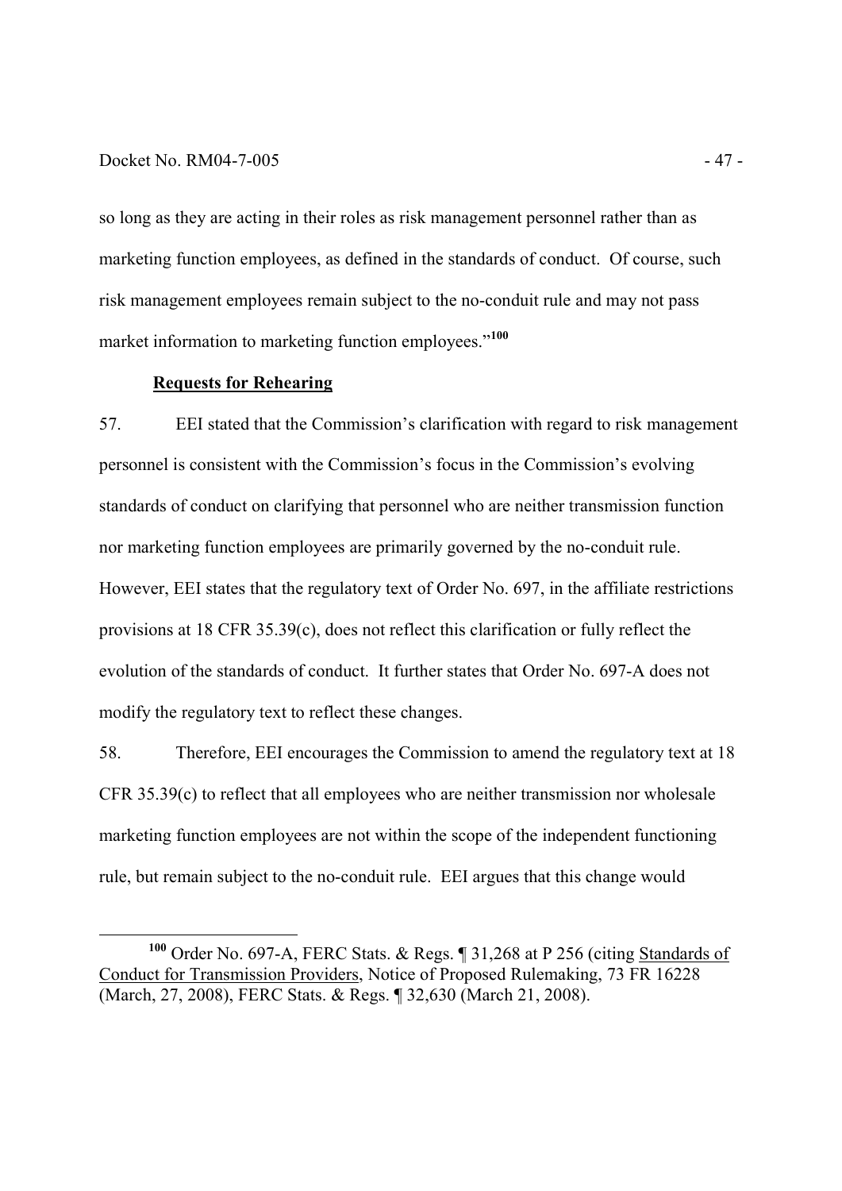so long as they are acting in their roles as risk management personnel rather than as marketing function employees, as defined in the standards of conduct. Of course, such risk management employees remain subject to the no-conduit rule and may not pass market information to marketing function employees."[100]

**Requests for Rehearing**

57. EEI stated that the Commission's clarification with regard to risk management personnel is consistent with the Commission's focus in the Commission's evolving standards of conduct on clarifying that personnel who are neither transmission function nor marketing function employees are primarily governed by the no-conduit rule. However, EEI states that the regulatory text of Order No. 697, in the affiliate restrictions provisions at 18 CFR 35.39(c), does not reflect this clarification or fully reflect the evolution of the standards of conduct. It further states that Order No. 697-A does not modify the regulatory text to reflect these changes.

58. Therefore, EEI encourages the Commission to amend the regulatory text at 18 CFR 35.39(c) to reflect that all employees who are neither transmission nor wholesale marketing function employees are not within the scope of the independent functioning rule, but remain subject to the no-conduit rule. EEI argues that this change would

---

[100] Order No. 697-A, FERC Stats. & Regs. ¶ 31,268 at P 256 (citing Standards of Conduct for Transmission Providers, Notice of Proposed Rulemaking, 73 FR 16228 (March, 27, 2008), FERC Stats. & Regs. ¶ 32,630 (March 21, 2008).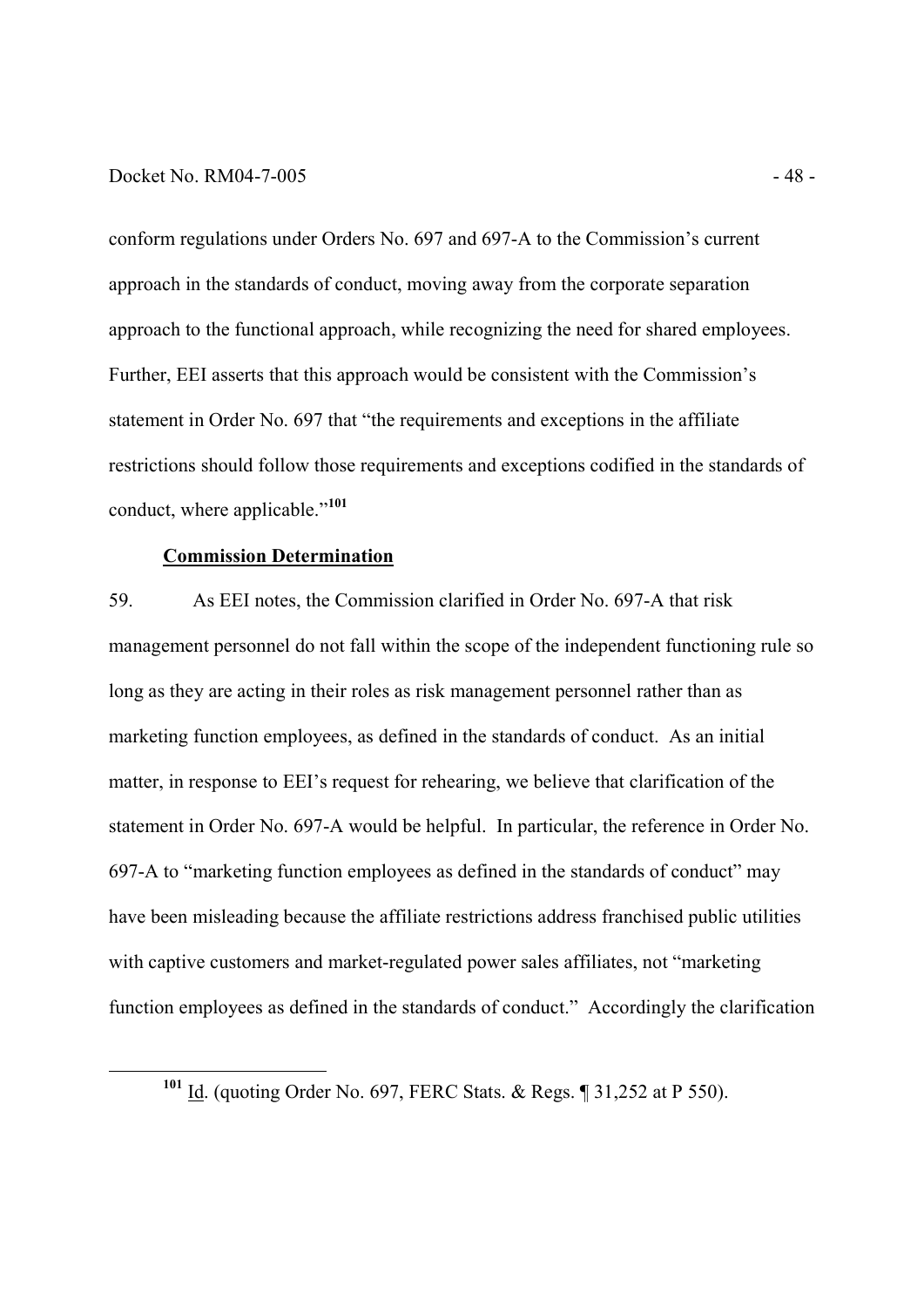conform regulations under Orders No. 697 and 697-A to the Commission's current approach in the standards of conduct, moving away from the corporate separation approach to the functional approach, while recognizing the need for shared employees. Further, EEI asserts that this approach would be consistent with the Commission's statement in Order No. 697 that "the requirements and exceptions in the affiliate restrictions should follow those requirements and exceptions codified in the standards of conduct, where applicable."[101]

**Commission Determination**

59. As EEI notes, the Commission clarified in Order No. 697-A that risk management personnel do not fall within the scope of the independent functioning rule so long as they are acting in their roles as risk management personnel rather than as marketing function employees, as defined in the standards of conduct. As an initial matter, in response to EEI's request for rehearing, we believe that clarification of the statement in Order No. 697-A would be helpful. In particular, the reference in Order No. 697-A to "marketing function employees as defined in the standards of conduct" may have been misleading because the affiliate restrictions address franchised public utilities with captive customers and market-regulated power sales affiliates, not "marketing function employees as defined in the standards of conduct." Accordingly the clarification

[101] Id. (quoting Order No. 697, FERC Stats. & Regs. ¶ 31,252 at P 550).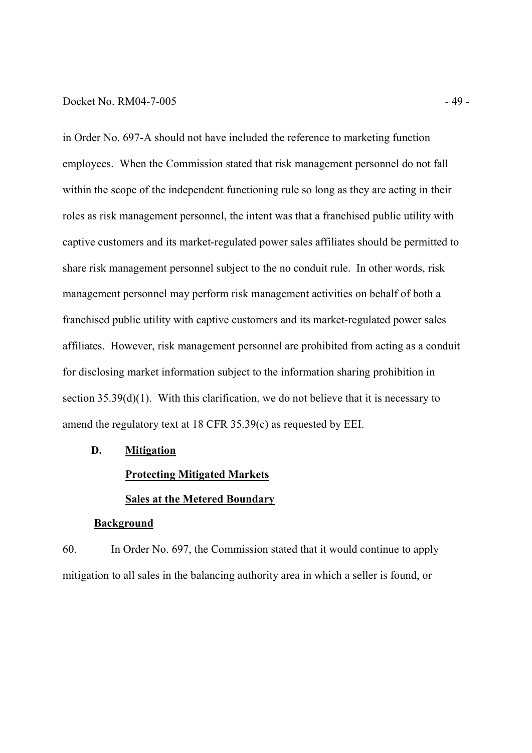in Order No. 697-A should not have included the reference to marketing function employees. When the Commission stated that risk management personnel do not fall within the scope of the independent functioning rule so long as they are acting in their roles as risk management personnel, the intent was that a franchised public utility with captive customers and its market-regulated power sales affiliates should be permitted to share risk management personnel subject to the no conduit rule. In other words, risk management personnel may perform risk management activities on behalf of both a franchised public utility with captive customers and its market-regulated power sales affiliates. However, risk management personnel are prohibited from acting as a conduit for disclosing market information subject to the information sharing prohibition in section 35.39(d)(1). With this clarification, we do not believe that it is necessary to amend the regulatory text at 18 CFR 35.39(c) as requested by EEI.

## D. Mitigation

### Protecting Mitigated Markets

#### Sales at the Metered Boundary

##### Background

60. In Order No. 697, the Commission stated that it would continue to apply mitigation to all sales in the balancing authority area in which a seller is found, or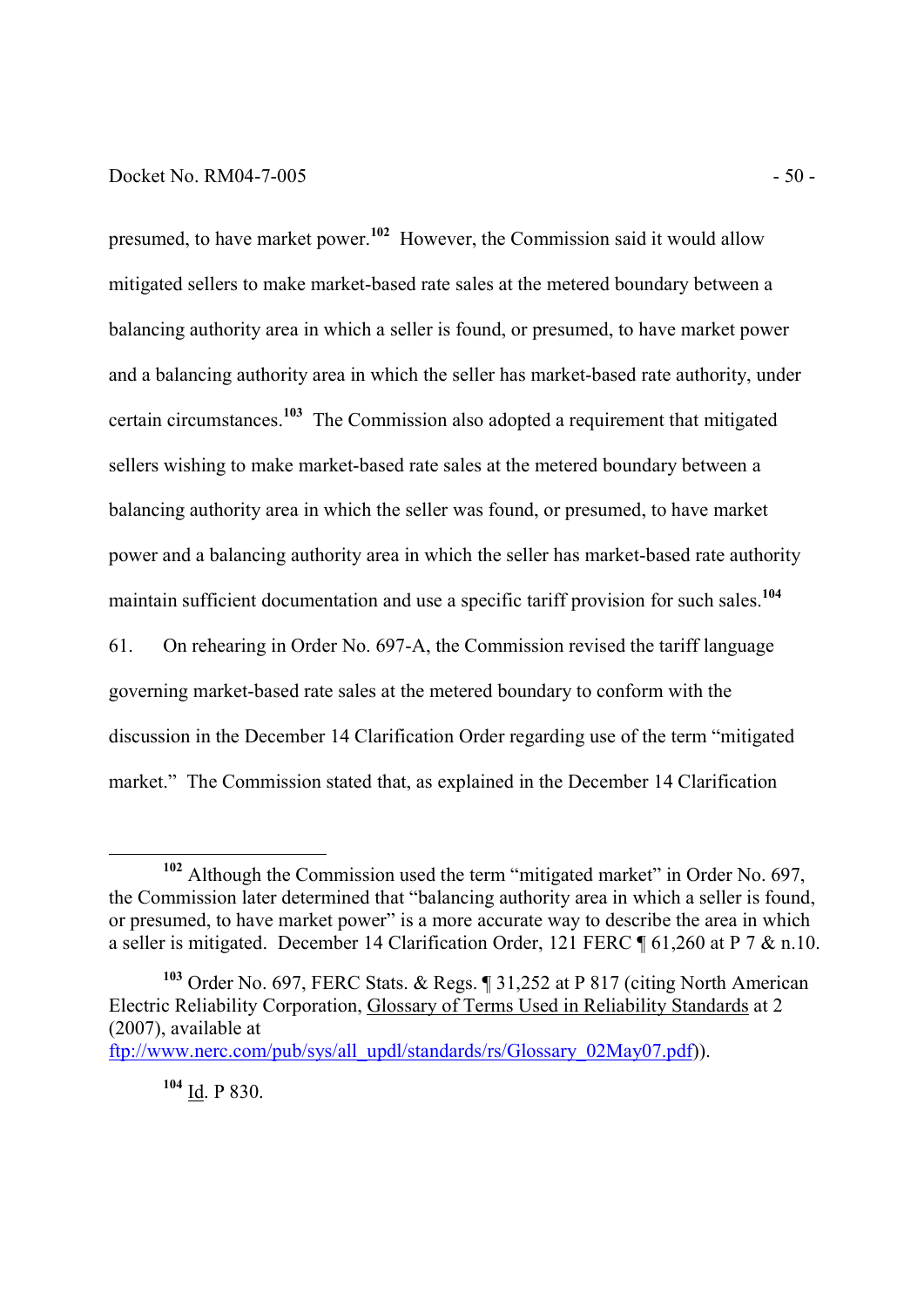presumed, to have market power.[102] However, the Commission said it would allow mitigated sellers to make market-based rate sales at the metered boundary between a balancing authority area in which a seller is found, or presumed, to have market power and a balancing authority area in which the seller has market-based rate authority, under certain circumstances.[103] The Commission also adopted a requirement that mitigated sellers wishing to make market-based rate sales at the metered boundary between a balancing authority area in which the seller was found, or presumed, to have market power and a balancing authority area in which the seller has market-based rate authority maintain sufficient documentation and use a specific tariff provision for such sales.[104]

61. On rehearing in Order No. 697-A, the Commission revised the tariff language governing market-based rate sales at the metered boundary to conform with the discussion in the December 14 Clarification Order regarding use of the term "mitigated market." The Commission stated that, as explained in the December 14 Clarification

---

[102] Although the Commission used the term "mitigated market" in Order No. 697, the Commission later determined that "balancing authority area in which a seller is found, or presumed, to have market power" is a more accurate way to describe the area in which a seller is mitigated. December 14 Clarification Order, 121 FERC ¶ 61,260 at P 7 & n.10.

[103] Order No. 697, FERC Stats. & Regs. ¶ 31,252 at P 817 (citing North American Electric Reliability Corporation, Glossary of Terms Used in Reliability Standards at 2 (2007), available at ftp://www.nerc.com/pub/sys/all_updl/standards/rs/Glossary_02May07.pdf)).

[104] Id. P 830.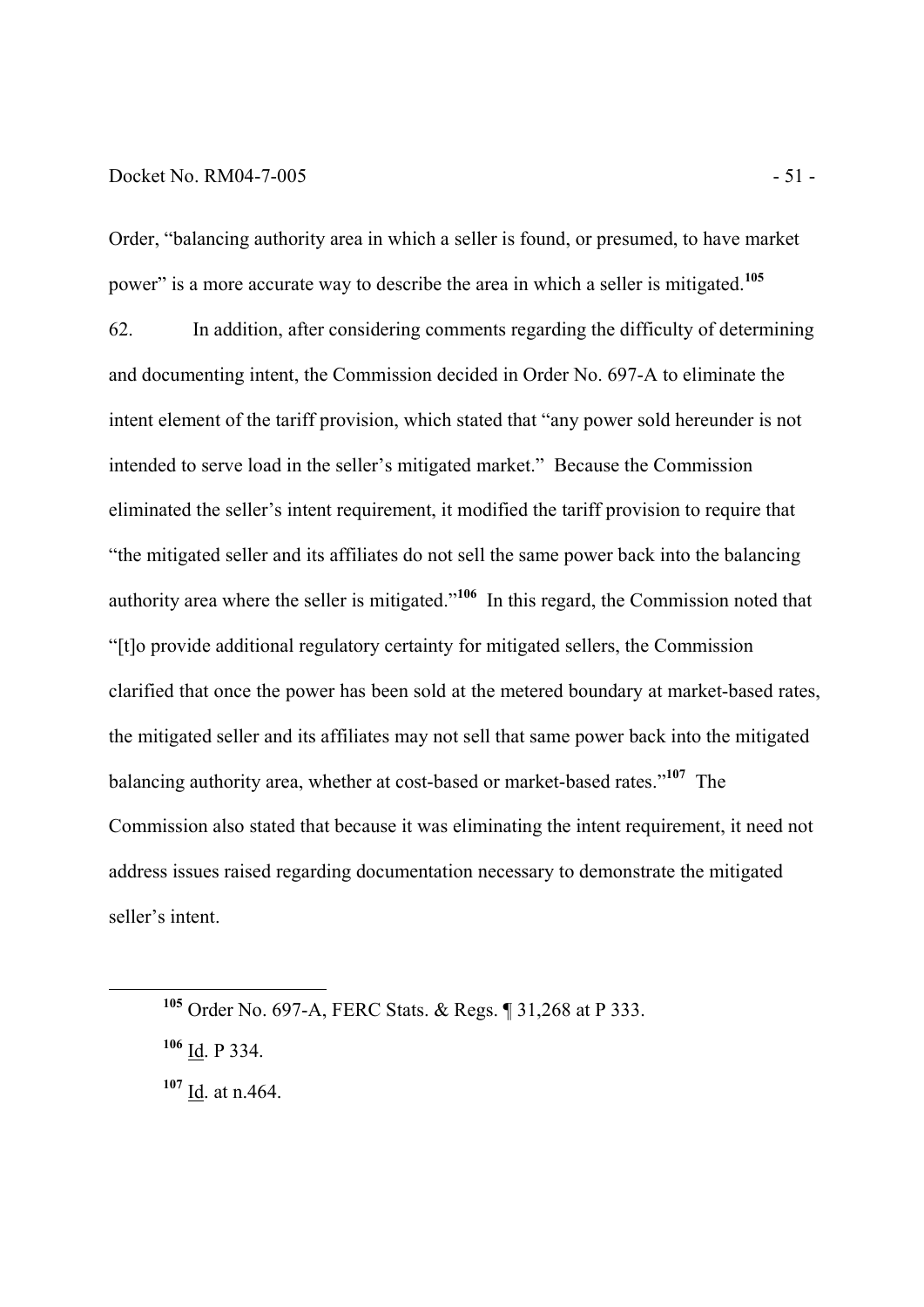Order, "balancing authority area in which a seller is found, or presumed, to have market power" is a more accurate way to describe the area in which a seller is mitigated.[105]

62. In addition, after considering comments regarding the difficulty of determining and documenting intent, the Commission decided in Order No. 697-A to eliminate the intent element of the tariff provision, which stated that "any power sold hereunder is not intended to serve load in the seller's mitigated market." Because the Commission eliminated the seller's intent requirement, it modified the tariff provision to require that "the mitigated seller and its affiliates do not sell the same power back into the balancing authority area where the seller is mitigated."[106] In this regard, the Commission noted that "[t]o provide additional regulatory certainty for mitigated sellers, the Commission clarified that once the power has been sold at the metered boundary at market-based rates, the mitigated seller and its affiliates may not sell that same power back into the mitigated balancing authority area, whether at cost-based or market-based rates."[107] The Commission also stated that because it was eliminating the intent requirement, it need not address issues raised regarding documentation necessary to demonstrate the mitigated seller's intent.

---

[105] Order No. 697-A, FERC Stats. & Regs. ¶ 31,268 at P 333.

[106] Id. P 334.

[107] Id. at n.464.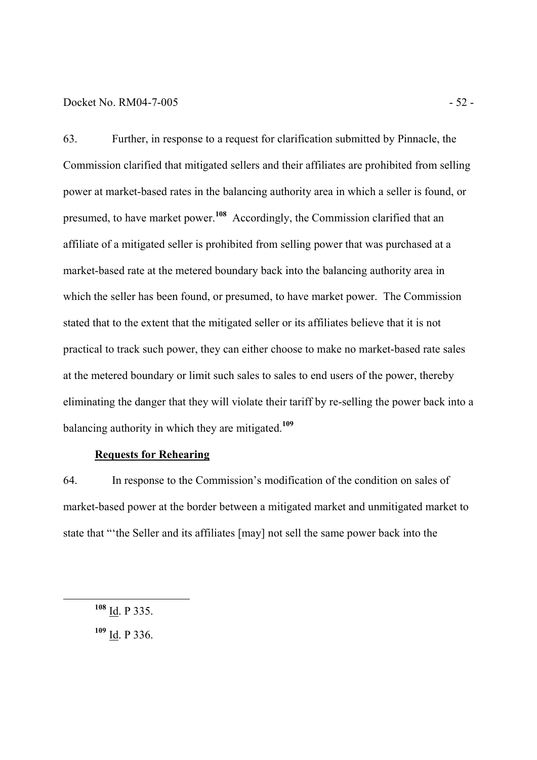63. Further, in response to a request for clarification submitted by Pinnacle, the Commission clarified that mitigated sellers and their affiliates are prohibited from selling power at market-based rates in the balancing authority area in which a seller is found, or presumed, to have market power.[108] Accordingly, the Commission clarified that an affiliate of a mitigated seller is prohibited from selling power that was purchased at a market-based rate at the metered boundary back into the balancing authority area in which the seller has been found, or presumed, to have market power. The Commission stated that to the extent that the mitigated seller or its affiliates believe that it is not practical to track such power, they can either choose to make no market-based rate sales at the metered boundary or limit such sales to sales to end users of the power, thereby eliminating the danger that they will violate their tariff by re-selling the power back into a balancing authority in which they are mitigated.[109]

**Requests for Rehearing**

64. In response to the Commission's modification of the condition on sales of market-based power at the border between a mitigated market and unmitigated market to state that "'the Seller and its affiliates [may] not sell the same power back into the

[108] Id. P 335.

[109] Id. P 336.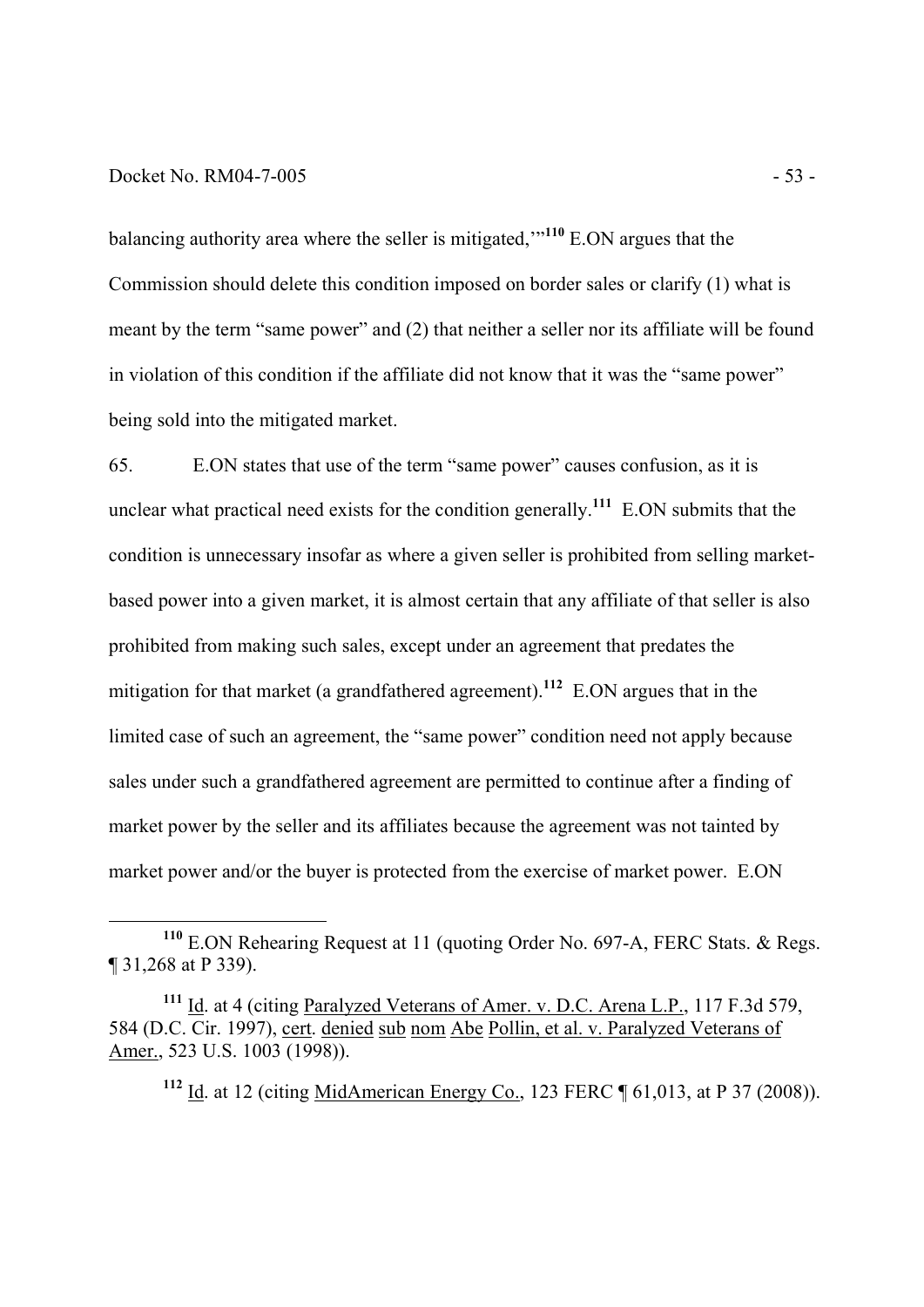balancing authority area where the seller is mitigated,'"[110] E.ON argues that the Commission should delete this condition imposed on border sales or clarify (1) what is meant by the term "same power" and (2) that neither a seller nor its affiliate will be found in violation of this condition if the affiliate did not know that it was the "same power" being sold into the mitigated market.

65. E.ON states that use of the term "same power" causes confusion, as it is unclear what practical need exists for the condition generally.[111] E.ON submits that the condition is unnecessary insofar as where a given seller is prohibited from selling market-based power into a given market, it is almost certain that any affiliate of that seller is also prohibited from making such sales, except under an agreement that predates the mitigation for that market (a grandfathered agreement).[112] E.ON argues that in the limited case of such an agreement, the "same power" condition need not apply because sales under such a grandfathered agreement are permitted to continue after a finding of market power by the seller and its affiliates because the agreement was not tainted by market power and/or the buyer is protected from the exercise of market power. E.ON

---

[110] E.ON Rehearing Request at 11 (quoting Order No. 697-A, FERC Stats. & Regs. ¶ 31,268 at P 339).

[111] Id. at 4 (citing Paralyzed Veterans of Amer. v. D.C. Arena L.P., 117 F.3d 579, 584 (D.C. Cir. 1997), cert. denied sub nom Abe Pollin, et al. v. Paralyzed Veterans of Amer., 523 U.S. 1003 (1998)).

[112] Id. at 12 (citing MidAmerican Energy Co., 123 FERC ¶ 61,013, at P 37 (2008)).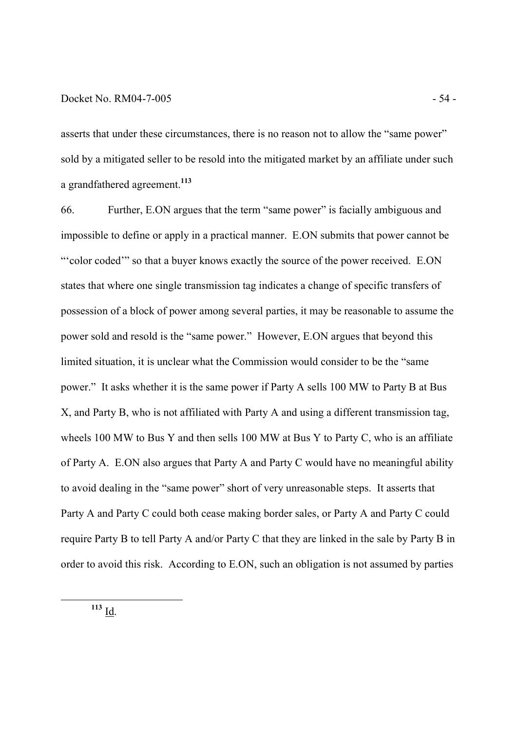asserts that under these circumstances, there is no reason not to allow the "same power" sold by a mitigated seller to be resold into the mitigated market by an affiliate under such a grandfathered agreement.[113]

66. Further, E.ON argues that the term "same power" is facially ambiguous and impossible to define or apply in a practical manner. E.ON submits that power cannot be "'color coded'" so that a buyer knows exactly the source of the power received. E.ON states that where one single transmission tag indicates a change of specific transfers of possession of a block of power among several parties, it may be reasonable to assume the power sold and resold is the "same power." However, E.ON argues that beyond this limited situation, it is unclear what the Commission would consider to be the "same power." It asks whether it is the same power if Party A sells 100 MW to Party B at Bus X, and Party B, who is not affiliated with Party A and using a different transmission tag, wheels 100 MW to Bus Y and then sells 100 MW at Bus Y to Party C, who is an affiliate of Party A. E.ON also argues that Party A and Party C would have no meaningful ability to avoid dealing in the "same power" short of very unreasonable steps. It asserts that Party A and Party C could both cease making border sales, or Party A and Party C could require Party B to tell Party A and/or Party C that they are linked in the sale by Party B in order to avoid this risk. According to E.ON, such an obligation is not assumed by parties

---

[113] Id.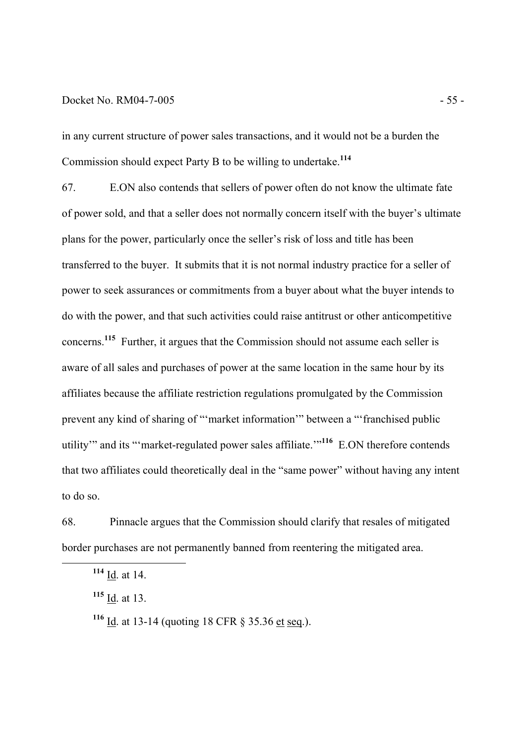in any current structure of power sales transactions, and it would not be a burden the Commission should expect Party B to be willing to undertake.[114]

67. E.ON also contends that sellers of power often do not know the ultimate fate of power sold, and that a seller does not normally concern itself with the buyer's ultimate plans for the power, particularly once the seller's risk of loss and title has been transferred to the buyer. It submits that it is not normal industry practice for a seller of power to seek assurances or commitments from a buyer about what the buyer intends to do with the power, and that such activities could raise antitrust or other anticompetitive concerns.[115] Further, it argues that the Commission should not assume each seller is aware of all sales and purchases of power at the same location in the same hour by its affiliates because the affiliate restriction regulations promulgated by the Commission prevent any kind of sharing of "'market information'" between a "'franchised public utility'" and its "'market-regulated power sales affiliate.'"[116] E.ON therefore contends that two affiliates could theoretically deal in the "same power" without having any intent to do so.

68. Pinnacle argues that the Commission should clarify that resales of mitigated border purchases are not permanently banned from reentering the mitigated area.

---

[114] Id. at 14.

[115] Id. at 13.

[116] Id. at 13-14 (quoting 18 CFR § 35.36 et seq.).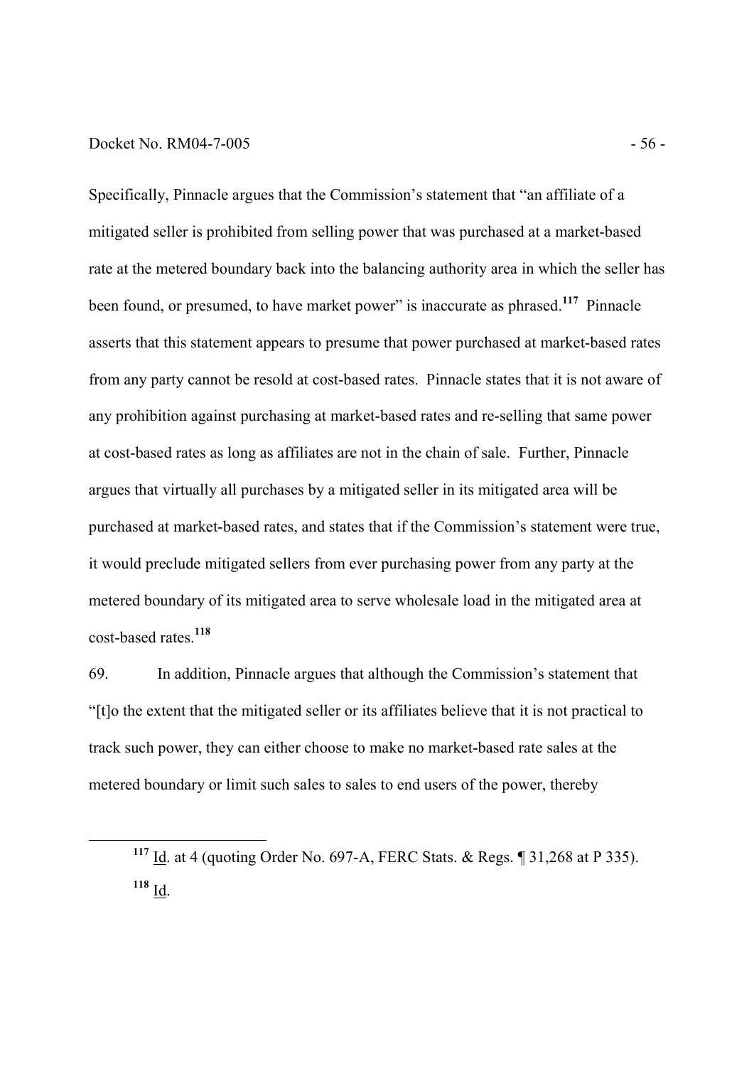Specifically, Pinnacle argues that the Commission's statement that "an affiliate of a mitigated seller is prohibited from selling power that was purchased at a market-based rate at the metered boundary back into the balancing authority area in which the seller has been found, or presumed, to have market power" is inaccurate as phrased.[117] Pinnacle asserts that this statement appears to presume that power purchased at market-based rates from any party cannot be resold at cost-based rates. Pinnacle states that it is not aware of any prohibition against purchasing at market-based rates and re-selling that same power at cost-based rates as long as affiliates are not in the chain of sale. Further, Pinnacle argues that virtually all purchases by a mitigated seller in its mitigated area will be purchased at market-based rates, and states that if the Commission's statement were true, it would preclude mitigated sellers from ever purchasing power from any party at the metered boundary of its mitigated area to serve wholesale load in the mitigated area at cost-based rates.[118]

69. In addition, Pinnacle argues that although the Commission's statement that "[t]o the extent that the mitigated seller or its affiliates believe that it is not practical to track such power, they can either choose to make no market-based rate sales at the metered boundary or limit such sales to sales to end users of the power, thereby

---

[117] Id. at 4 (quoting Order No. 697-A, FERC Stats. & Regs. ¶ 31,268 at P 335).

[118] Id.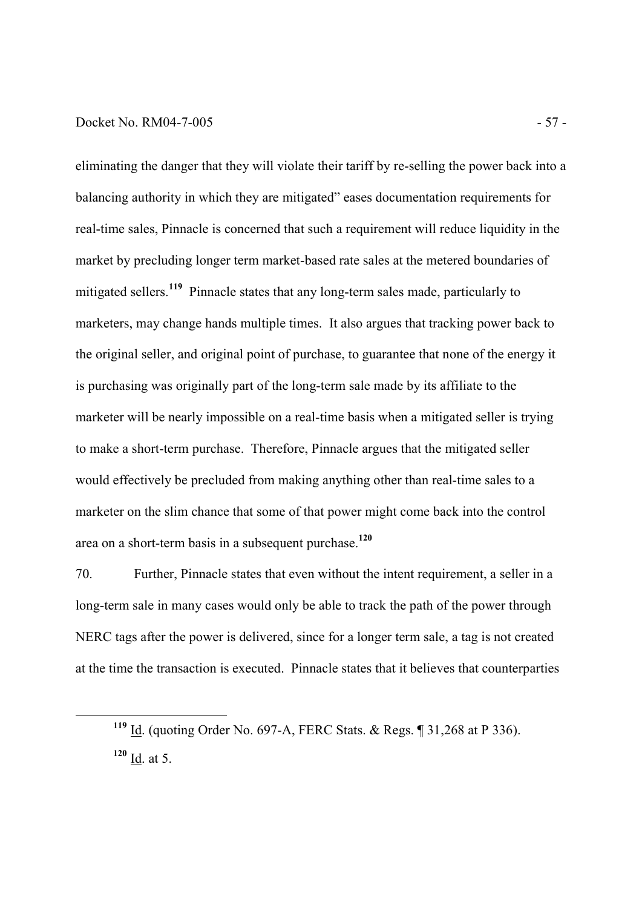eliminating the danger that they will violate their tariff by re-selling the power back into a balancing authority in which they are mitigated" eases documentation requirements for real-time sales, Pinnacle is concerned that such a requirement will reduce liquidity in the market by precluding longer term market-based rate sales at the metered boundaries of mitigated sellers.[119] Pinnacle states that any long-term sales made, particularly to marketers, may change hands multiple times. It also argues that tracking power back to the original seller, and original point of purchase, to guarantee that none of the energy it is purchasing was originally part of the long-term sale made by its affiliate to the marketer will be nearly impossible on a real-time basis when a mitigated seller is trying to make a short-term purchase. Therefore, Pinnacle argues that the mitigated seller would effectively be precluded from making anything other than real-time sales to a marketer on the slim chance that some of that power might come back into the control area on a short-term basis in a subsequent purchase.[120]

70. Further, Pinnacle states that even without the intent requirement, a seller in a long-term sale in many cases would only be able to track the path of the power through NERC tags after the power is delivered, since for a longer term sale, a tag is not created at the time the transaction is executed. Pinnacle states that it believes that counterparties

---

[119] Id. (quoting Order No. 697-A, FERC Stats. & Regs. ¶ 31,268 at P 336).

[120] Id. at 5.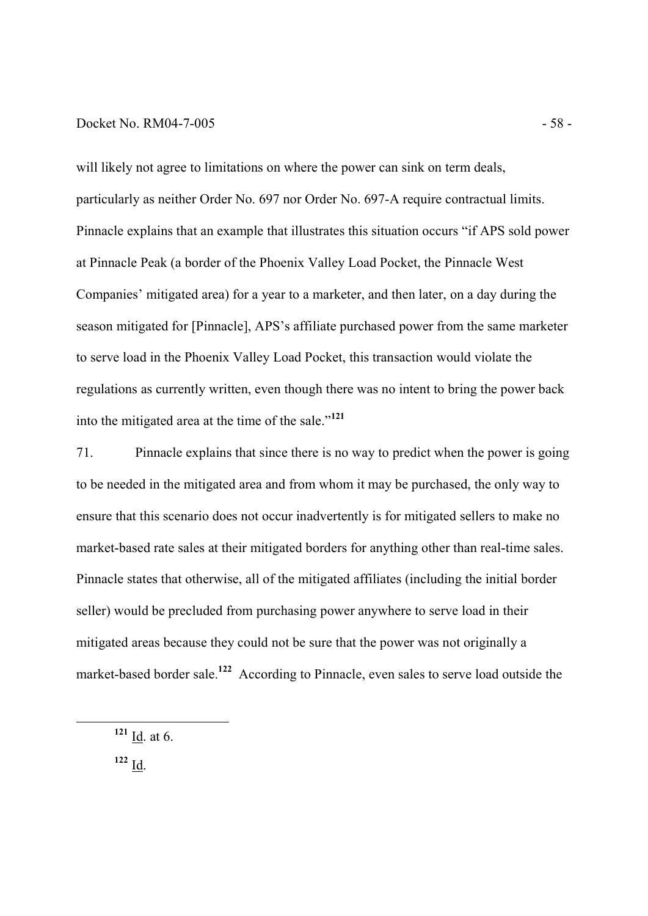will likely not agree to limitations on where the power can sink on term deals, particularly as neither Order No. 697 nor Order No. 697-A require contractual limits. Pinnacle explains that an example that illustrates this situation occurs "if APS sold power at Pinnacle Peak (a border of the Phoenix Valley Load Pocket, the Pinnacle West Companies' mitigated area) for a year to a marketer, and then later, on a day during the season mitigated for [Pinnacle], APS's affiliate purchased power from the same marketer to serve load in the Phoenix Valley Load Pocket, this transaction would violate the regulations as currently written, even though there was no intent to bring the power back into the mitigated area at the time of the sale."[121]

71. Pinnacle explains that since there is no way to predict when the power is going to be needed in the mitigated area and from whom it may be purchased, the only way to ensure that this scenario does not occur inadvertently is for mitigated sellers to make no market-based rate sales at their mitigated borders for anything other than real-time sales. Pinnacle states that otherwise, all of the mitigated affiliates (including the initial border seller) would be precluded from purchasing power anywhere to serve load in their mitigated areas because they could not be sure that the power was not originally a market-based border sale.[122] According to Pinnacle, even sales to serve load outside the

---

[121] Id. at 6.

[122] Id.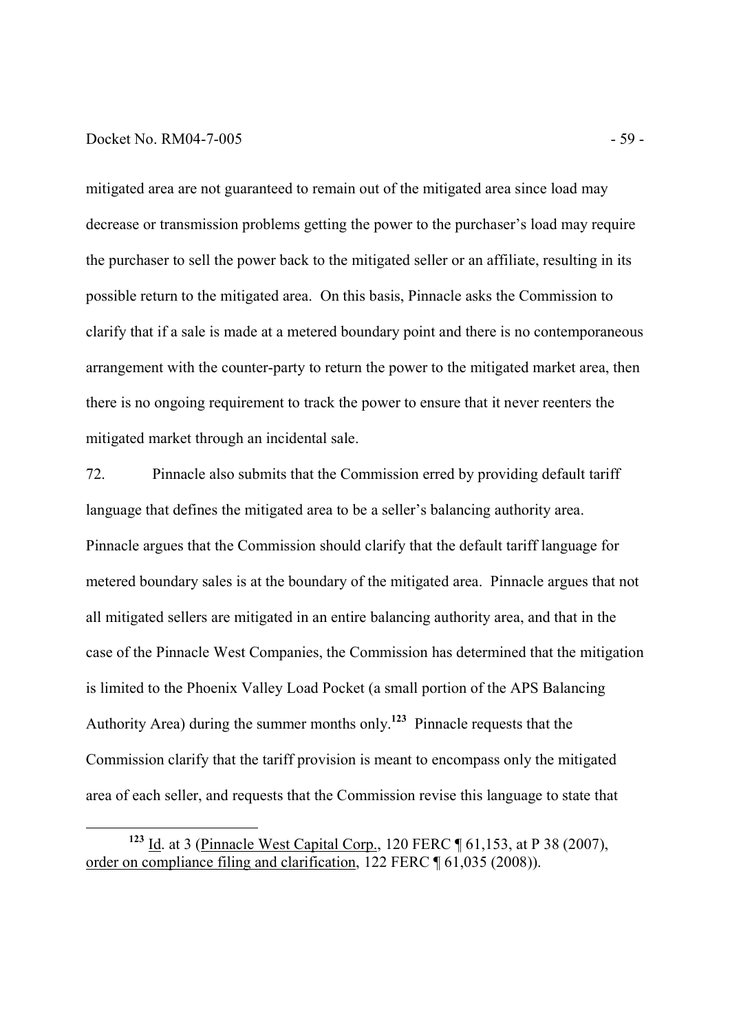mitigated area are not guaranteed to remain out of the mitigated area since load may decrease or transmission problems getting the power to the purchaser's load may require the purchaser to sell the power back to the mitigated seller or an affiliate, resulting in its possible return to the mitigated area. On this basis, Pinnacle asks the Commission to clarify that if a sale is made at a metered boundary point and there is no contemporaneous arrangement with the counter-party to return the power to the mitigated market area, then there is no ongoing requirement to track the power to ensure that it never reenters the mitigated market through an incidental sale.

72. Pinnacle also submits that the Commission erred by providing default tariff language that defines the mitigated area to be a seller's balancing authority area. Pinnacle argues that the Commission should clarify that the default tariff language for metered boundary sales is at the boundary of the mitigated area. Pinnacle argues that not all mitigated sellers are mitigated in an entire balancing authority area, and that in the case of the Pinnacle West Companies, the Commission has determined that the mitigation is limited to the Phoenix Valley Load Pocket (a small portion of the APS Balancing Authority Area) during the summer months only.[123] Pinnacle requests that the Commission clarify that the tariff provision is meant to encompass only the mitigated area of each seller, and requests that the Commission revise this language to state that

[123] Id. at 3 (Pinnacle West Capital Corp., 120 FERC ¶ 61,153, at P 38 (2007), order on compliance filing and clarification, 122 FERC ¶ 61,035 (2008)).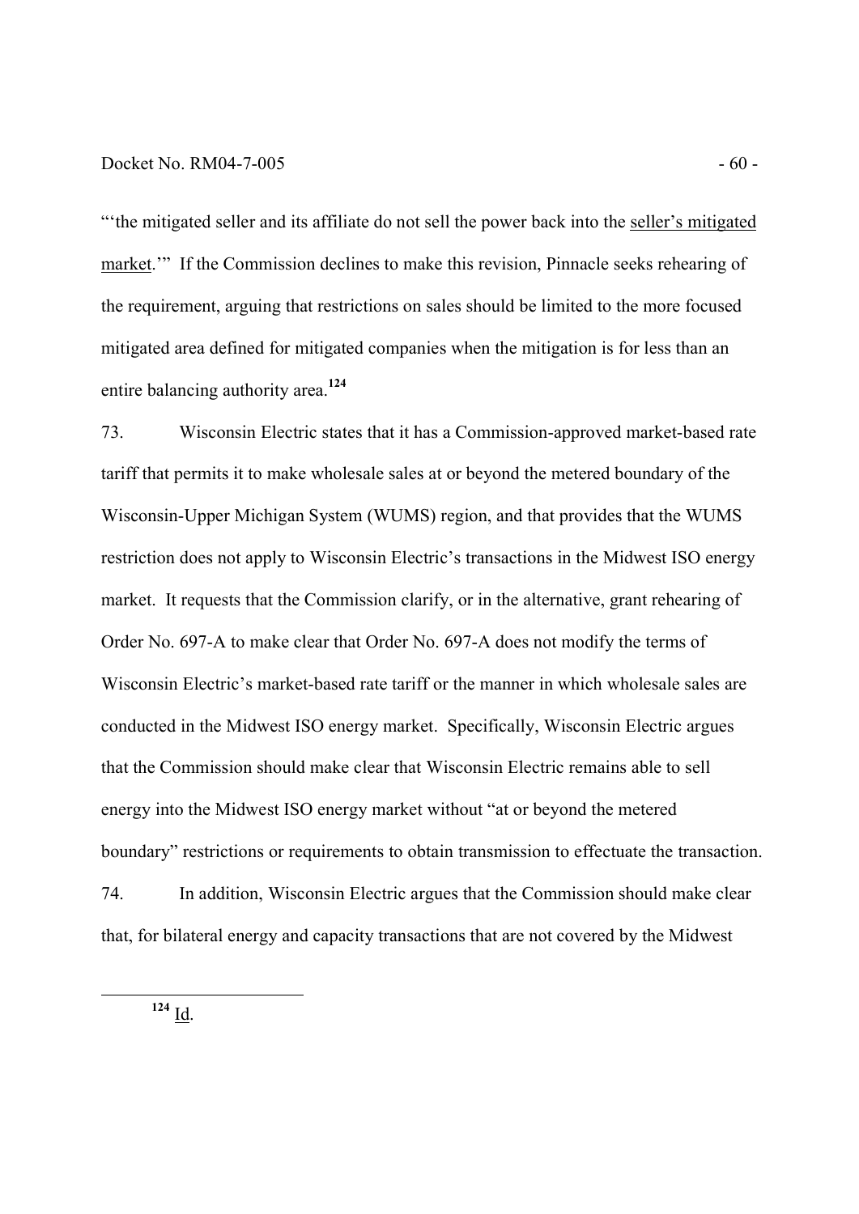"'the mitigated seller and its affiliate do not sell the power back into the seller's mitigated market.'" If the Commission declines to make this revision, Pinnacle seeks rehearing of the requirement, arguing that restrictions on sales should be limited to the more focused mitigated area defined for mitigated companies when the mitigation is for less than an entire balancing authority area.[124]

73. Wisconsin Electric states that it has a Commission-approved market-based rate tariff that permits it to make wholesale sales at or beyond the metered boundary of the Wisconsin-Upper Michigan System (WUMS) region, and that provides that the WUMS restriction does not apply to Wisconsin Electric's transactions in the Midwest ISO energy market. It requests that the Commission clarify, or in the alternative, grant rehearing of Order No. 697-A to make clear that Order No. 697-A does not modify the terms of Wisconsin Electric's market-based rate tariff or the manner in which wholesale sales are conducted in the Midwest ISO energy market. Specifically, Wisconsin Electric argues that the Commission should make clear that Wisconsin Electric remains able to sell energy into the Midwest ISO energy market without "at or beyond the metered boundary" restrictions or requirements to obtain transmission to effectuate the transaction.

74. In addition, Wisconsin Electric argues that the Commission should make clear that, for bilateral energy and capacity transactions that are not covered by the Midwest

[124] Id.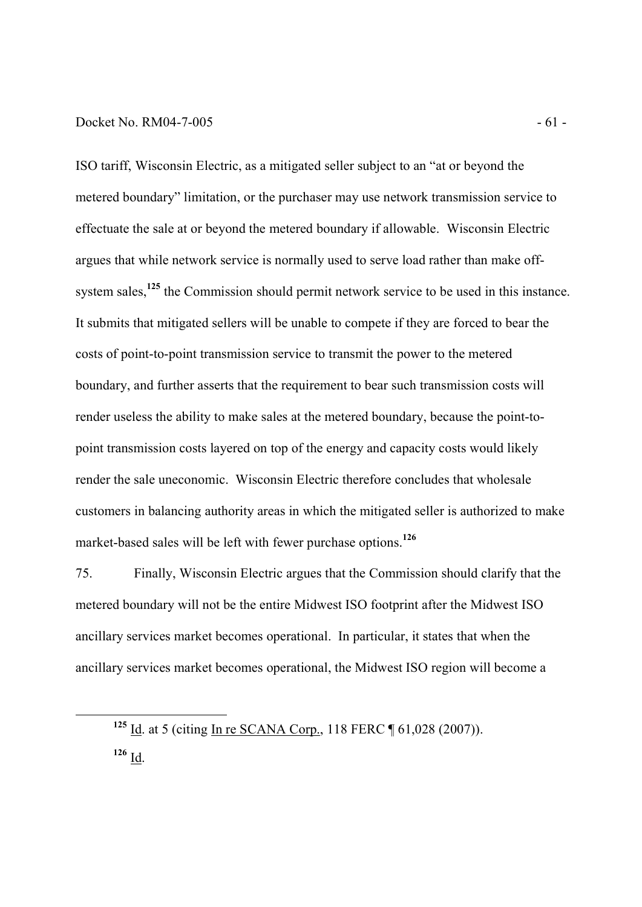ISO tariff, Wisconsin Electric, as a mitigated seller subject to an "at or beyond the metered boundary" limitation, or the purchaser may use network transmission service to effectuate the sale at or beyond the metered boundary if allowable. Wisconsin Electric argues that while network service is normally used to serve load rather than make off-system sales,[125] the Commission should permit network service to be used in this instance. It submits that mitigated sellers will be unable to compete if they are forced to bear the costs of point-to-point transmission service to transmit the power to the metered boundary, and further asserts that the requirement to bear such transmission costs will render useless the ability to make sales at the metered boundary, because the point-to-point transmission costs layered on top of the energy and capacity costs would likely render the sale uneconomic. Wisconsin Electric therefore concludes that wholesale customers in balancing authority areas in which the mitigated seller is authorized to make market-based sales will be left with fewer purchase options.[126]

75. Finally, Wisconsin Electric argues that the Commission should clarify that the metered boundary will not be the entire Midwest ISO footprint after the Midwest ISO ancillary services market becomes operational. In particular, it states that when the ancillary services market becomes operational, the Midwest ISO region will become a

---

[125] Id. at 5 (citing In re SCANA Corp., 118 FERC ¶ 61,028 (2007)).

[126] Id.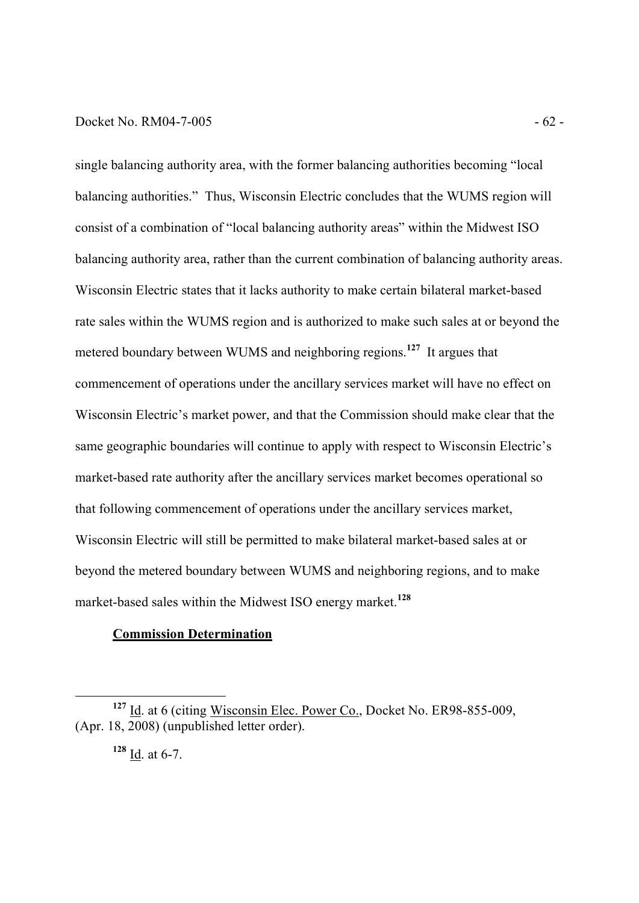single balancing authority area, with the former balancing authorities becoming "local balancing authorities." Thus, Wisconsin Electric concludes that the WUMS region will consist of a combination of "local balancing authority areas" within the Midwest ISO balancing authority area, rather than the current combination of balancing authority areas. Wisconsin Electric states that it lacks authority to make certain bilateral market-based rate sales within the WUMS region and is authorized to make such sales at or beyond the metered boundary between WUMS and neighboring regions.[127] It argues that commencement of operations under the ancillary services market will have no effect on Wisconsin Electric's market power, and that the Commission should make clear that the same geographic boundaries will continue to apply with respect to Wisconsin Electric's market-based rate authority after the ancillary services market becomes operational so that following commencement of operations under the ancillary services market, Wisconsin Electric will still be permitted to make bilateral market-based sales at or beyond the metered boundary between WUMS and neighboring regions, and to make market-based sales within the Midwest ISO energy market.[128]

**Commission Determination**

---

[127] Id. at 6 (citing Wisconsin Elec. Power Co., Docket No. ER98-855-009, (Apr. 18, 2008) (unpublished letter order).

[128] Id. at 6-7.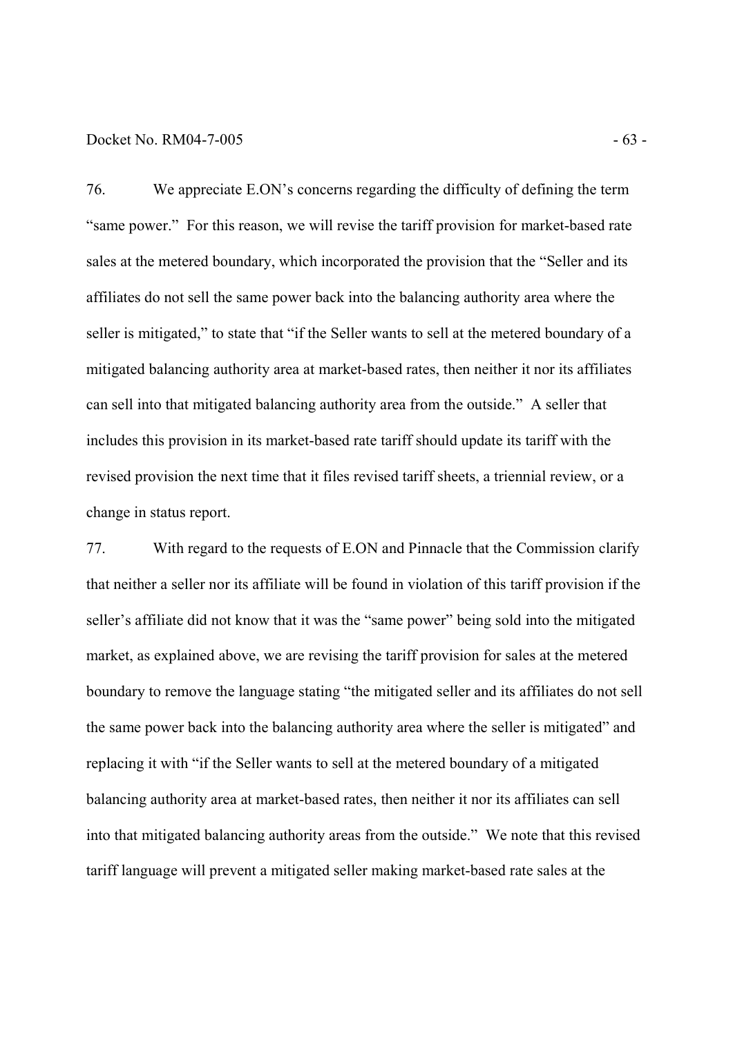76. We appreciate E.ON's concerns regarding the difficulty of defining the term "same power." For this reason, we will revise the tariff provision for market-based rate sales at the metered boundary, which incorporated the provision that the "Seller and its affiliates do not sell the same power back into the balancing authority area where the seller is mitigated," to state that "if the Seller wants to sell at the metered boundary of a mitigated balancing authority area at market-based rates, then neither it nor its affiliates can sell into that mitigated balancing authority area from the outside." A seller that includes this provision in its market-based rate tariff should update its tariff with the revised provision the next time that it files revised tariff sheets, a triennial review, or a change in status report.

77. With regard to the requests of E.ON and Pinnacle that the Commission clarify that neither a seller nor its affiliate will be found in violation of this tariff provision if the seller's affiliate did not know that it was the "same power" being sold into the mitigated market, as explained above, we are revising the tariff provision for sales at the metered boundary to remove the language stating "the mitigated seller and its affiliates do not sell the same power back into the balancing authority area where the seller is mitigated" and replacing it with "if the Seller wants to sell at the metered boundary of a mitigated balancing authority area at market-based rates, then neither it nor its affiliates can sell into that mitigated balancing authority areas from the outside." We note that this revised tariff language will prevent a mitigated seller making market-based rate sales at the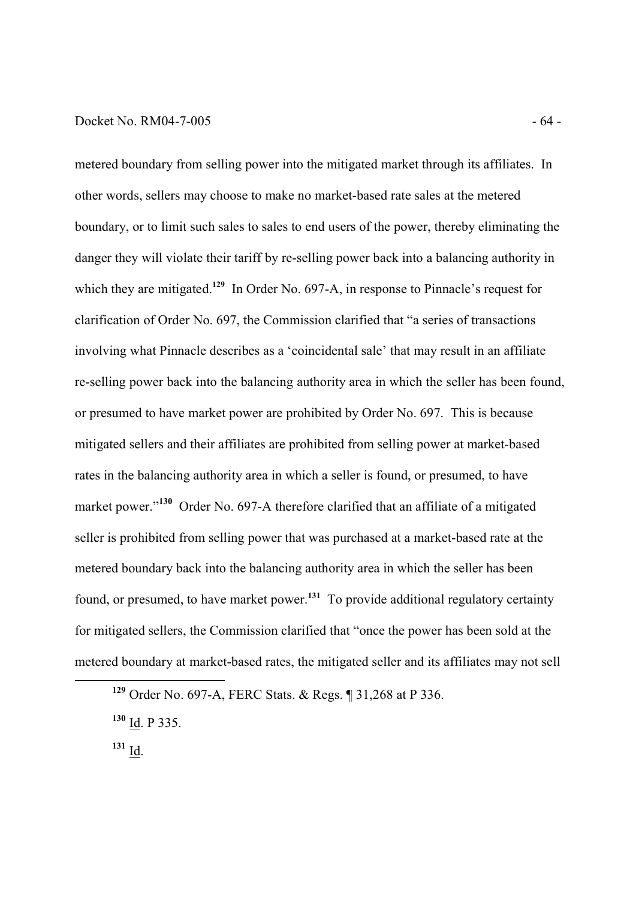metered boundary from selling power into the mitigated market through its affiliates. In other words, sellers may choose to make no market-based rate sales at the metered boundary, or to limit such sales to sales to end users of the power, thereby eliminating the danger they will violate their tariff by re-selling power back into a balancing authority in which they are mitigated.[129] In Order No. 697-A, in response to Pinnacle's request for clarification of Order No. 697, the Commission clarified that "a series of transactions involving what Pinnacle describes as a 'coincidental sale' that may result in an affiliate re-selling power back into the balancing authority area in which the seller has been found, or presumed to have market power are prohibited by Order No. 697. This is because mitigated sellers and their affiliates are prohibited from selling power at market-based rates in the balancing authority area in which a seller is found, or presumed, to have market power."[130] Order No. 697-A therefore clarified that an affiliate of a mitigated seller is prohibited from selling power that was purchased at a market-based rate at the metered boundary back into the balancing authority area in which the seller has been found, or presumed, to have market power.[131] To provide additional regulatory certainty for mitigated sellers, the Commission clarified that "once the power has been sold at the metered boundary at market-based rates, the mitigated seller and its affiliates may not sell

---

[129] Order No. 697-A, FERC Stats. & Regs. ¶ 31,268 at P 336.

[130] Id. P 335.

[131] Id.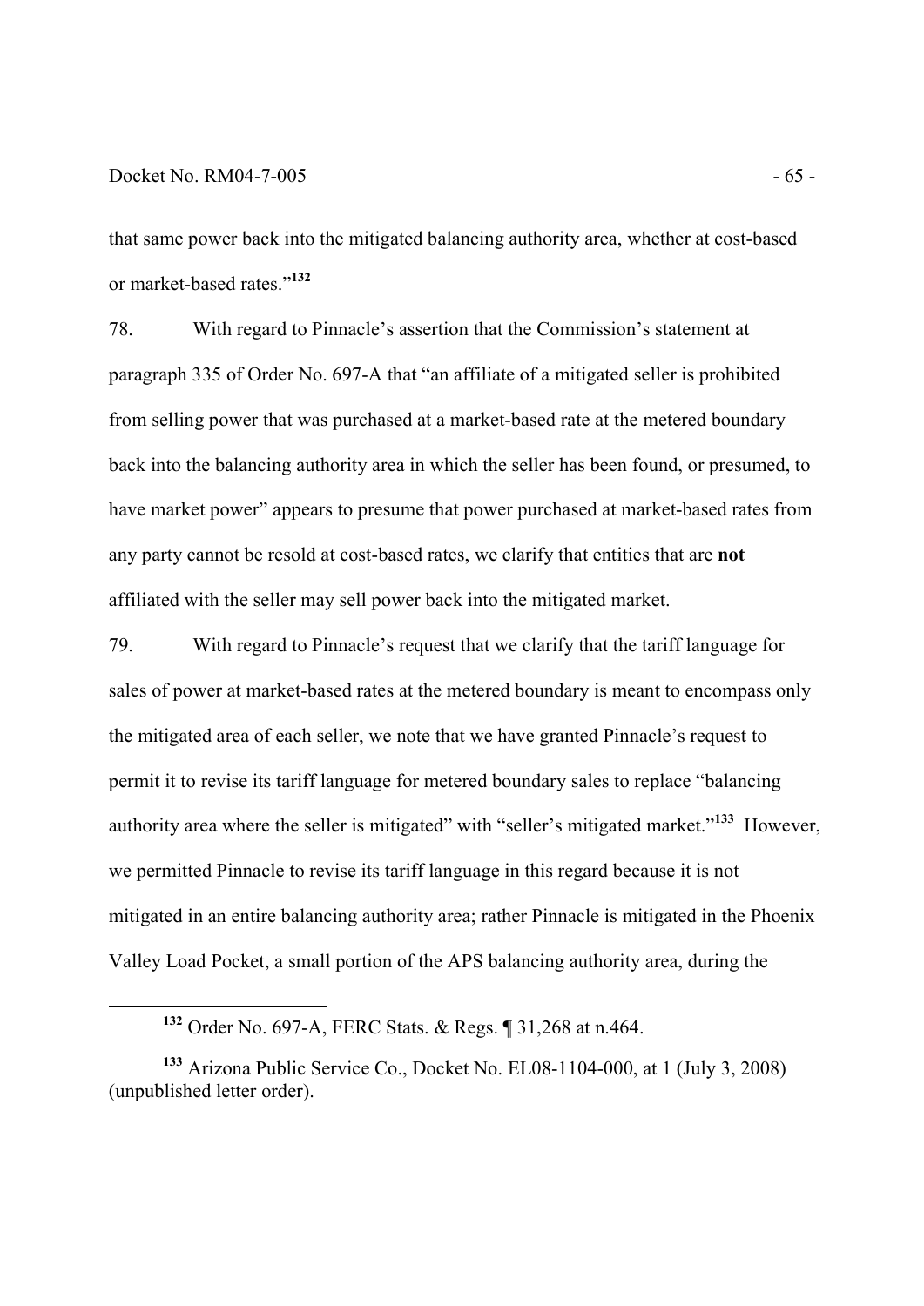that same power back into the mitigated balancing authority area, whether at cost-based or market-based rates."[132]

78. With regard to Pinnacle's assertion that the Commission's statement at paragraph 335 of Order No. 697-A that "an affiliate of a mitigated seller is prohibited from selling power that was purchased at a market-based rate at the metered boundary back into the balancing authority area in which the seller has been found, or presumed, to have market power" appears to presume that power purchased at market-based rates from any party cannot be resold at cost-based rates, we clarify that entities that are **not** affiliated with the seller may sell power back into the mitigated market.

79. With regard to Pinnacle's request that we clarify that the tariff language for sales of power at market-based rates at the metered boundary is meant to encompass only the mitigated area of each seller, we note that we have granted Pinnacle's request to permit it to revise its tariff language for metered boundary sales to replace "balancing authority area where the seller is mitigated" with "seller's mitigated market."[133] However, we permitted Pinnacle to revise its tariff language in this regard because it is not mitigated in an entire balancing authority area; rather Pinnacle is mitigated in the Phoenix Valley Load Pocket, a small portion of the APS balancing authority area, during the

---

[132] Order No. 697-A, FERC Stats. & Regs. ¶ 31,268 at n.464.

[133] Arizona Public Service Co., Docket No. EL08-1104-000, at 1 (July 3, 2008) (unpublished letter order).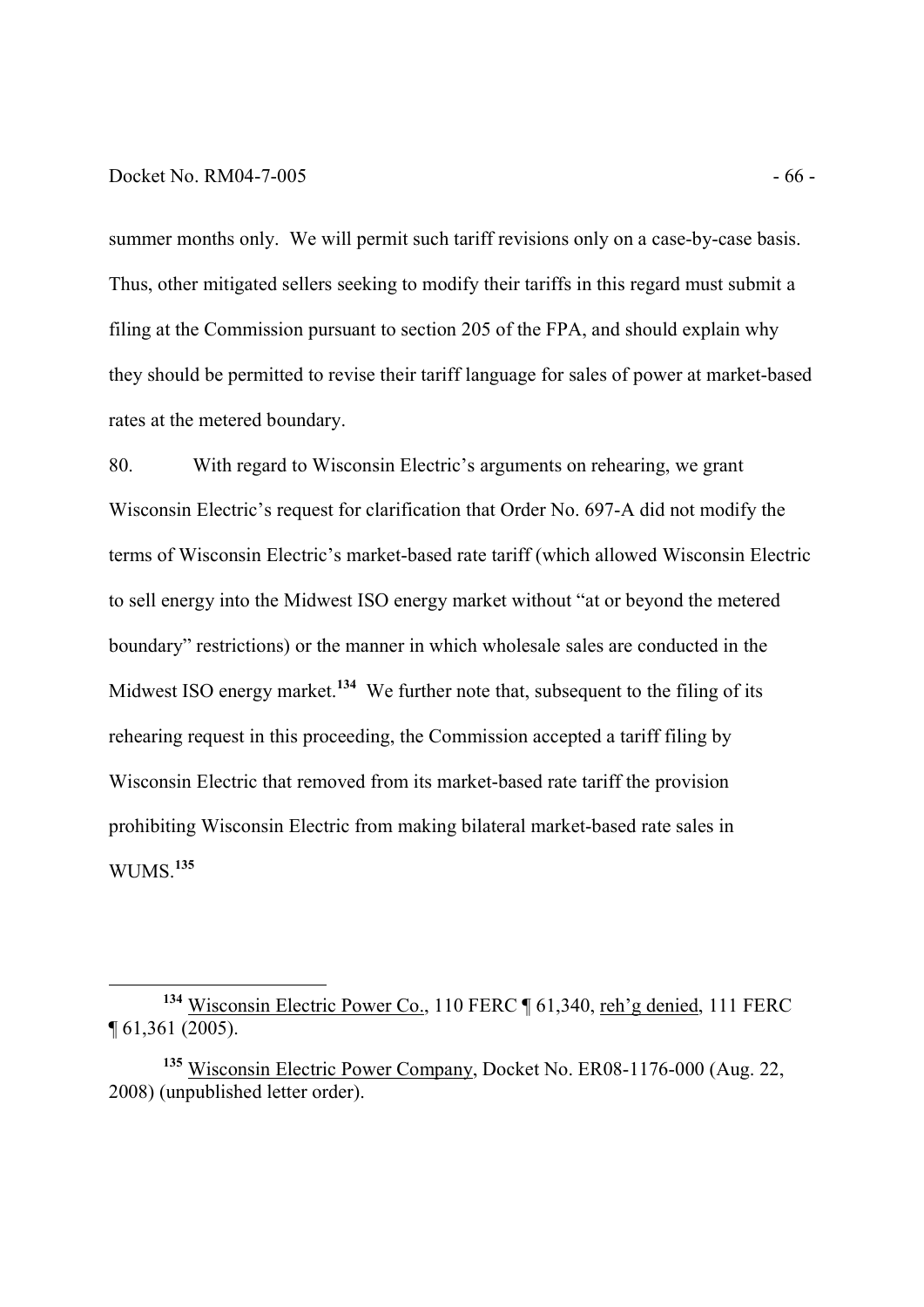summer months only. We will permit such tariff revisions only on a case-by-case basis. Thus, other mitigated sellers seeking to modify their tariffs in this regard must submit a filing at the Commission pursuant to section 205 of the FPA, and should explain why they should be permitted to revise their tariff language for sales of power at market-based rates at the metered boundary.

80. With regard to Wisconsin Electric's arguments on rehearing, we grant Wisconsin Electric's request for clarification that Order No. 697-A did not modify the terms of Wisconsin Electric's market-based rate tariff (which allowed Wisconsin Electric to sell energy into the Midwest ISO energy market without "at or beyond the metered boundary" restrictions) or the manner in which wholesale sales are conducted in the Midwest ISO energy market.[134] We further note that, subsequent to the filing of its rehearing request in this proceeding, the Commission accepted a tariff filing by Wisconsin Electric that removed from its market-based rate tariff the provision prohibiting Wisconsin Electric from making bilateral market-based rate sales in WUMS.[135]

---

[134] Wisconsin Electric Power Co., 110 FERC ¶ 61,340, reh'g denied, 111 FERC ¶ 61,361 (2005).

[135] Wisconsin Electric Power Company, Docket No. ER08-1176-000 (Aug. 22, 2008) (unpublished letter order).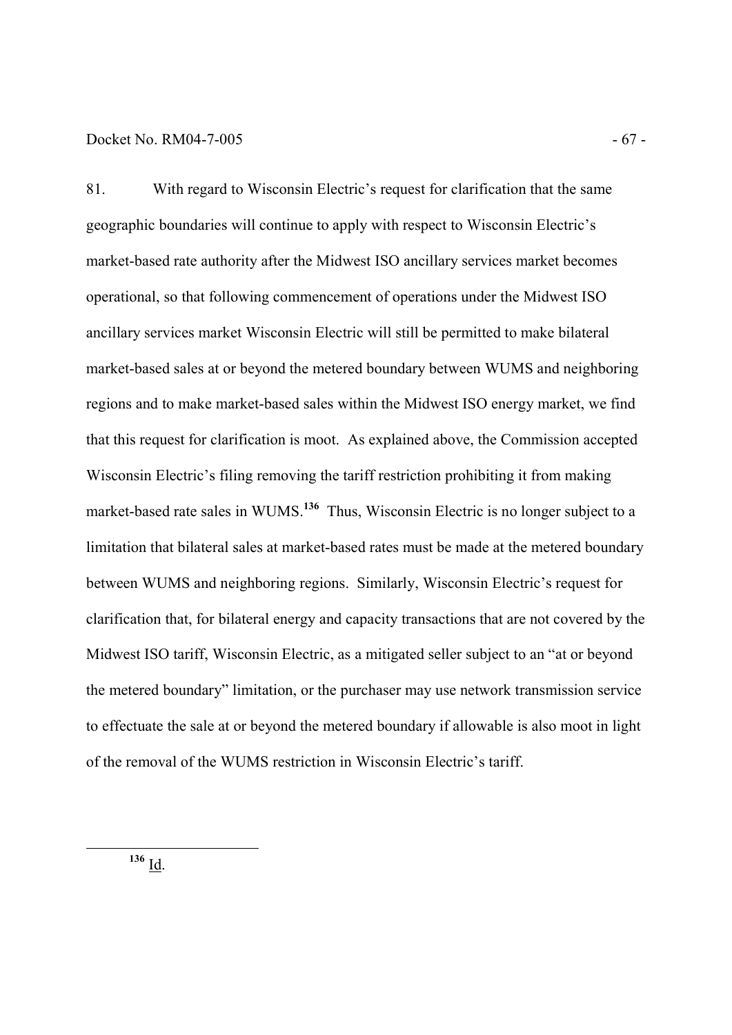81. With regard to Wisconsin Electric's request for clarification that the same geographic boundaries will continue to apply with respect to Wisconsin Electric's market-based rate authority after the Midwest ISO ancillary services market becomes operational, so that following commencement of operations under the Midwest ISO ancillary services market Wisconsin Electric will still be permitted to make bilateral market-based sales at or beyond the metered boundary between WUMS and neighboring regions and to make market-based sales within the Midwest ISO energy market, we find that this request for clarification is moot. As explained above, the Commission accepted Wisconsin Electric's filing removing the tariff restriction prohibiting it from making market-based rate sales in WUMS.[136] Thus, Wisconsin Electric is no longer subject to a limitation that bilateral sales at market-based rates must be made at the metered boundary between WUMS and neighboring regions. Similarly, Wisconsin Electric's request for clarification that, for bilateral energy and capacity transactions that are not covered by the Midwest ISO tariff, Wisconsin Electric, as a mitigated seller subject to an "at or beyond the metered boundary" limitation, or the purchaser may use network transmission service to effectuate the sale at or beyond the metered boundary if allowable is also moot in light of the removal of the WUMS restriction in Wisconsin Electric's tariff.

---

[136] Id.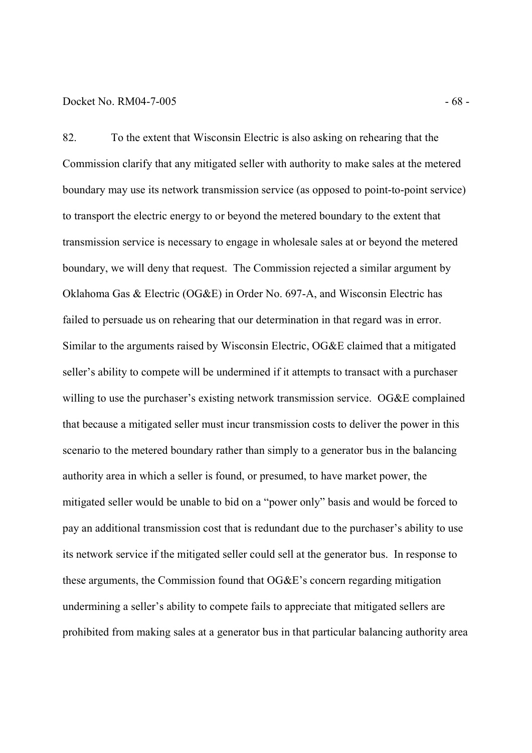82. To the extent that Wisconsin Electric is also asking on rehearing that the Commission clarify that any mitigated seller with authority to make sales at the metered boundary may use its network transmission service (as opposed to point-to-point service) to transport the electric energy to or beyond the metered boundary to the extent that transmission service is necessary to engage in wholesale sales at or beyond the metered boundary, we will deny that request. The Commission rejected a similar argument by Oklahoma Gas & Electric (OG&E) in Order No. 697-A, and Wisconsin Electric has failed to persuade us on rehearing that our determination in that regard was in error. Similar to the arguments raised by Wisconsin Electric, OG&E claimed that a mitigated seller's ability to compete will be undermined if it attempts to transact with a purchaser willing to use the purchaser's existing network transmission service. OG&E complained that because a mitigated seller must incur transmission costs to deliver the power in this scenario to the metered boundary rather than simply to a generator bus in the balancing authority area in which a seller is found, or presumed, to have market power, the mitigated seller would be unable to bid on a "power only" basis and would be forced to pay an additional transmission cost that is redundant due to the purchaser's ability to use its network service if the mitigated seller could sell at the generator bus. In response to these arguments, the Commission found that OG&E's concern regarding mitigation undermining a seller's ability to compete fails to appreciate that mitigated sellers are prohibited from making sales at a generator bus in that particular balancing authority area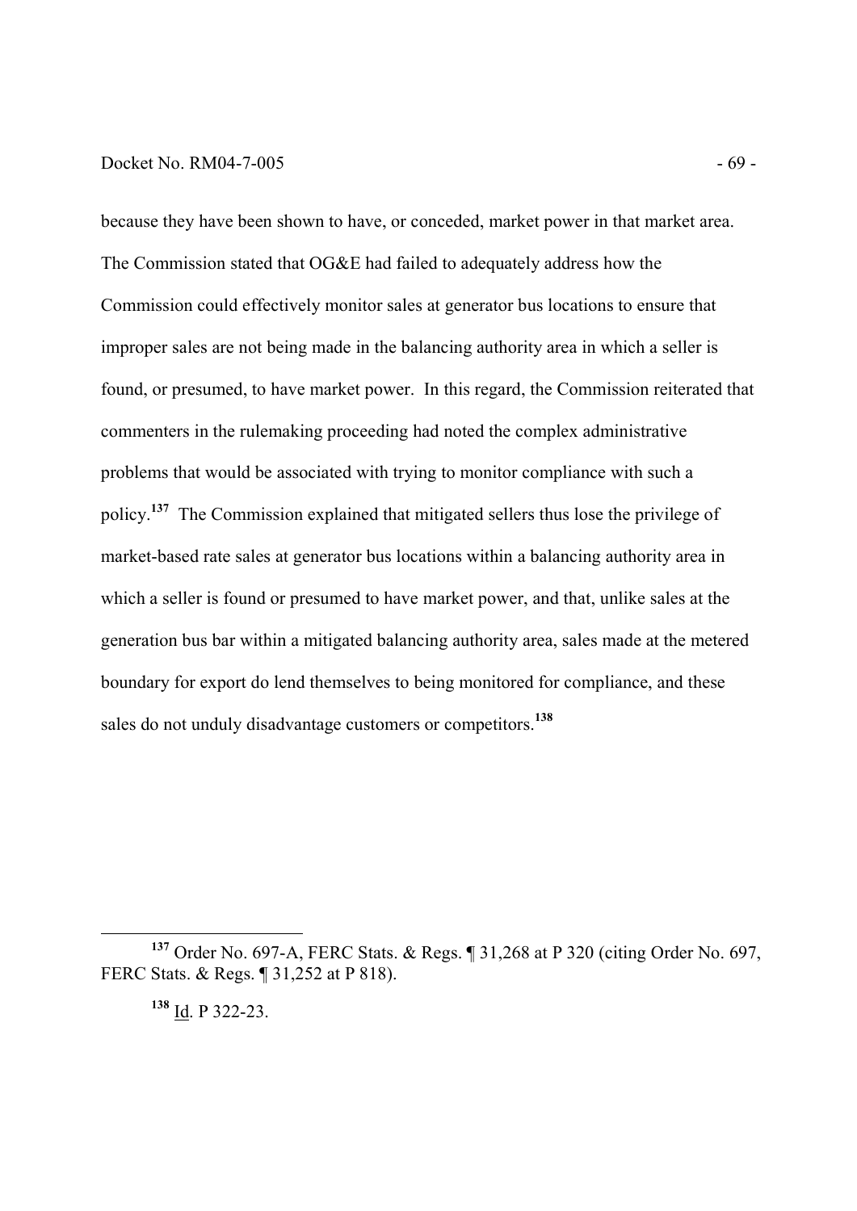because they have been shown to have, or conceded, market power in that market area. The Commission stated that OG&E had failed to adequately address how the Commission could effectively monitor sales at generator bus locations to ensure that improper sales are not being made in the balancing authority area in which a seller is found, or presumed, to have market power. In this regard, the Commission reiterated that commenters in the rulemaking proceeding had noted the complex administrative problems that would be associated with trying to monitor compliance with such a policy.[137] The Commission explained that mitigated sellers thus lose the privilege of market-based rate sales at generator bus locations within a balancing authority area in which a seller is found or presumed to have market power, and that, unlike sales at the generation bus bar within a mitigated balancing authority area, sales made at the metered boundary for export do lend themselves to being monitored for compliance, and these sales do not unduly disadvantage customers or competitors.[138]

---

[137] Order No. 697-A, FERC Stats. & Regs. ¶ 31,268 at P 320 (citing Order No. 697, FERC Stats. & Regs. ¶ 31,252 at P 818).

[138] Id. P 322-23.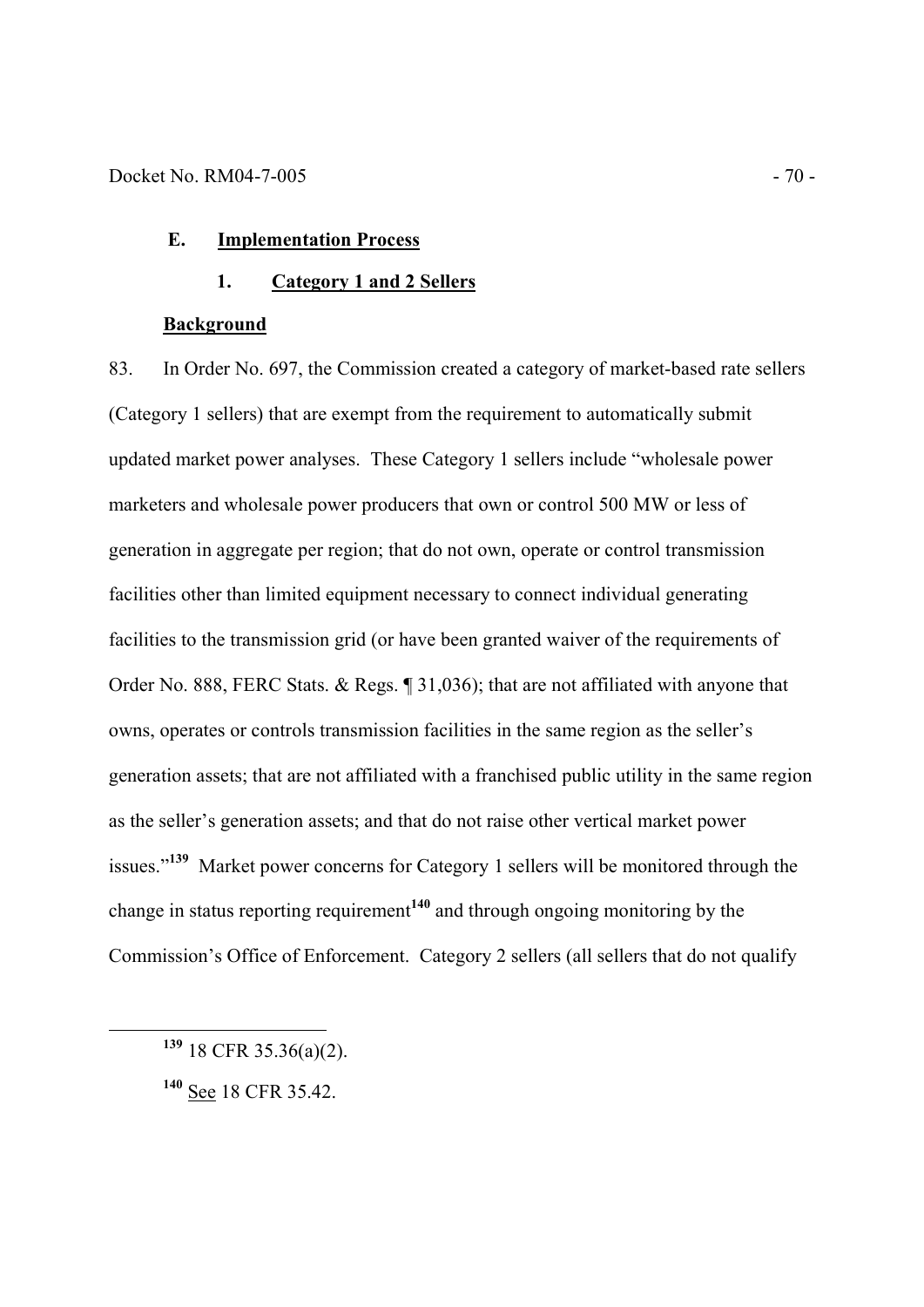## E. Implementation Process

### 1. Category 1 and 2 Sellers

**Background**

83. In Order No. 697, the Commission created a category of market-based rate sellers (Category 1 sellers) that are exempt from the requirement to automatically submit updated market power analyses. These Category 1 sellers include "wholesale power marketers and wholesale power producers that own or control 500 MW or less of generation in aggregate per region; that do not own, operate or control transmission facilities other than limited equipment necessary to connect individual generating facilities to the transmission grid (or have been granted waiver of the requirements of Order No. 888, FERC Stats. & Regs. ¶ 31,036); that are not affiliated with anyone that owns, operates or controls transmission facilities in the same region as the seller's generation assets; that are not affiliated with a franchised public utility in the same region as the seller's generation assets; and that do not raise other vertical market power issues."[139] Market power concerns for Category 1 sellers will be monitored through the change in status reporting requirement[140] and through ongoing monitoring by the Commission's Office of Enforcement. Category 2 sellers (all sellers that do not qualify

---

[139] 18 CFR 35.36(a)(2).

[140] See 18 CFR 35.42.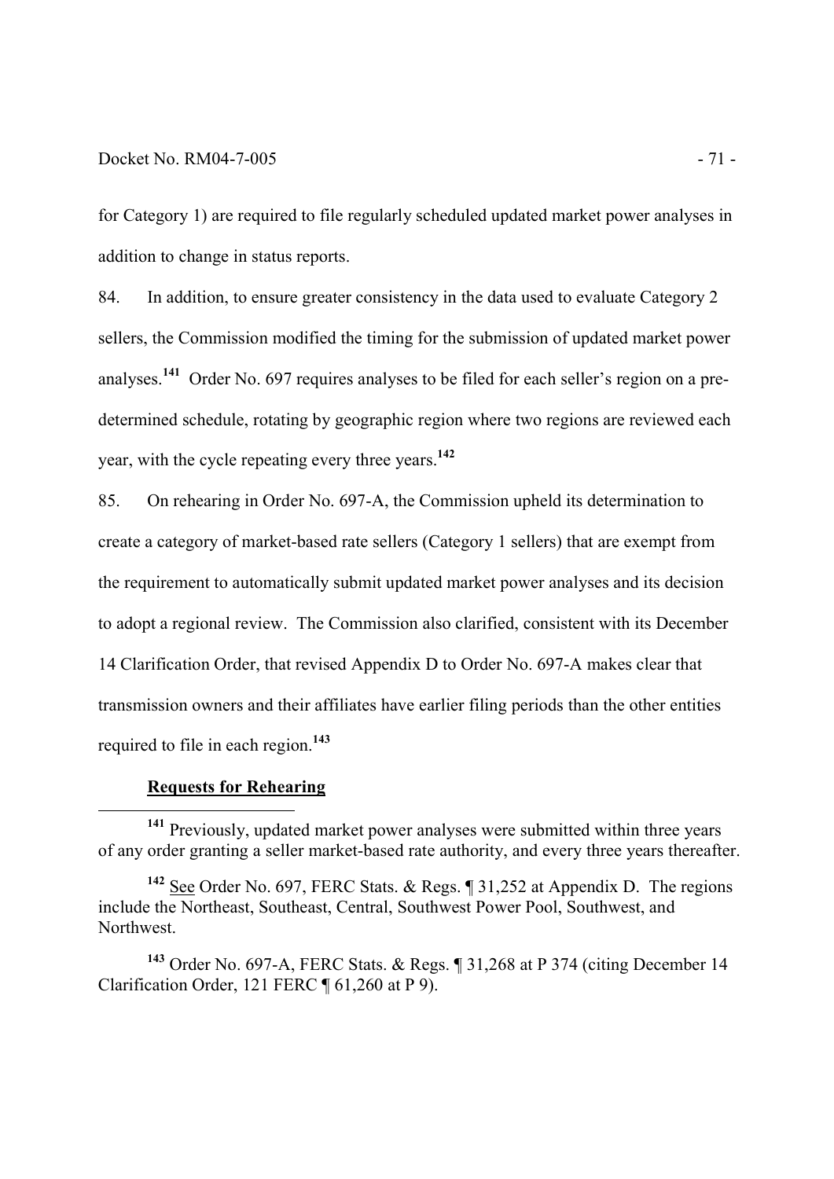for Category 1) are required to file regularly scheduled updated market power analyses in addition to change in status reports.

84. In addition, to ensure greater consistency in the data used to evaluate Category 2 sellers, the Commission modified the timing for the submission of updated market power analyses.[141] Order No. 697 requires analyses to be filed for each seller's region on a pre-determined schedule, rotating by geographic region where two regions are reviewed each year, with the cycle repeating every three years.[142]

85. On rehearing in Order No. 697-A, the Commission upheld its determination to create a category of market-based rate sellers (Category 1 sellers) that are exempt from the requirement to automatically submit updated market power analyses and its decision to adopt a regional review. The Commission also clarified, consistent with its December 14 Clarification Order, that revised Appendix D to Order No. 697-A makes clear that transmission owners and their affiliates have earlier filing periods than the other entities required to file in each region.[143]

**Requests for Rehearing**

---

[141] Previously, updated market power analyses were submitted within three years of any order granting a seller market-based rate authority, and every three years thereafter.

[142] See Order No. 697, FERC Stats. & Regs. ¶ 31,252 at Appendix D. The regions include the Northeast, Southeast, Central, Southwest Power Pool, Southwest, and Northwest.

[143] Order No. 697-A, FERC Stats. & Regs. ¶ 31,268 at P 374 (citing December 14 Clarification Order, 121 FERC ¶ 61,260 at P 9).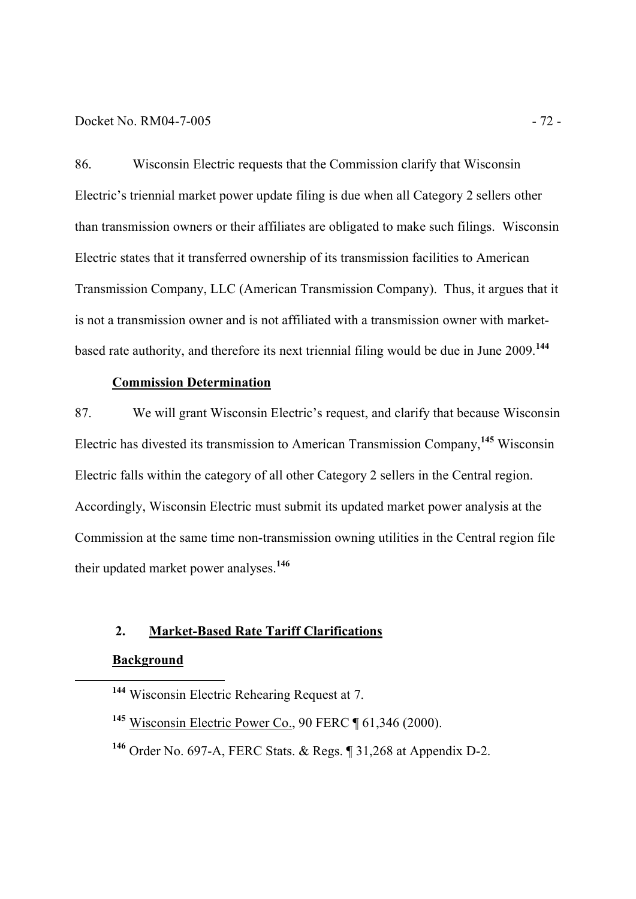86. Wisconsin Electric requests that the Commission clarify that Wisconsin Electric's triennial market power update filing is due when all Category 2 sellers other than transmission owners or their affiliates are obligated to make such filings. Wisconsin Electric states that it transferred ownership of its transmission facilities to American Transmission Company, LLC (American Transmission Company). Thus, it argues that it is not a transmission owner and is not affiliated with a transmission owner with market-based rate authority, and therefore its next triennial filing would be due in June 2009.[144]

**Commission Determination**

87. We will grant Wisconsin Electric's request, and clarify that because Wisconsin Electric has divested its transmission to American Transmission Company,[145] Wisconsin Electric falls within the category of all other Category 2 sellers in the Central region. Accordingly, Wisconsin Electric must submit its updated market power analysis at the Commission at the same time non-transmission owning utilities in the Central region file their updated market power analyses.[146]

## 2. Market-Based Rate Tariff Clarifications

**Background**

---

[144] Wisconsin Electric Rehearing Request at 7.

[145] Wisconsin Electric Power Co., 90 FERC ¶ 61,346 (2000).

[146] Order No. 697-A, FERC Stats. & Regs. ¶ 31,268 at Appendix D-2.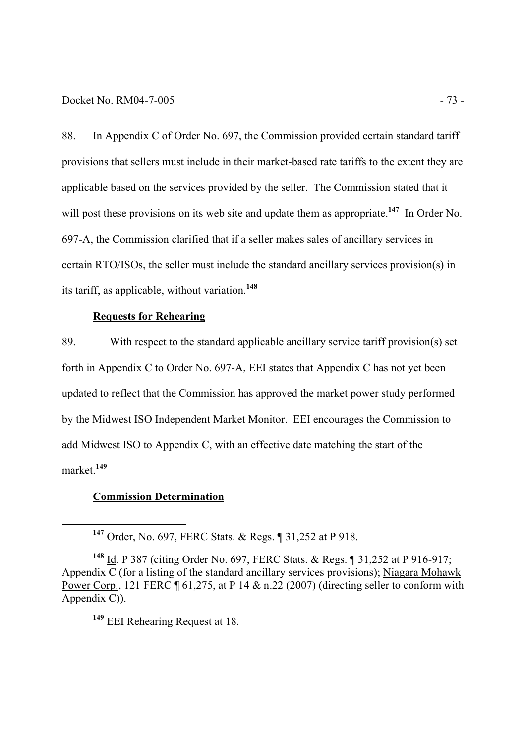88. In Appendix C of Order No. 697, the Commission provided certain standard tariff provisions that sellers must include in their market-based rate tariffs to the extent they are applicable based on the services provided by the seller. The Commission stated that it will post these provisions on its web site and update them as appropriate.[147] In Order No. 697-A, the Commission clarified that if a seller makes sales of ancillary services in certain RTO/ISOs, the seller must include the standard ancillary services provision(s) in its tariff, as applicable, without variation.[148]

**Requests for Rehearing**

89. With respect to the standard applicable ancillary service tariff provision(s) set forth in Appendix C to Order No. 697-A, EEI states that Appendix C has not yet been updated to reflect that the Commission has approved the market power study performed by the Midwest ISO Independent Market Monitor. EEI encourages the Commission to add Midwest ISO to Appendix C, with an effective date matching the start of the market.[149]

**Commission Determination**

---

[147] Order, No. 697, FERC Stats. & Regs. ¶ 31,252 at P 918.

[148] Id. P 387 (citing Order No. 697, FERC Stats. & Regs. ¶ 31,252 at P 916-917; Appendix C (for a listing of the standard ancillary services provisions); Niagara Mohawk Power Corp., 121 FERC ¶ 61,275, at P 14 & n.22 (2007) (directing seller to conform with Appendix C)).

[149] EEI Rehearing Request at 18.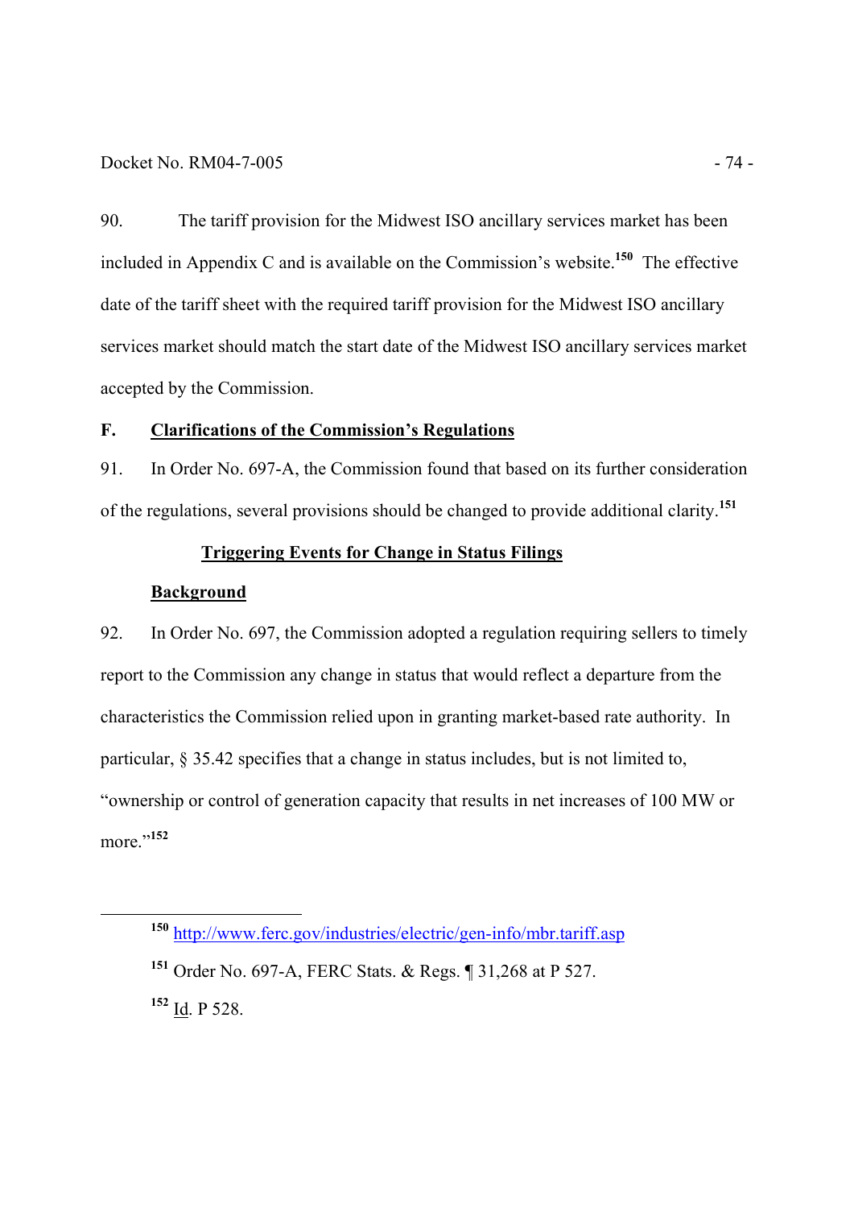90. The tariff provision for the Midwest ISO ancillary services market has been included in Appendix C and is available on the Commission's website.[150] The effective date of the tariff sheet with the required tariff provision for the Midwest ISO ancillary services market should match the start date of the Midwest ISO ancillary services market accepted by the Commission.

## F. Clarifications of the Commission's Regulations

91. In Order No. 697-A, the Commission found that based on its further consideration of the regulations, several provisions should be changed to provide additional clarity.[151]

### Triggering Events for Change in Status Filings

#### Background

92. In Order No. 697, the Commission adopted a regulation requiring sellers to timely report to the Commission any change in status that would reflect a departure from the characteristics the Commission relied upon in granting market-based rate authority. In particular, § 35.42 specifies that a change in status includes, but is not limited to, "ownership or control of generation capacity that results in net increases of 100 MW or more."[152]

---

[150] http://www.ferc.gov/industries/electric/gen-info/mbr.tariff.asp

[151] Order No. 697-A, FERC Stats. & Regs. ¶ 31,268 at P 527.

[152] Id. P 528.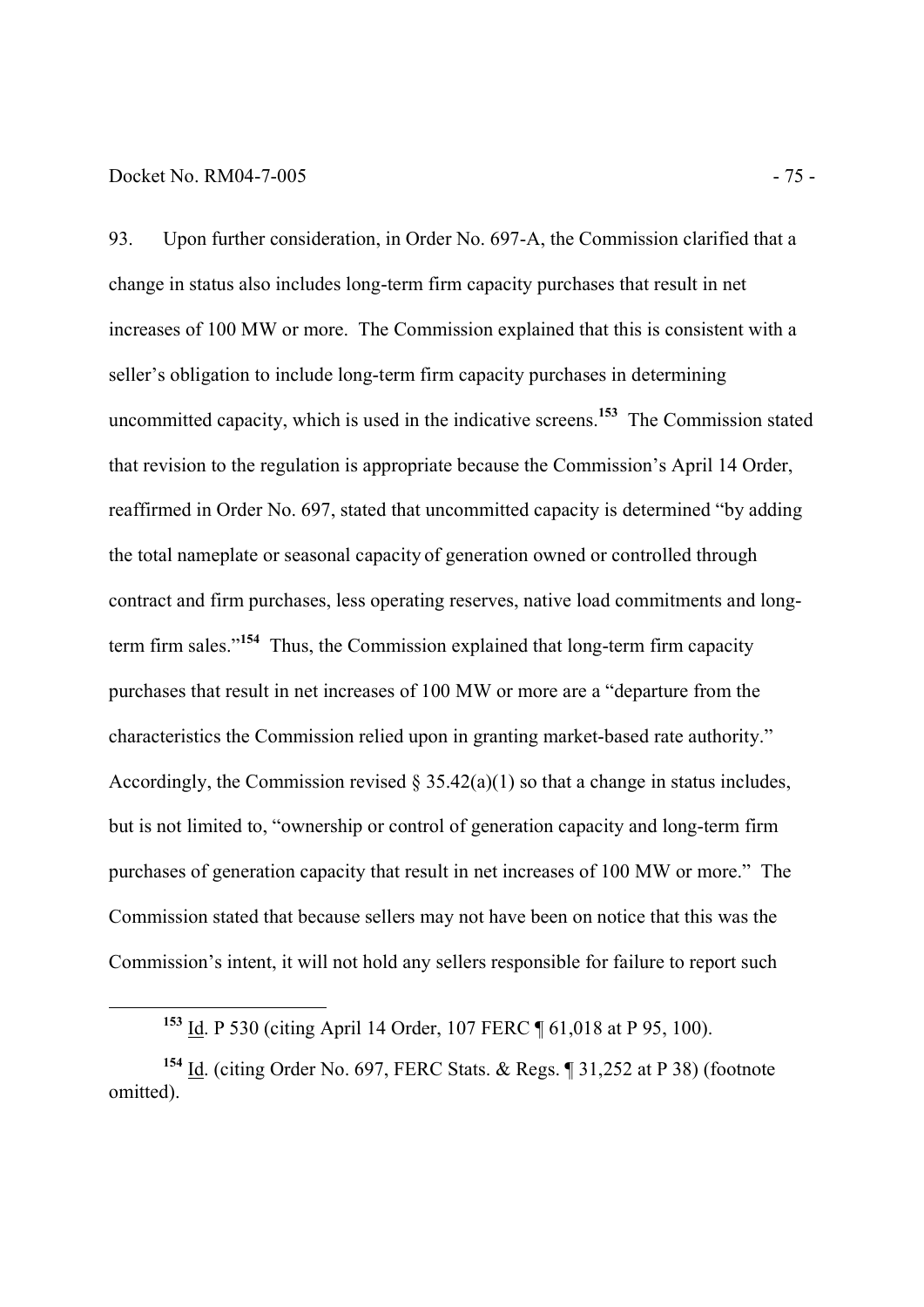93. Upon further consideration, in Order No. 697-A, the Commission clarified that a change in status also includes long-term firm capacity purchases that result in net increases of 100 MW or more. The Commission explained that this is consistent with a seller's obligation to include long-term firm capacity purchases in determining uncommitted capacity, which is used in the indicative screens.[153] The Commission stated that revision to the regulation is appropriate because the Commission's April 14 Order, reaffirmed in Order No. 697, stated that uncommitted capacity is determined "by adding the total nameplate or seasonal capacity of generation owned or controlled through contract and firm purchases, less operating reserves, native load commitments and long-term firm sales."[154] Thus, the Commission explained that long-term firm capacity purchases that result in net increases of 100 MW or more are a "departure from the characteristics the Commission relied upon in granting market-based rate authority." Accordingly, the Commission revised § 35.42(a)(1) so that a change in status includes, but is not limited to, "ownership or control of generation capacity and long-term firm purchases of generation capacity that result in net increases of 100 MW or more." The Commission stated that because sellers may not have been on notice that this was the Commission's intent, it will not hold any sellers responsible for failure to report such

---

[153] Id. P 530 (citing April 14 Order, 107 FERC ¶ 61,018 at P 95, 100).

[154] Id. (citing Order No. 697, FERC Stats. & Regs. ¶ 31,252 at P 38) (footnote omitted).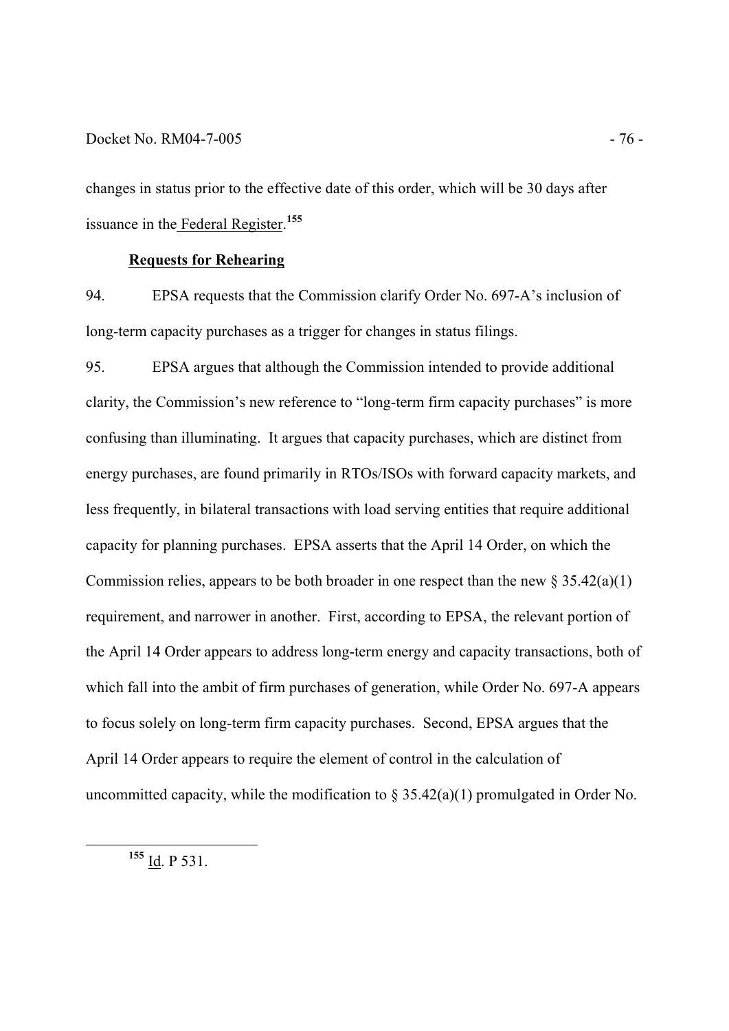changes in status prior to the effective date of this order, which will be 30 days after issuance in the Federal Register.[155]

**Requests for Rehearing**

94. EPSA requests that the Commission clarify Order No. 697-A's inclusion of long-term capacity purchases as a trigger for changes in status filings.

95. EPSA argues that although the Commission intended to provide additional clarity, the Commission's new reference to "long-term firm capacity purchases" is more confusing than illuminating. It argues that capacity purchases, which are distinct from energy purchases, are found primarily in RTOs/ISOs with forward capacity markets, and less frequently, in bilateral transactions with load serving entities that require additional capacity for planning purchases. EPSA asserts that the April 14 Order, on which the Commission relies, appears to be both broader in one respect than the new § 35.42(a)(1) requirement, and narrower in another. First, according to EPSA, the relevant portion of the April 14 Order appears to address long-term energy and capacity transactions, both of which fall into the ambit of firm purchases of generation, while Order No. 697-A appears to focus solely on long-term firm capacity purchases. Second, EPSA argues that the April 14 Order appears to require the element of control in the calculation of uncommitted capacity, while the modification to § 35.42(a)(1) promulgated in Order No.

[155] Id. P 531.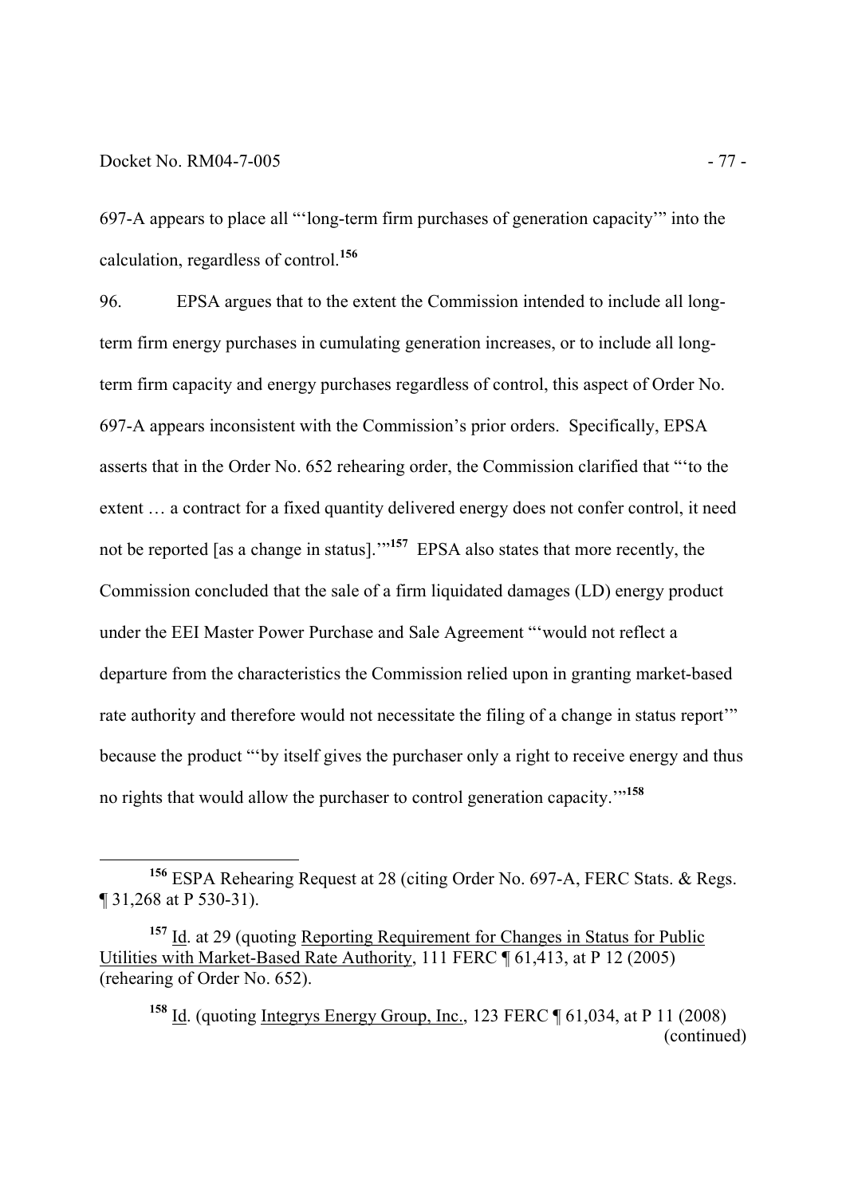697-A appears to place all "'long-term firm purchases of generation capacity'" into the calculation, regardless of control.[156]

96. EPSA argues that to the extent the Commission intended to include all long-term firm energy purchases in cumulating generation increases, or to include all long-term firm capacity and energy purchases regardless of control, this aspect of Order No. 697-A appears inconsistent with the Commission's prior orders. Specifically, EPSA asserts that in the Order No. 652 rehearing order, the Commission clarified that "'to the extent … a contract for a fixed quantity delivered energy does not confer control, it need not be reported [as a change in status].'"[157] EPSA also states that more recently, the Commission concluded that the sale of a firm liquidated damages (LD) energy product under the EEI Master Power Purchase and Sale Agreement "'would not reflect a departure from the characteristics the Commission relied upon in granting market-based rate authority and therefore would not necessitate the filing of a change in status report'" because the product "'by itself gives the purchaser only a right to receive energy and thus no rights that would allow the purchaser to control generation capacity.'"[158]

---

[156] ESPA Rehearing Request at 28 (citing Order No. 697-A, FERC Stats. & Regs. ¶ 31,268 at P 530-31).

[157] Id. at 29 (quoting Reporting Requirement for Changes in Status for Public Utilities with Market-Based Rate Authority, 111 FERC ¶ 61,413, at P 12 (2005) (rehearing of Order No. 652).

[158] Id. (quoting Integrys Energy Group, Inc., 123 FERC ¶ 61,034, at P 11 (2008) (continued)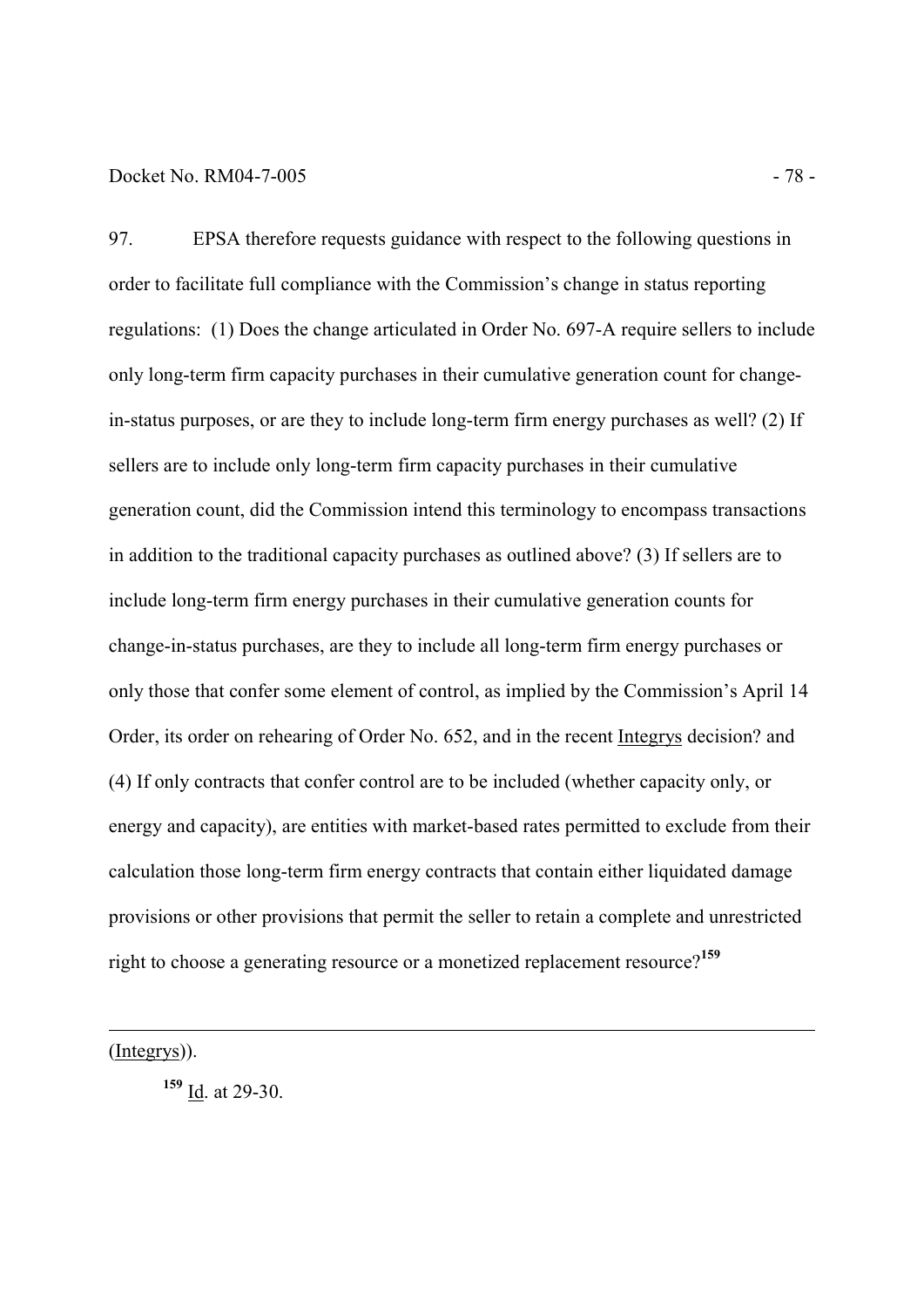97. EPSA therefore requests guidance with respect to the following questions in order to facilitate full compliance with the Commission's change in status reporting regulations: (1) Does the change articulated in Order No. 697-A require sellers to include only long-term firm capacity purchases in their cumulative generation count for change-in-status purposes, or are they to include long-term firm energy purchases as well? (2) If sellers are to include only long-term firm capacity purchases in their cumulative generation count, did the Commission intend this terminology to encompass transactions in addition to the traditional capacity purchases as outlined above? (3) If sellers are to include long-term firm energy purchases in their cumulative generation counts for change-in-status purchases, are they to include all long-term firm energy purchases or only those that confer some element of control, as implied by the Commission's April 14 Order, its order on rehearing of Order No. 652, and in the recent Integrys decision? and (4) If only contracts that confer control are to be included (whether capacity only, or energy and capacity), are entities with market-based rates permitted to exclude from their calculation those long-term firm energy contracts that contain either liquidated damage provisions or other provisions that permit the seller to retain a complete and unrestricted right to choose a generating resource or a monetized replacement resource?[159]

---

(Integrys)).

[159] Id. at 29-30.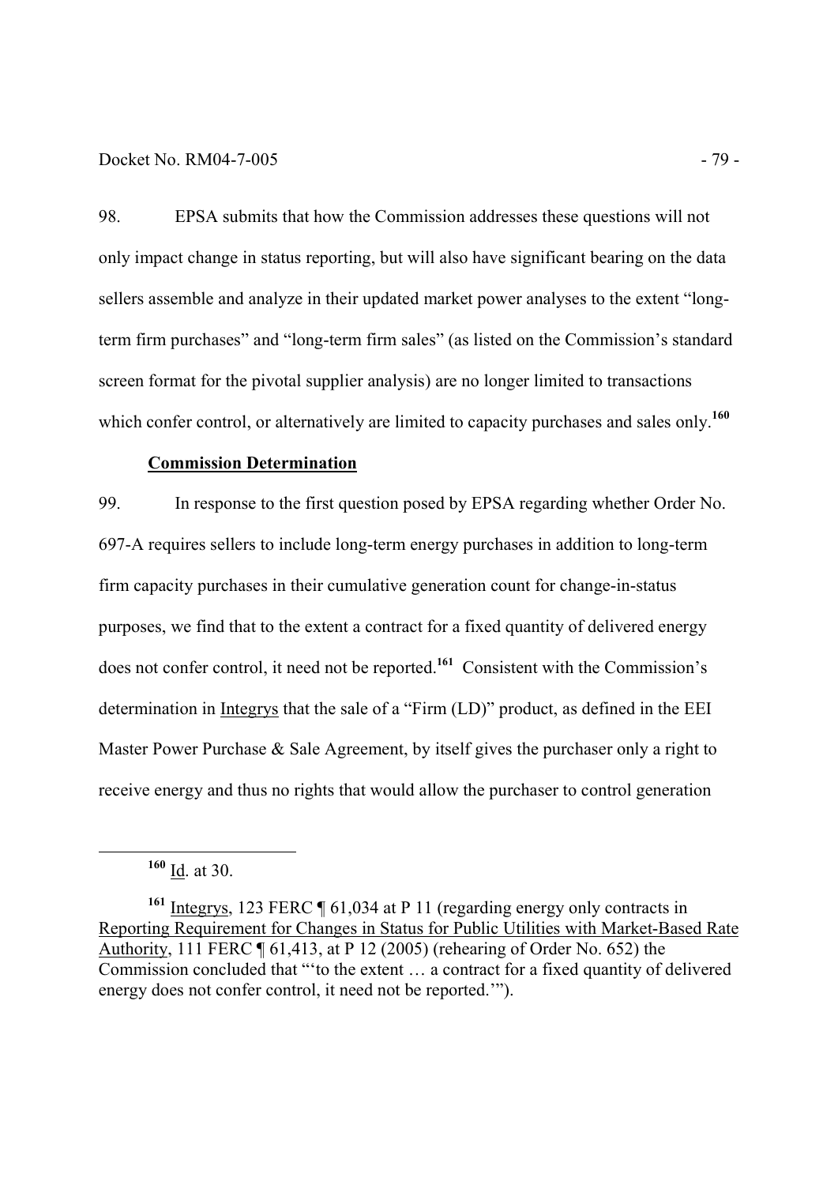98. EPSA submits that how the Commission addresses these questions will not only impact change in status reporting, but will also have significant bearing on the data sellers assemble and analyze in their updated market power analyses to the extent "long-term firm purchases" and "long-term firm sales" (as listed on the Commission's standard screen format for the pivotal supplier analysis) are no longer limited to transactions which confer control, or alternatively are limited to capacity purchases and sales only.[160]

**Commission Determination**

99. In response to the first question posed by EPSA regarding whether Order No. 697-A requires sellers to include long-term energy purchases in addition to long-term firm capacity purchases in their cumulative generation count for change-in-status purposes, we find that to the extent a contract for a fixed quantity of delivered energy does not confer control, it need not be reported.[161] Consistent with the Commission's determination in Integrys that the sale of a "Firm (LD)" product, as defined in the EEI Master Power Purchase & Sale Agreement, by itself gives the purchaser only a right to receive energy and thus no rights that would allow the purchaser to control generation

---

[160] Id. at 30.

[161] Integrys, 123 FERC ¶ 61,034 at P 11 (regarding energy only contracts in Reporting Requirement for Changes in Status for Public Utilities with Market-Based Rate Authority, 111 FERC ¶ 61,413, at P 12 (2005) (rehearing of Order No. 652) the Commission concluded that "'to the extent … a contract for a fixed quantity of delivered energy does not confer control, it need not be reported.'").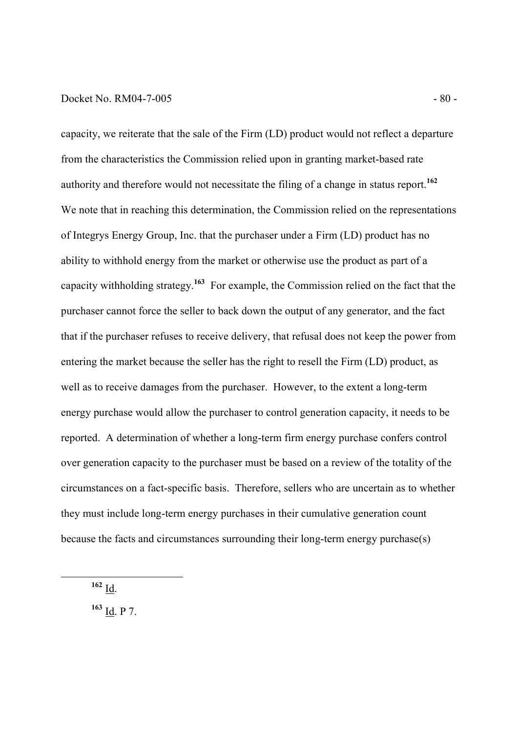capacity, we reiterate that the sale of the Firm (LD) product would not reflect a departure from the characteristics the Commission relied upon in granting market-based rate authority and therefore would not necessitate the filing of a change in status report.[162] We note that in reaching this determination, the Commission relied on the representations of Integrys Energy Group, Inc. that the purchaser under a Firm (LD) product has no ability to withhold energy from the market or otherwise use the product as part of a capacity withholding strategy.[163] For example, the Commission relied on the fact that the purchaser cannot force the seller to back down the output of any generator, and the fact that if the purchaser refuses to receive delivery, that refusal does not keep the power from entering the market because the seller has the right to resell the Firm (LD) product, as well as to receive damages from the purchaser. However, to the extent a long-term energy purchase would allow the purchaser to control generation capacity, it needs to be reported. A determination of whether a long-term firm energy purchase confers control over generation capacity to the purchaser must be based on a review of the totality of the circumstances on a fact-specific basis. Therefore, sellers who are uncertain as to whether they must include long-term energy purchases in their cumulative generation count because the facts and circumstances surrounding their long-term energy purchase(s)

---

[162] Id.

[163] Id. P 7.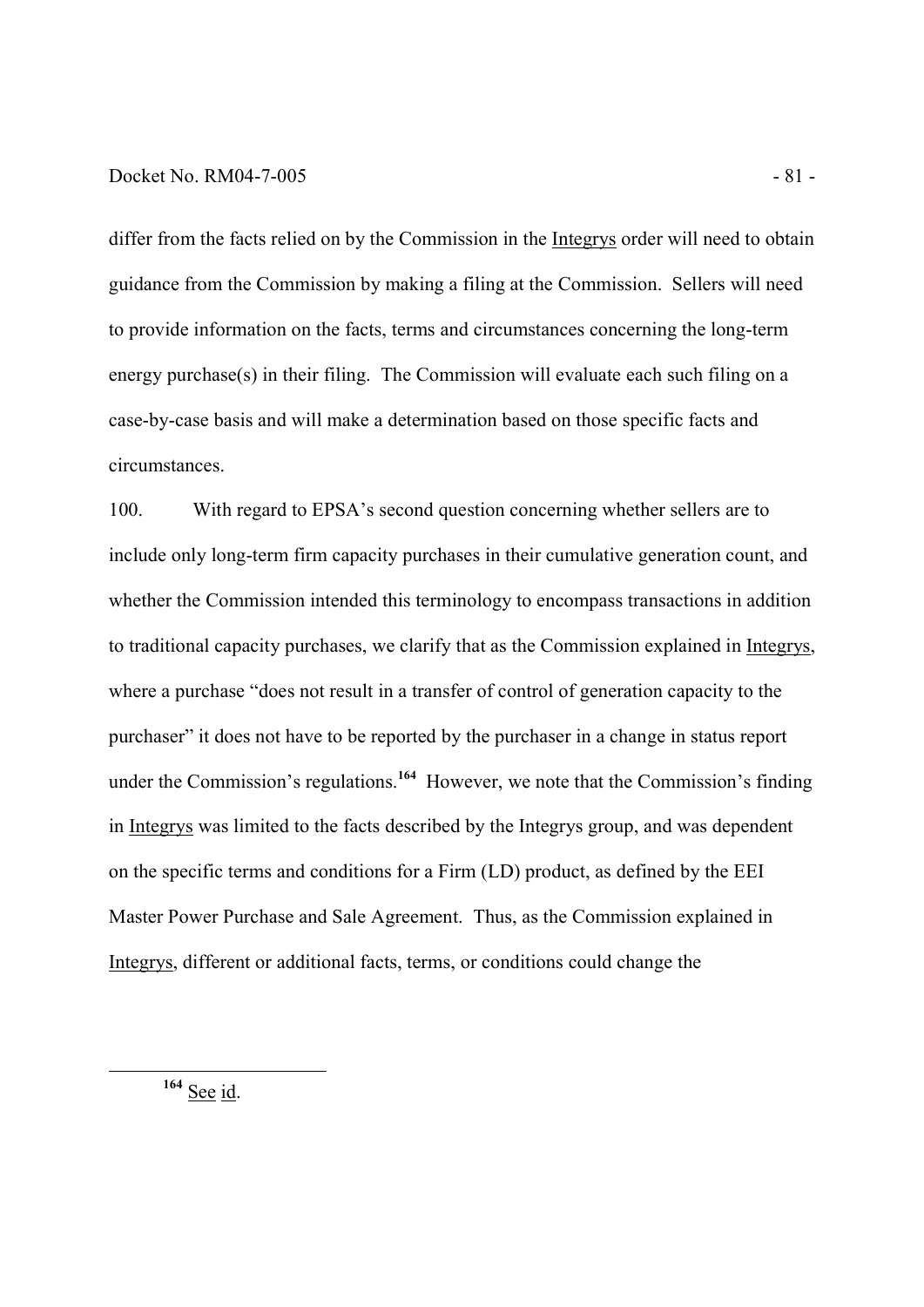differ from the facts relied on by the Commission in the Integrys order will need to obtain guidance from the Commission by making a filing at the Commission. Sellers will need to provide information on the facts, terms and circumstances concerning the long-term energy purchase(s) in their filing. The Commission will evaluate each such filing on a case-by-case basis and will make a determination based on those specific facts and circumstances.

100. With regard to EPSA's second question concerning whether sellers are to include only long-term firm capacity purchases in their cumulative generation count, and whether the Commission intended this terminology to encompass transactions in addition to traditional capacity purchases, we clarify that as the Commission explained in Integrys, where a purchase "does not result in a transfer of control of generation capacity to the purchaser" it does not have to be reported by the purchaser in a change in status report under the Commission's regulations.[164] However, we note that the Commission's finding in Integrys was limited to the facts described by the Integrys group, and was dependent on the specific terms and conditions for a Firm (LD) product, as defined by the EEI Master Power Purchase and Sale Agreement. Thus, as the Commission explained in Integrys, different or additional facts, terms, or conditions could change the

---

[164] See id.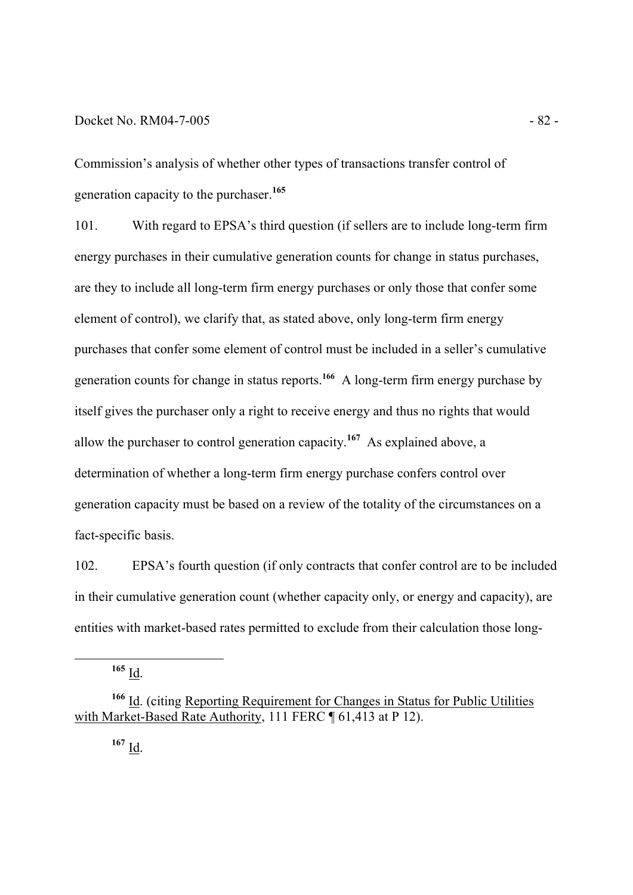Commission's analysis of whether other types of transactions transfer control of generation capacity to the purchaser.[165]

101. With regard to EPSA's third question (if sellers are to include long-term firm energy purchases in their cumulative generation counts for change in status purchases, are they to include all long-term firm energy purchases or only those that confer some element of control), we clarify that, as stated above, only long-term firm energy purchases that confer some element of control must be included in a seller's cumulative generation counts for change in status reports.[166] A long-term firm energy purchase by itself gives the purchaser only a right to receive energy and thus no rights that would allow the purchaser to control generation capacity.[167] As explained above, a determination of whether a long-term firm energy purchase confers control over generation capacity must be based on a review of the totality of the circumstances on a fact-specific basis.

102. EPSA's fourth question (if only contracts that confer control are to be included in their cumulative generation count (whether capacity only, or energy and capacity), are entities with market-based rates permitted to exclude from their calculation those long-

---

[165] Id.

[166] Id. (citing Reporting Requirement for Changes in Status for Public Utilities with Market-Based Rate Authority, 111 FERC ¶ 61,413 at P 12).

[167] Id.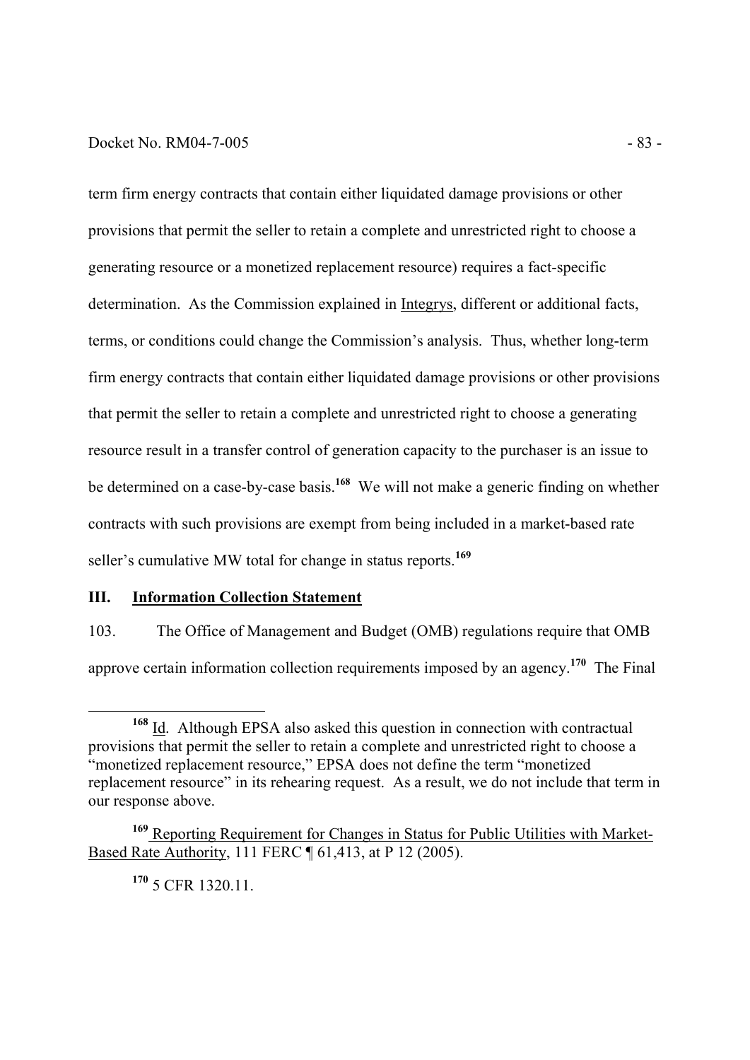term firm energy contracts that contain either liquidated damage provisions or other provisions that permit the seller to retain a complete and unrestricted right to choose a generating resource or a monetized replacement resource) requires a fact-specific determination. As the Commission explained in Integrys, different or additional facts, terms, or conditions could change the Commission's analysis. Thus, whether long-term firm energy contracts that contain either liquidated damage provisions or other provisions that permit the seller to retain a complete and unrestricted right to choose a generating resource result in a transfer control of generation capacity to the purchaser is an issue to be determined on a case-by-case basis.[168] We will not make a generic finding on whether contracts with such provisions are exempt from being included in a market-based rate seller's cumulative MW total for change in status reports.[169]

## III. Information Collection Statement

103. The Office of Management and Budget (OMB) regulations require that OMB approve certain information collection requirements imposed by an agency.[170] The Final

---

[168] Id. Although EPSA also asked this question in connection with contractual provisions that permit the seller to retain a complete and unrestricted right to choose a "monetized replacement resource," EPSA does not define the term "monetized replacement resource" in its rehearing request. As a result, we do not include that term in our response above.

[169] Reporting Requirement for Changes in Status for Public Utilities with Market-Based Rate Authority, 111 FERC ¶ 61,413, at P 12 (2005).

[170] 5 CFR 1320.11.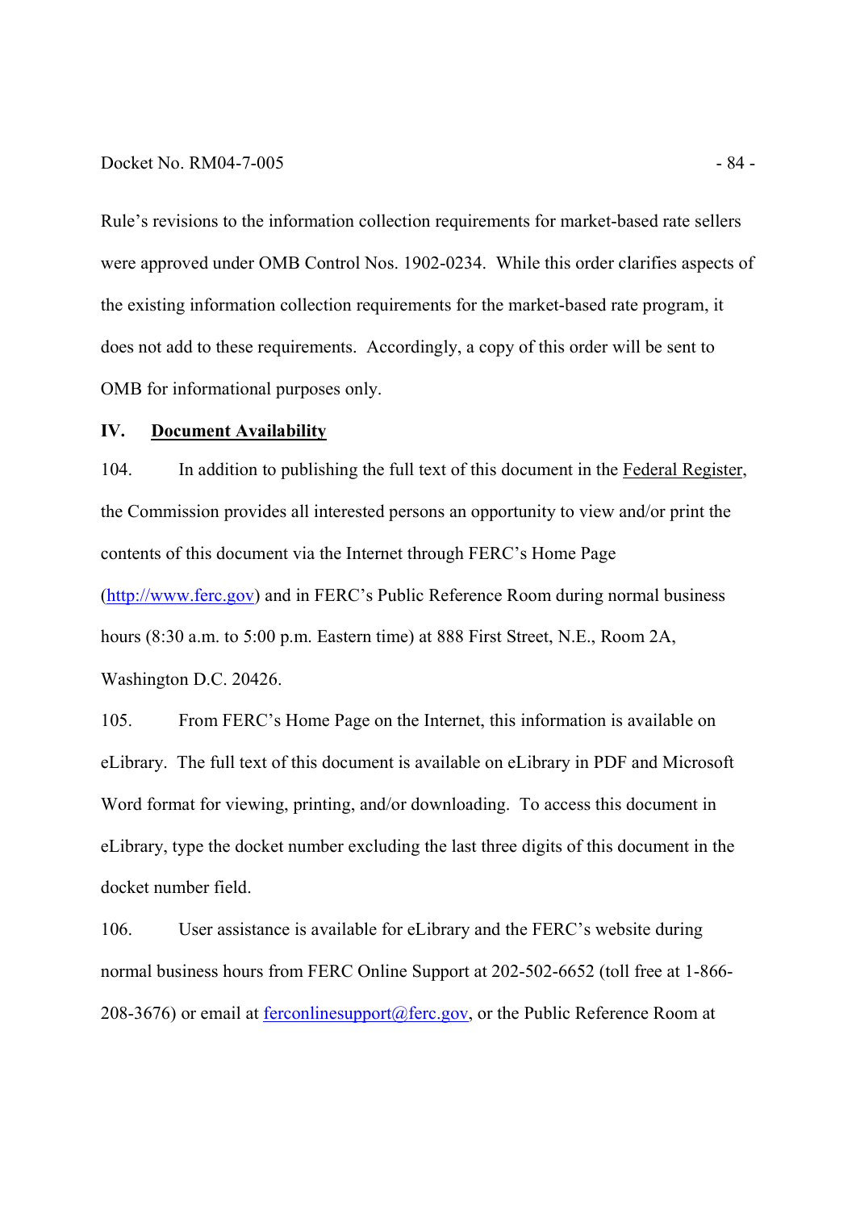Rule's revisions to the information collection requirements for market-based rate sellers were approved under OMB Control Nos. 1902-0234. While this order clarifies aspects of the existing information collection requirements for the market-based rate program, it does not add to these requirements. Accordingly, a copy of this order will be sent to OMB for informational purposes only.

## IV. Document Availability

104. In addition to publishing the full text of this document in the Federal Register, the Commission provides all interested persons an opportunity to view and/or print the contents of this document via the Internet through FERC's Home Page (http://www.ferc.gov) and in FERC's Public Reference Room during normal business hours (8:30 a.m. to 5:00 p.m. Eastern time) at 888 First Street, N.E., Room 2A, Washington D.C. 20426.

105. From FERC's Home Page on the Internet, this information is available on eLibrary. The full text of this document is available on eLibrary in PDF and Microsoft Word format for viewing, printing, and/or downloading. To access this document in eLibrary, type the docket number excluding the last three digits of this document in the docket number field.

106. User assistance is available for eLibrary and the FERC's website during normal business hours from FERC Online Support at 202-502-6652 (toll free at 1-866-208-3676) or email at ferconlinesupport@ferc.gov, or the Public Reference Room at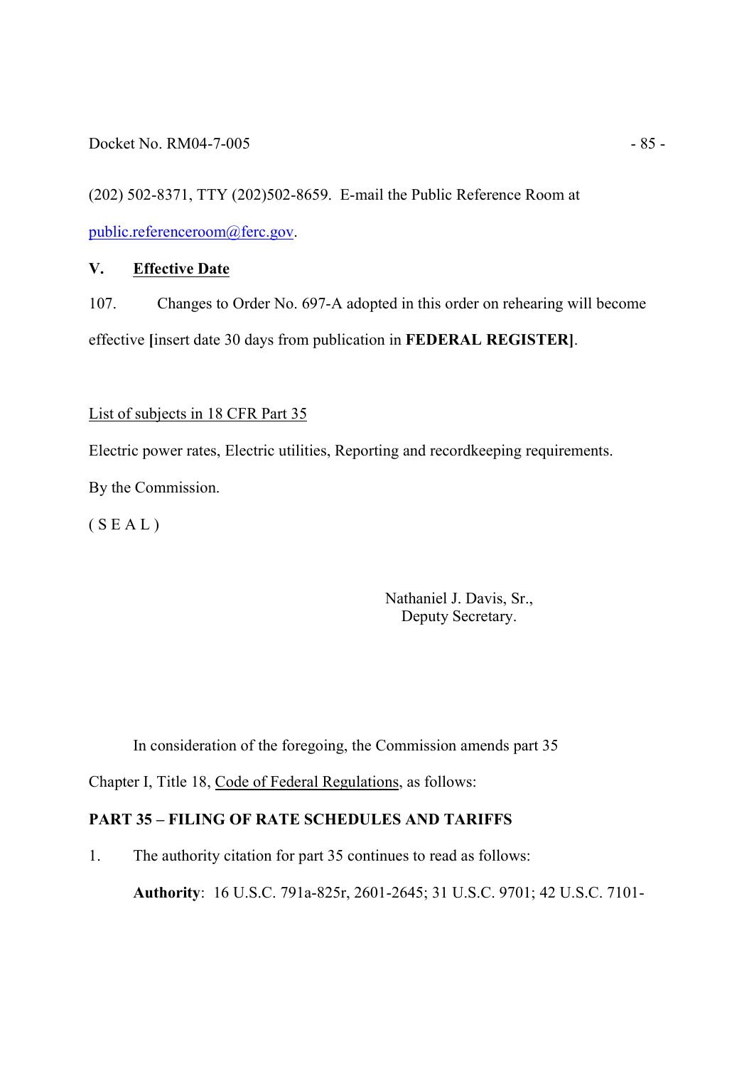(202) 502-8371, TTY (202)502-8659. E-mail the Public Reference Room at public.referenceroom@ferc.gov.

## V. Effective Date

107. Changes to Order No. 697-A adopted in this order on rehearing will become effective **[**insert date 30 days from publication in **FEDERAL REGISTER]**.

List of subjects in 18 CFR Part 35

Electric power rates, Electric utilities, Reporting and recordkeeping requirements.

By the Commission.

( S E A L )

Nathaniel J. Davis, Sr.,
Deputy Secretary.

In consideration of the foregoing, the Commission amends part 35 Chapter I, Title 18, Code of Federal Regulations, as follows:

**PART 35 – FILING OF RATE SCHEDULES AND TARIFFS**

1. The authority citation for part 35 continues to read as follows:

**Authority**: 16 U.S.C. 791a-825r, 2601-2645; 31 U.S.C. 9701; 42 U.S.C. 7101-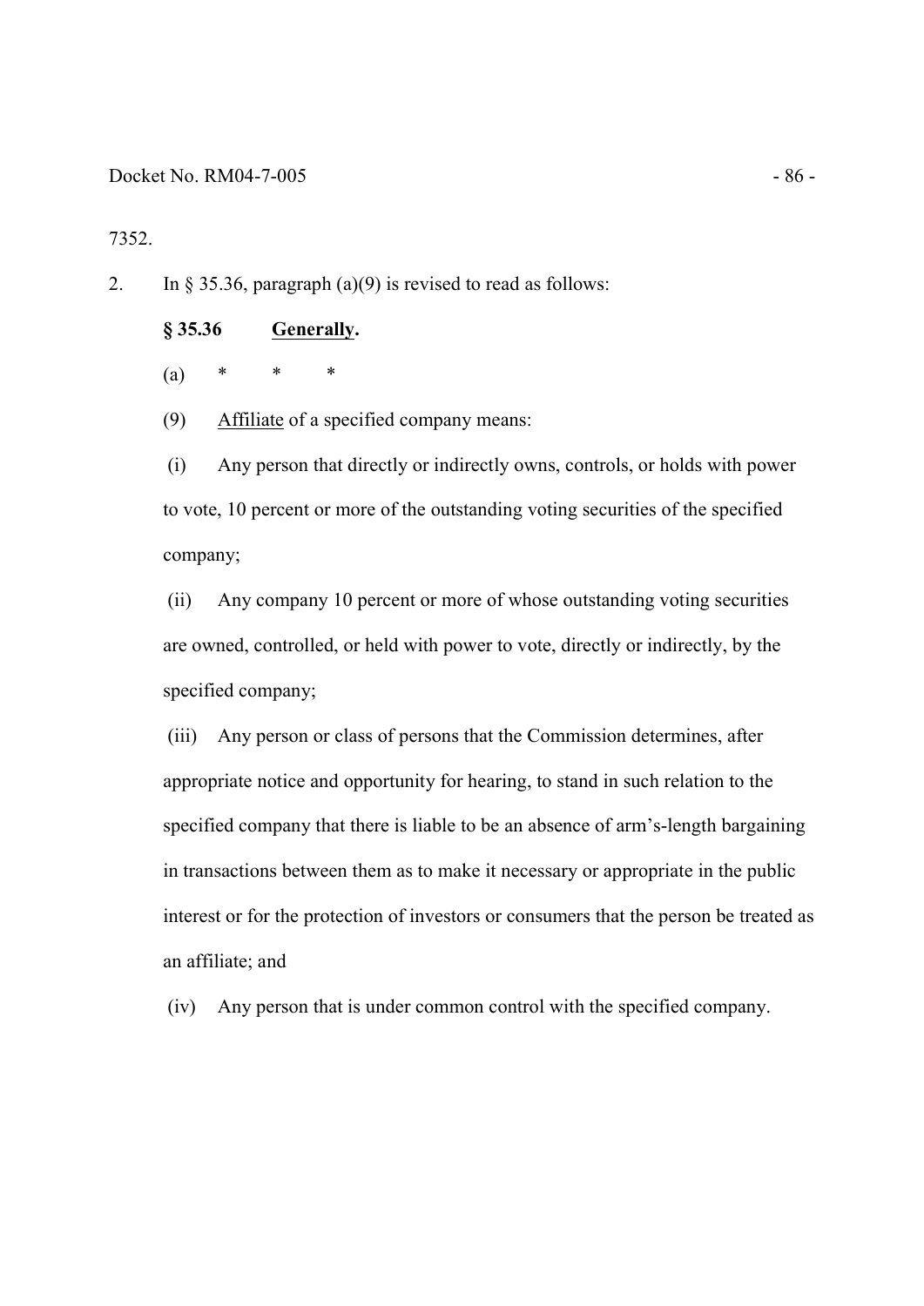7352.

2. In § 35.36, paragraph (a)(9) is revised to read as follows:

**§ 35.36 Generally.**

(a) * * *

(9) Affiliate of a specified company means:

(i) Any person that directly or indirectly owns, controls, or holds with power to vote, 10 percent or more of the outstanding voting securities of the specified company;

(ii) Any company 10 percent or more of whose outstanding voting securities are owned, controlled, or held with power to vote, directly or indirectly, by the specified company;

(iii) Any person or class of persons that the Commission determines, after appropriate notice and opportunity for hearing, to stand in such relation to the specified company that there is liable to be an absence of arm's-length bargaining in transactions between them as to make it necessary or appropriate in the public interest or for the protection of investors or consumers that the person be treated as an affiliate; and

(iv) Any person that is under common control with the specified company.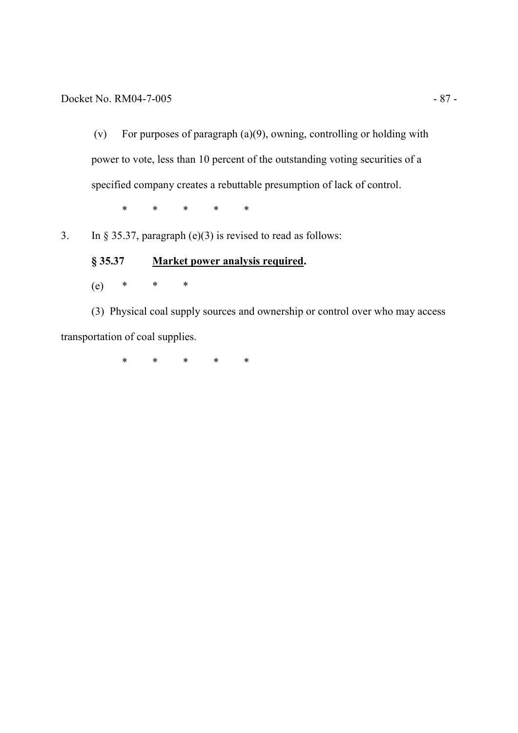(v) For purposes of paragraph (a)(9), owning, controlling or holding with power to vote, less than 10 percent of the outstanding voting securities of a specified company creates a rebuttable presumption of lack of control.

\* \* \* \* \*

3. In § 35.37, paragraph (e)(3) is revised to read as follows:

**§ 35.37 Market power analysis required.**

(e) \* \* \*

(3) Physical coal supply sources and ownership or control over who may access transportation of coal supplies.

\* \* \* \* \*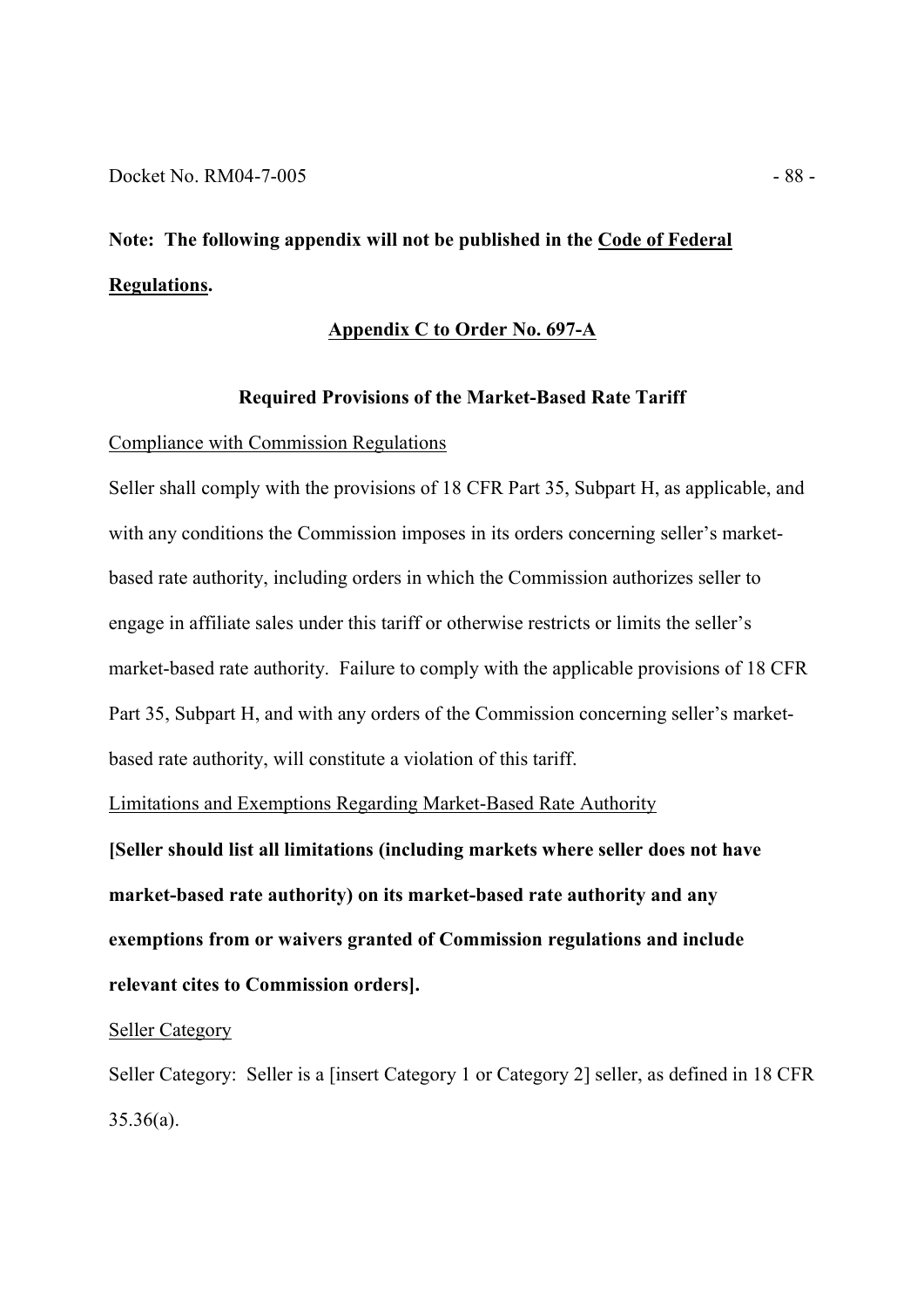**Note: The following appendix will not be published in the Code of Federal Regulations.**

## Appendix C to Order No. 697-A

### Required Provisions of the Market-Based Rate Tariff

Compliance with Commission Regulations

Seller shall comply with the provisions of 18 CFR Part 35, Subpart H, as applicable, and with any conditions the Commission imposes in its orders concerning seller's market-based rate authority, including orders in which the Commission authorizes seller to engage in affiliate sales under this tariff or otherwise restricts or limits the seller's market-based rate authority. Failure to comply with the applicable provisions of 18 CFR Part 35, Subpart H, and with any orders of the Commission concerning seller's market-based rate authority, will constitute a violation of this tariff.

Limitations and Exemptions Regarding Market-Based Rate Authority

**[Seller should list all limitations (including markets where seller does not have market-based rate authority) on its market-based rate authority and any exemptions from or waivers granted of Commission regulations and include relevant cites to Commission orders].**

Seller Category

Seller Category: Seller is a [insert Category 1 or Category 2] seller, as defined in 18 CFR 35.36(a).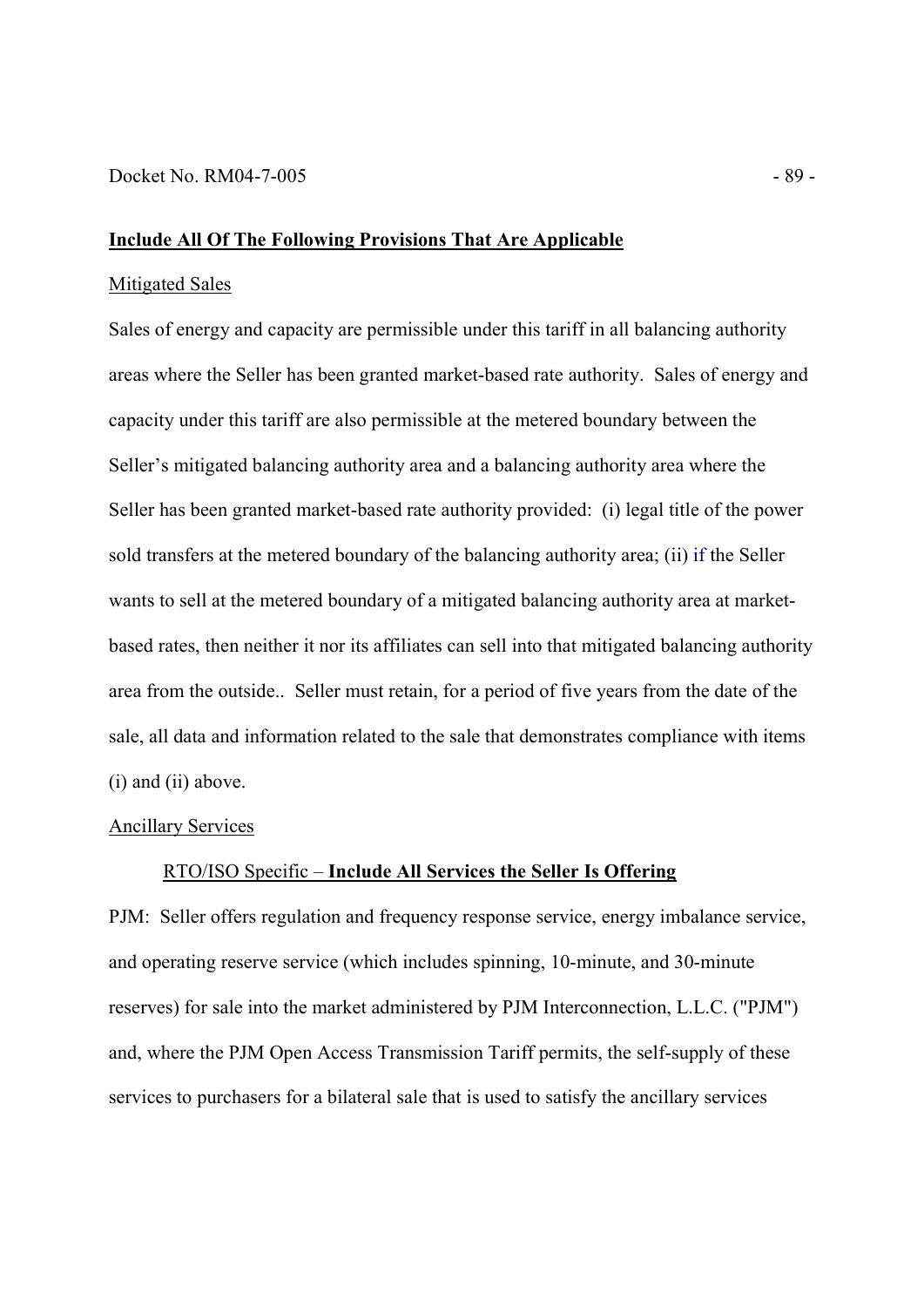**<u>Include All Of The Following Provisions That Are Applicable</u>**

<u>Mitigated Sales</u>

Sales of energy and capacity are permissible under this tariff in all balancing authority areas where the Seller has been granted market-based rate authority. Sales of energy and capacity under this tariff are also permissible at the metered boundary between the Seller's mitigated balancing authority area and a balancing authority area where the Seller has been granted market-based rate authority provided: (i) legal title of the power sold transfers at the metered boundary of the balancing authority area; (ii) if the Seller wants to sell at the metered boundary of a mitigated balancing authority area at market-based rates, then neither it nor its affiliates can sell into that mitigated balancing authority area from the outside.. Seller must retain, for a period of five years from the date of the sale, all data and information related to the sale that demonstrates compliance with items (i) and (ii) above.

<u>Ancillary Services</u>

<u>RTO/ISO Specific – **Include All Services the Seller Is Offering**</u>

PJM: Seller offers regulation and frequency response service, energy imbalance service, and operating reserve service (which includes spinning, 10-minute, and 30-minute reserves) for sale into the market administered by PJM Interconnection, L.L.C. ("PJM") and, where the PJM Open Access Transmission Tariff permits, the self-supply of these services to purchasers for a bilateral sale that is used to satisfy the ancillary services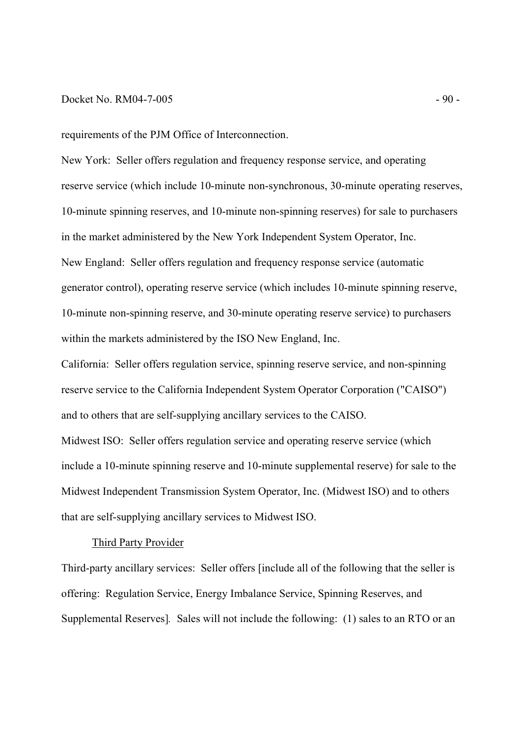requirements of the PJM Office of Interconnection.

New York: Seller offers regulation and frequency response service, and operating reserve service (which include 10-minute non-synchronous, 30-minute operating reserves, 10-minute spinning reserves, and 10-minute non-spinning reserves) for sale to purchasers in the market administered by the New York Independent System Operator, Inc.

New England: Seller offers regulation and frequency response service (automatic generator control), operating reserve service (which includes 10-minute spinning reserve, 10-minute non-spinning reserve, and 30-minute operating reserve service) to purchasers within the markets administered by the ISO New England, Inc.

California: Seller offers regulation service, spinning reserve service, and non-spinning reserve service to the California Independent System Operator Corporation ("CAISO") and to others that are self-supplying ancillary services to the CAISO.

Midwest ISO: Seller offers regulation service and operating reserve service (which include a 10-minute spinning reserve and 10-minute supplemental reserve) for sale to the Midwest Independent Transmission System Operator, Inc. (Midwest ISO) and to others that are self-supplying ancillary services to Midwest ISO.

Third Party Provider

Third-party ancillary services: Seller offers [include all of the following that the seller is offering: Regulation Service, Energy Imbalance Service, Spinning Reserves, and Supplemental Reserves]. Sales will not include the following: (1) sales to an RTO or an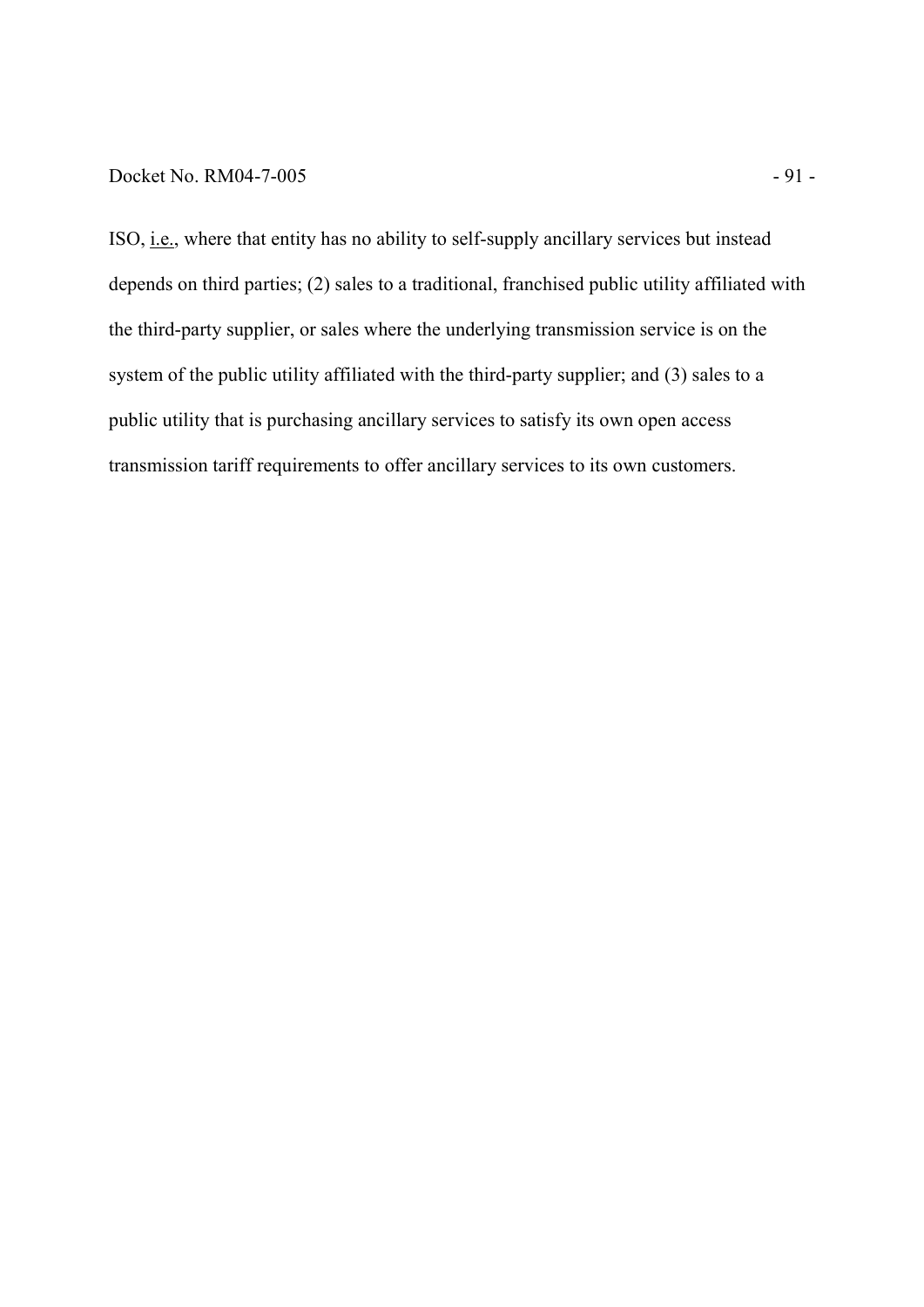ISO, i.e., where that entity has no ability to self-supply ancillary services but instead depends on third parties; (2) sales to a traditional, franchised public utility affiliated with the third-party supplier, or sales where the underlying transmission service is on the system of the public utility affiliated with the third-party supplier; and (3) sales to a public utility that is purchasing ancillary services to satisfy its own open access transmission tariff requirements to offer ancillary services to its own customers.